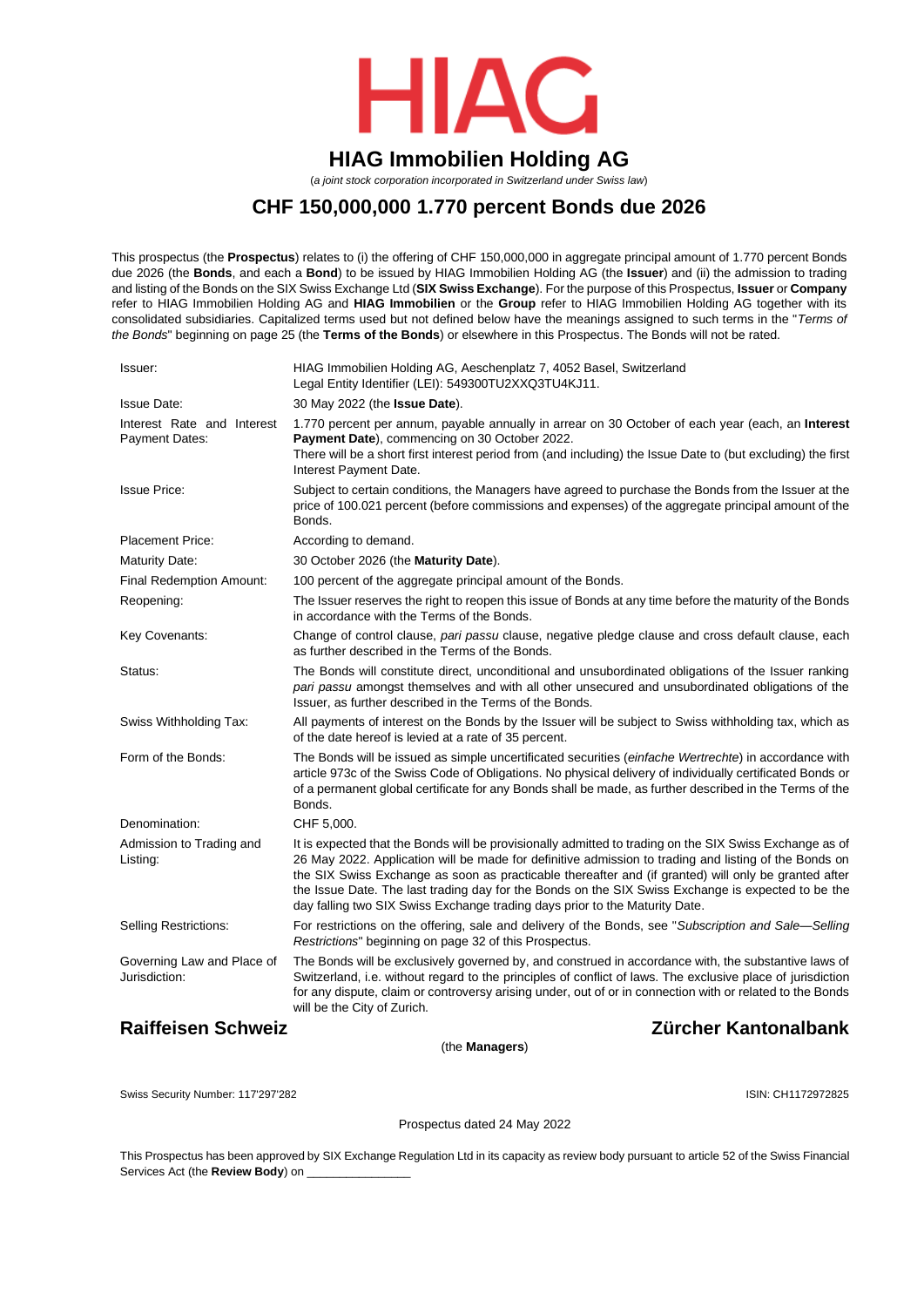# HIAG

## HIAG Immobilien Holding AG

(*a joint stock corporation incorporated in Switzerland under Swiss law*)

## CHF 150,000,000 1.770 percent Bonds due 2026

This prospectus (the **Prospectus**) relates to (i) the offering of CHF 150,000,000 in aggregate principal amount of 1.770 percent Bonds due 2026 (the **Bonds**, and each a **Bond**) to be issued by HIAG Immobilien Holding AG (the **Issuer**) and (ii) the admission to trading and listing of the Bonds on the SIX Swiss Exchange Ltd (**SIX Swiss Exchange**). For the purpose of this Prospectus, **Issuer** or **Company** refer to HIAG Immobilien Holding AG and **HIAG Immobilien** or the **Group** refer to HIAG Immobilien Holding AG together with its consolidated subsidiaries. Capitalized terms used but not defined below have the meanings assigned to such terms in the "*Terms of the Bonds*" beginning on page 25 (the **Terms of the Bonds**) or elsewhere in this Prospectus. The Bonds will not be rated.

| | |
|---|---|
| Issuer: | HIAG Immobilien Holding AG, Aeschenplatz 7, 4052 Basel, Switzerland<br>Legal Entity Identifier (LEI): 549300TU2XXQ3TU4KJ11. |
| Issue Date: | 30 May 2022 (the **Issue Date**). |
| Interest Rate and Interest Payment Dates: | 1.770 percent per annum, payable annually in arrear on 30 October of each year (each, an **Interest Payment Date**), commencing on 30 October 2022.<br>There will be a short first interest period from (and including) the Issue Date to (but excluding) the first Interest Payment Date. |
| Issue Price: | Subject to certain conditions, the Managers have agreed to purchase the Bonds from the Issuer at the price of 100.021 percent (before commissions and expenses) of the aggregate principal amount of the Bonds. |
| Placement Price: | According to demand. |
| Maturity Date: | 30 October 2026 (the **Maturity Date**). |
| Final Redemption Amount: | 100 percent of the aggregate principal amount of the Bonds. |
| Reopening: | The Issuer reserves the right to reopen this issue of Bonds at any time before the maturity of the Bonds in accordance with the Terms of the Bonds. |
| Key Covenants: | Change of control clause, *pari passu* clause, negative pledge clause and cross default clause, each as further described in the Terms of the Bonds. |
| Status: | The Bonds will constitute direct, unconditional and unsubordinated obligations of the Issuer ranking *pari passu* amongst themselves and with all other unsecured and unsubordinated obligations of the Issuer, as further described in the Terms of the Bonds. |
| Swiss Withholding Tax: | All payments of interest on the Bonds by the Issuer will be subject to Swiss withholding tax, which as of the date hereof is levied at a rate of 35 percent. |
| Form of the Bonds: | The Bonds will be issued as simple uncertificated securities (*einfache Wertrechte*) in accordance with article 973c of the Swiss Code of Obligations. No physical delivery of individually certificated Bonds or of a permanent global certificate for any Bonds shall be made, as further described in the Terms of the Bonds. |
| Denomination: | CHF 5,000. |
| Admission to Trading and Listing: | It is expected that the Bonds will be provisionally admitted to trading on the SIX Swiss Exchange as of 26 May 2022. Application will be made for definitive admission to trading and listing of the Bonds on the SIX Swiss Exchange as soon as practicable thereafter and (if granted) will only be granted after the Issue Date. The last trading day for the Bonds on the SIX Swiss Exchange is expected to be the day falling two SIX Swiss Exchange trading days prior to the Maturity Date. |
| Selling Restrictions: | For restrictions on the offering, sale and delivery of the Bonds, see "*Subscription and Sale—Selling Restrictions*" beginning on page 32 of this Prospectus. |
| Governing Law and Place of Jurisdiction: | The Bonds will be exclusively governed by, and construed in accordance with, the substantive laws of Switzerland, i.e. without regard to the principles of conflict of laws. The exclusive place of jurisdiction for any dispute, claim or controversy arising under, out of or in connection with or related to the Bonds will be the City of Zurich. |

**Raiffeisen Schweiz** **Zürcher Kantonalbank**

(the **Managers**)

Swiss Security Number: 117'297'282

ISIN: CH1172972825

Prospectus dated 24 May 2022

This Prospectus has been approved by SIX Exchange Regulation Ltd in its capacity as review body pursuant to article 52 of the Swiss Financial Services Act (the **Review Body**) on _______________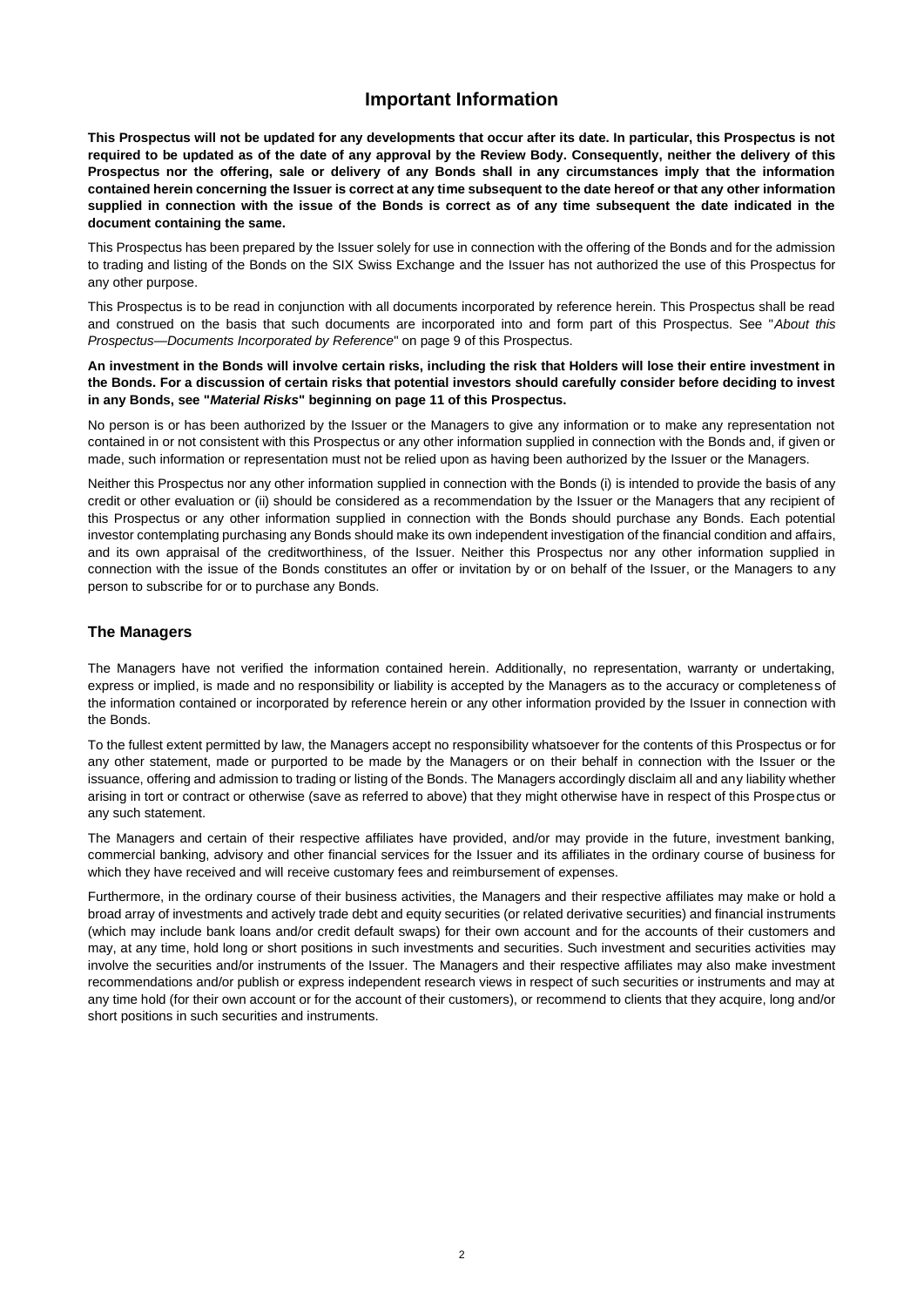# Important Information

**This Prospectus will not be updated for any developments that occur after its date. In particular, this Prospectus is not required to be updated as of the date of any approval by the Review Body. Consequently, neither the delivery of this Prospectus nor the offering, sale or delivery of any Bonds shall in any circumstances imply that the information contained herein concerning the Issuer is correct at any time subsequent to the date hereof or that any other information supplied in connection with the issue of the Bonds is correct as of any time subsequent the date indicated in the document containing the same.**

This Prospectus has been prepared by the Issuer solely for use in connection with the offering of the Bonds and for the admission to trading and listing of the Bonds on the SIX Swiss Exchange and the Issuer has not authorized the use of this Prospectus for any other purpose.

This Prospectus is to be read in conjunction with all documents incorporated by reference herein. This Prospectus shall be read and construed on the basis that such documents are incorporated into and form part of this Prospectus. See "*About this Prospectus—Documents Incorporated by Reference*" on page 9 of this Prospectus.

**An investment in the Bonds will involve certain risks, including the risk that Holders will lose their entire investment in the Bonds. For a discussion of certain risks that potential investors should carefully consider before deciding to invest in any Bonds, see "*Material Risks*" beginning on page 11 of this Prospectus.**

No person is or has been authorized by the Issuer or the Managers to give any information or to make any representation not contained in or not consistent with this Prospectus or any other information supplied in connection with the Bonds and, if given or made, such information or representation must not be relied upon as having been authorized by the Issuer or the Managers.

Neither this Prospectus nor any other information supplied in connection with the Bonds (i) is intended to provide the basis of any credit or other evaluation or (ii) should be considered as a recommendation by the Issuer or the Managers that any recipient of this Prospectus or any other information supplied in connection with the Bonds should purchase any Bonds. Each potential investor contemplating purchasing any Bonds should make its own independent investigation of the financial condition and affairs, and its own appraisal of the creditworthiness, of the Issuer. Neither this Prospectus nor any other information supplied in connection with the issue of the Bonds constitutes an offer or invitation by or on behalf of the Issuer, or the Managers to any person to subscribe for or to purchase any Bonds.

## The Managers

The Managers have not verified the information contained herein. Additionally, no representation, warranty or undertaking, express or implied, is made and no responsibility or liability is accepted by the Managers as to the accuracy or completeness of the information contained or incorporated by reference herein or any other information provided by the Issuer in connection with the Bonds.

To the fullest extent permitted by law, the Managers accept no responsibility whatsoever for the contents of this Prospectus or for any other statement, made or purported to be made by the Managers or on their behalf in connection with the Issuer or the issuance, offering and admission to trading or listing of the Bonds. The Managers accordingly disclaim all and any liability whether arising in tort or contract or otherwise (save as referred to above) that they might otherwise have in respect of this Prospectus or any such statement.

The Managers and certain of their respective affiliates have provided, and/or may provide in the future, investment banking, commercial banking, advisory and other financial services for the Issuer and its affiliates in the ordinary course of business for which they have received and will receive customary fees and reimbursement of expenses.

Furthermore, in the ordinary course of their business activities, the Managers and their respective affiliates may make or hold a broad array of investments and actively trade debt and equity securities (or related derivative securities) and financial instruments (which may include bank loans and/or credit default swaps) for their own account and for the accounts of their customers and may, at any time, hold long or short positions in such investments and securities. Such investment and securities activities may involve the securities and/or instruments of the Issuer. The Managers and their respective affiliates may also make investment recommendations and/or publish or express independent research views in respect of such securities or instruments and may at any time hold (for their own account or for the account of their customers), or recommend to clients that they acquire, long and/or short positions in such securities and instruments.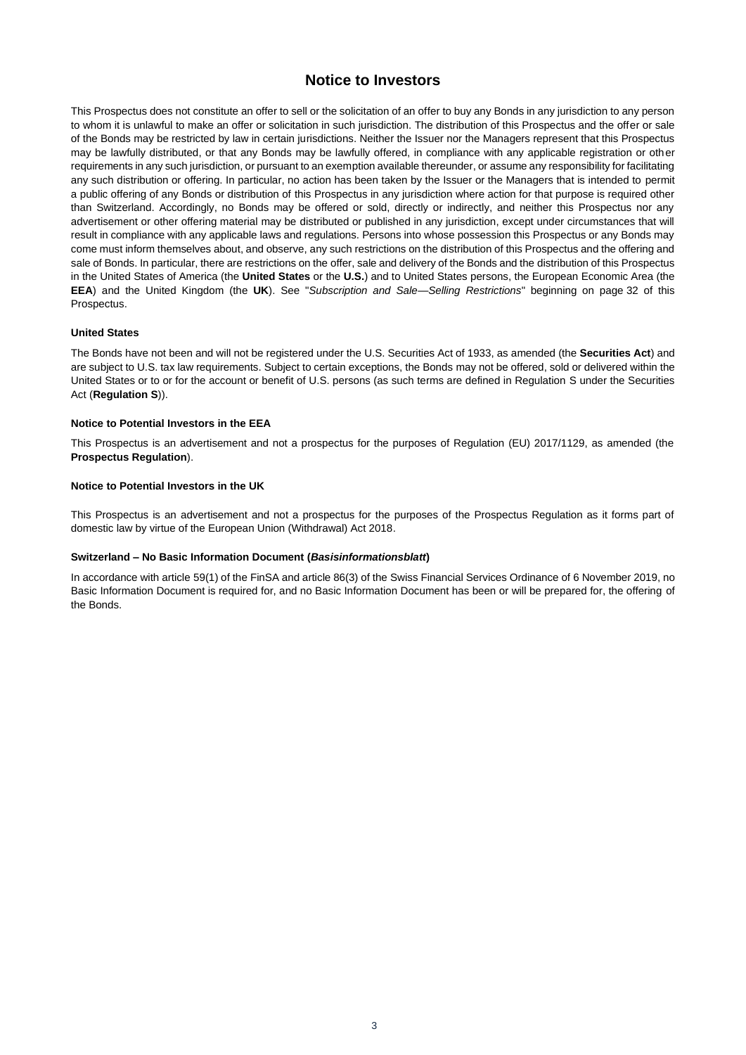# Notice to Investors

This Prospectus does not constitute an offer to sell or the solicitation of an offer to buy any Bonds in any jurisdiction to any person to whom it is unlawful to make an offer or solicitation in such jurisdiction. The distribution of this Prospectus and the offer or sale of the Bonds may be restricted by law in certain jurisdictions. Neither the Issuer nor the Managers represent that this Prospectus may be lawfully distributed, or that any Bonds may be lawfully offered, in compliance with any applicable registration or other requirements in any such jurisdiction, or pursuant to an exemption available thereunder, or assume any responsibility for facilitating any such distribution or offering. In particular, no action has been taken by the Issuer or the Managers that is intended to permit a public offering of any Bonds or distribution of this Prospectus in any jurisdiction where action for that purpose is required other than Switzerland. Accordingly, no Bonds may be offered or sold, directly or indirectly, and neither this Prospectus nor any advertisement or other offering material may be distributed or published in any jurisdiction, except under circumstances that will result in compliance with any applicable laws and regulations. Persons into whose possession this Prospectus or any Bonds may come must inform themselves about, and observe, any such restrictions on the distribution of this Prospectus and the offering and sale of Bonds. In particular, there are restrictions on the offer, sale and delivery of the Bonds and the distribution of this Prospectus in the United States of America (the **United States** or the **U.S.**) and to United States persons, the European Economic Area (the **EEA**) and the United Kingdom (the **UK**). See "*Subscription and Sale—Selling Restrictions*" beginning on page 32 of this Prospectus.

### United States

The Bonds have not been and will not be registered under the U.S. Securities Act of 1933, as amended (the **Securities Act**) and are subject to U.S. tax law requirements. Subject to certain exceptions, the Bonds may not be offered, sold or delivered within the United States or to or for the account or benefit of U.S. persons (as such terms are defined in Regulation S under the Securities Act (**Regulation S**)).

### Notice to Potential Investors in the EEA

This Prospectus is an advertisement and not a prospectus for the purposes of Regulation (EU) 2017/1129, as amended (the **Prospectus Regulation**).

### Notice to Potential Investors in the UK

This Prospectus is an advertisement and not a prospectus for the purposes of the Prospectus Regulation as it forms part of domestic law by virtue of the European Union (Withdrawal) Act 2018.

### Switzerland – No Basic Information Document (*Basisinformationsblatt*)

In accordance with article 59(1) of the FinSA and article 86(3) of the Swiss Financial Services Ordinance of 6 November 2019, no Basic Information Document is required for, and no Basic Information Document has been or will be prepared for, the offering of the Bonds.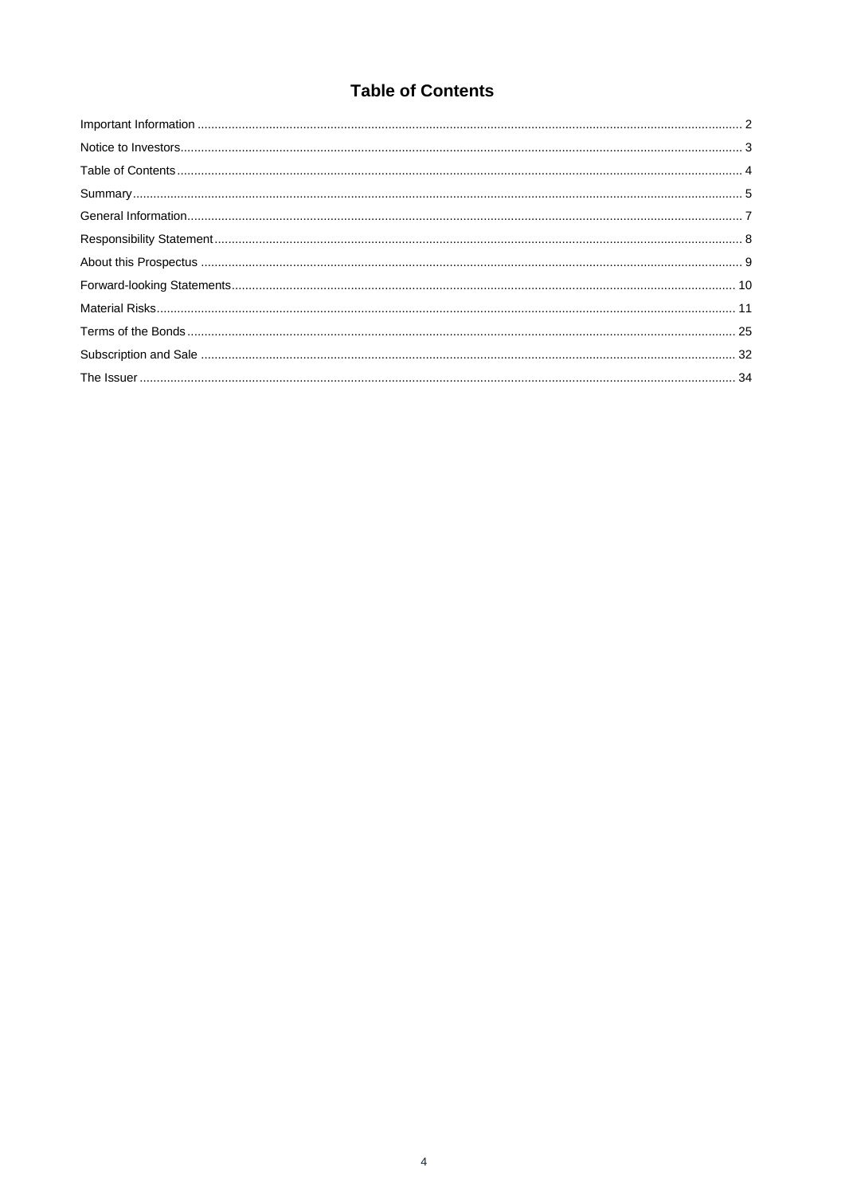# Table of Contents

| | |
|---|---|
| Important Information | 2 |
| Notice to Investors | 3 |
| Table of Contents | 4 |
| Summary | 5 |
| General Information | 7 |
| Responsibility Statement | 8 |
| About this Prospectus | 9 |
| Forward-looking Statements | 10 |
| Material Risks | 11 |
| Terms of the Bonds | 25 |
| Subscription and Sale | 32 |
| The Issuer | 34 |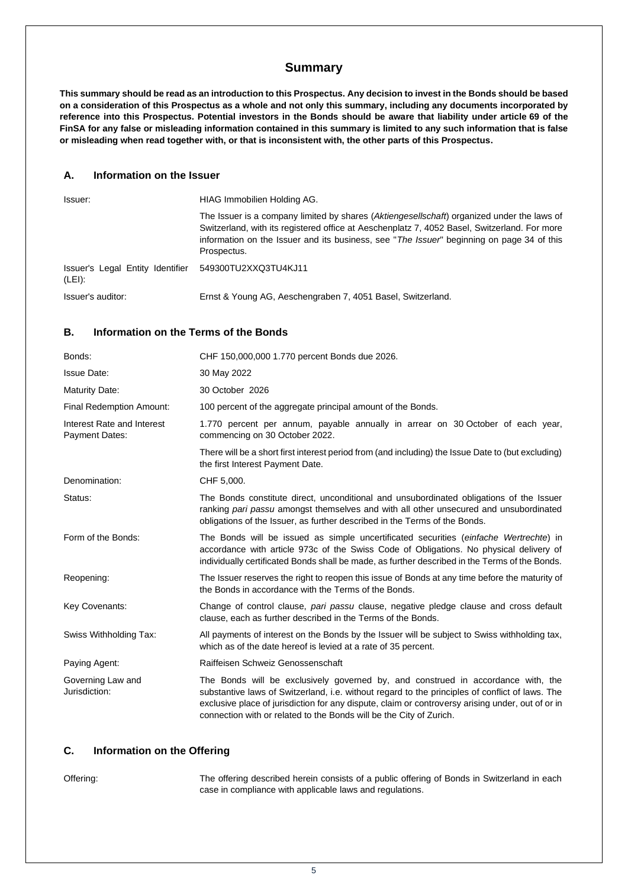# Summary

**This summary should be read as an introduction to this Prospectus. Any decision to invest in the Bonds should be based on a consideration of this Prospectus as a whole and not only this summary, including any documents incorporated by reference into this Prospectus. Potential investors in the Bonds should be aware that liability under article 69 of the FinSA for any false or misleading information contained in this summary is limited to any such information that is false or misleading when read together with, or that is inconsistent with, the other parts of this Prospectus.**

## A. Information on the Issuer

| | |
|---|---|
| Issuer: | HIAG Immobilien Holding AG. |
| | The Issuer is a company limited by shares (*Aktiengesellschaft*) organized under the laws of Switzerland, with its registered office at Aeschenplatz 7, 4052 Basel, Switzerland. For more information on the Issuer and its business, see "*The Issuer*" beginning on page 34 of this Prospectus. |
| Issuer's Legal Entity Identifier (LEI): | 549300TU2XXQ3TU4KJ11 |
| Issuer's auditor: | Ernst & Young AG, Aeschengraben 7, 4051 Basel, Switzerland. |

## B. Information on the Terms of the Bonds

| | |
|---|---|
| Bonds: | CHF 150,000,000 1.770 percent Bonds due 2026. |
| Issue Date: | 30 May 2022 |
| Maturity Date: | 30 October 2026 |
| Final Redemption Amount: | 100 percent of the aggregate principal amount of the Bonds. |
| Interest Rate and Interest Payment Dates: | 1.770 percent per annum, payable annually in arrear on 30 October of each year, commencing on 30 October 2022. |
| | There will be a short first interest period from (and including) the Issue Date to (but excluding) the first Interest Payment Date. |
| Denomination: | CHF 5,000. |
| Status: | The Bonds constitute direct, unconditional and unsubordinated obligations of the Issuer ranking *pari passu* amongst themselves and with all other unsecured and unsubordinated obligations of the Issuer, as further described in the Terms of the Bonds. |
| Form of the Bonds: | The Bonds will be issued as simple uncertificated securities (*einfache Wertrechte*) in accordance with article 973c of the Swiss Code of Obligations. No physical delivery of individually certificated Bonds shall be made, as further described in the Terms of the Bonds. |
| Reopening: | The Issuer reserves the right to reopen this issue of Bonds at any time before the maturity of the Bonds in accordance with the Terms of the Bonds. |
| Key Covenants: | Change of control clause, *pari passu* clause, negative pledge clause and cross default clause, each as further described in the Terms of the Bonds. |
| Swiss Withholding Tax: | All payments of interest on the Bonds by the Issuer will be subject to Swiss withholding tax, which as of the date hereof is levied at a rate of 35 percent. |
| Paying Agent: | Raiffeisen Schweiz Genossenschaft |
| Governing Law and Jurisdiction: | The Bonds will be exclusively governed by, and construed in accordance with, the substantive laws of Switzerland, i.e. without regard to the principles of conflict of laws. The exclusive place of jurisdiction for any dispute, claim or controversy arising under, out of or in connection with or related to the Bonds will be the City of Zurich. |

## C. Information on the Offering

| | |
|---|---|
| Offering: | The offering described herein consists of a public offering of Bonds in Switzerland in each case in compliance with applicable laws and regulations. |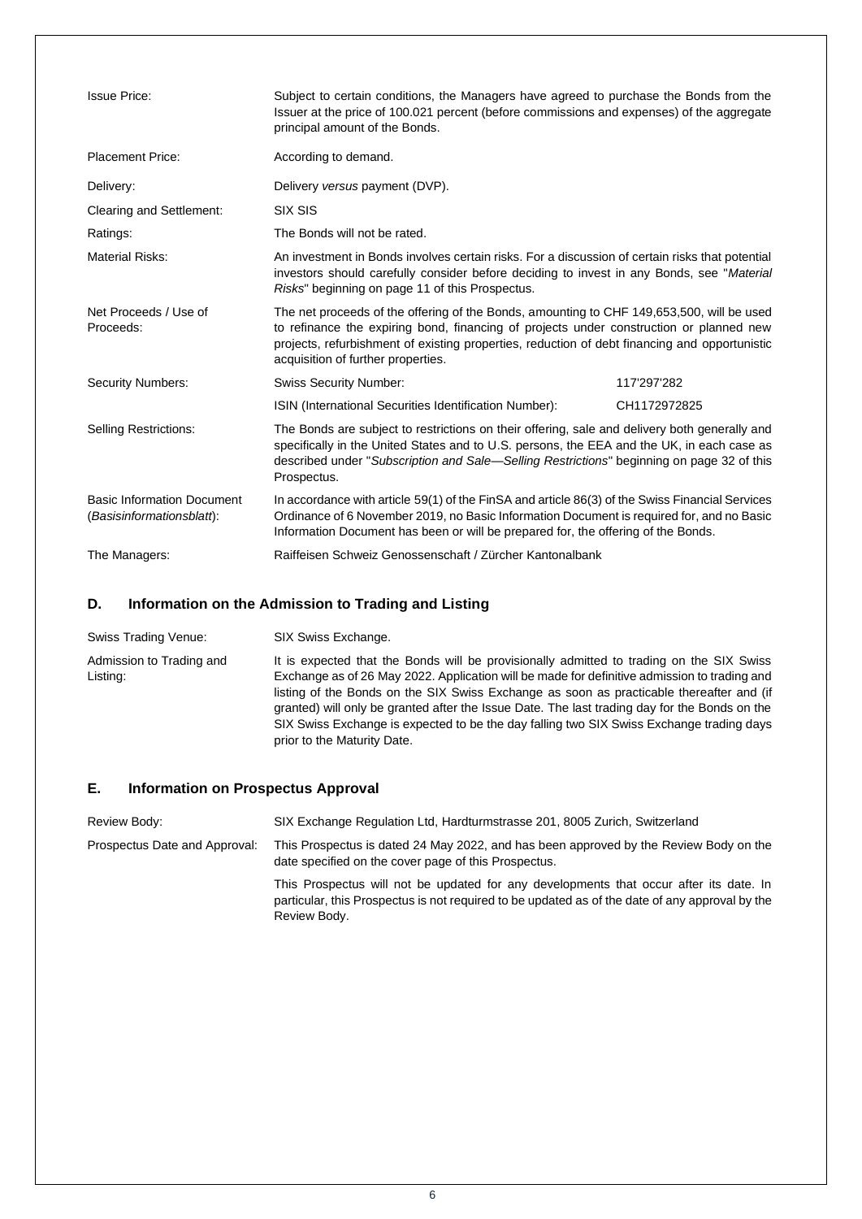| | | |
|---|---|---|
| Issue Price: | Subject to certain conditions, the Managers have agreed to purchase the Bonds from the Issuer at the price of 100.021 percent (before commissions and expenses) of the aggregate principal amount of the Bonds. | |
| Placement Price: | According to demand. | |
| Delivery: | Delivery *versus* payment (DVP). | |
| Clearing and Settlement: | SIX SIS | |
| Ratings: | The Bonds will not be rated. | |
| Material Risks: | An investment in Bonds involves certain risks. For a discussion of certain risks that potential investors should carefully consider before deciding to invest in any Bonds, see "*Material Risks*" beginning on page 11 of this Prospectus. | |
| Net Proceeds / Use of Proceeds: | The net proceeds of the offering of the Bonds, amounting to CHF 149,653,500, will be used to refinance the expiring bond, financing of projects under construction or planned new projects, refurbishment of existing properties, reduction of debt financing and opportunistic acquisition of further properties. | |
| Security Numbers: | Swiss Security Number: | 117'297'282 |
| | ISIN (International Securities Identification Number): | CH1172972825 |
| Selling Restrictions: | The Bonds are subject to restrictions on their offering, sale and delivery both generally and specifically in the United States and to U.S. persons, the EEA and the UK, in each case as described under "*Subscription and Sale—Selling Restrictions*" beginning on page 32 of this Prospectus. | |
| Basic Information Document (*Basisinformationsblatt*): | In accordance with article 59(1) of the FinSA and article 86(3) of the Swiss Financial Services Ordinance of 6 November 2019, no Basic Information Document is required for, and no Basic Information Document has been or will be prepared for, the offering of the Bonds. | |
| The Managers: | Raiffeisen Schweiz Genossenschaft / Zürcher Kantonalbank | |

## D. Information on the Admission to Trading and Listing

| | |
|---|---|
| Swiss Trading Venue: | SIX Swiss Exchange. |
| Admission to Trading and Listing: | It is expected that the Bonds will be provisionally admitted to trading on the SIX Swiss Exchange as of 26 May 2022. Application will be made for definitive admission to trading and listing of the Bonds on the SIX Swiss Exchange as soon as practicable thereafter and (if granted) will only be granted after the Issue Date. The last trading day for the Bonds on the SIX Swiss Exchange is expected to be the day falling two SIX Swiss Exchange trading days prior to the Maturity Date. |

## E. Information on Prospectus Approval

| | |
|---|---|
| Review Body: | SIX Exchange Regulation Ltd, Hardturmstrasse 201, 8005 Zurich, Switzerland |
| Prospectus Date and Approval: | This Prospectus is dated 24 May 2022, and has been approved by the Review Body on the date specified on the cover page of this Prospectus. |
| | This Prospectus will not be updated for any developments that occur after its date. In particular, this Prospectus is not required to be updated as of the date of any approval by the Review Body. |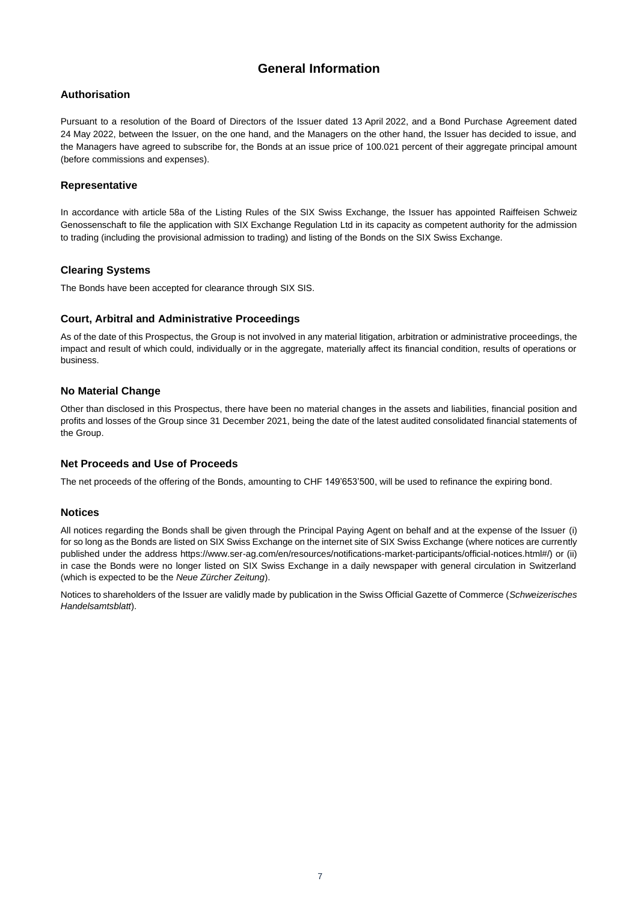# General Information

## Authorisation

Pursuant to a resolution of the Board of Directors of the Issuer dated 13 April 2022, and a Bond Purchase Agreement dated 24 May 2022, between the Issuer, on the one hand, and the Managers on the other hand, the Issuer has decided to issue, and the Managers have agreed to subscribe for, the Bonds at an issue price of 100.021 percent of their aggregate principal amount (before commissions and expenses).

## Representative

In accordance with article 58a of the Listing Rules of the SIX Swiss Exchange, the Issuer has appointed Raiffeisen Schweiz Genossenschaft to file the application with SIX Exchange Regulation Ltd in its capacity as competent authority for the admission to trading (including the provisional admission to trading) and listing of the Bonds on the SIX Swiss Exchange.

## Clearing Systems

The Bonds have been accepted for clearance through SIX SIS.

## Court, Arbitral and Administrative Proceedings

As of the date of this Prospectus, the Group is not involved in any material litigation, arbitration or administrative proceedings, the impact and result of which could, individually or in the aggregate, materially affect its financial condition, results of operations or business.

## No Material Change

Other than disclosed in this Prospectus, there have been no material changes in the assets and liabilities, financial position and profits and losses of the Group since 31 December 2021, being the date of the latest audited consolidated financial statements of the Group.

## Net Proceeds and Use of Proceeds

The net proceeds of the offering of the Bonds, amounting to CHF 149'653'500, will be used to refinance the expiring bond.

## Notices

All notices regarding the Bonds shall be given through the Principal Paying Agent on behalf and at the expense of the Issuer (i) for so long as the Bonds are listed on SIX Swiss Exchange on the internet site of SIX Swiss Exchange (where notices are currently published under the address https://www.ser-ag.com/en/resources/notifications-market-participants/official-notices.html#/) or (ii) in case the Bonds were no longer listed on SIX Swiss Exchange in a daily newspaper with general circulation in Switzerland (which is expected to be the *Neue Zürcher Zeitung*).

Notices to shareholders of the Issuer are validly made by publication in the Swiss Official Gazette of Commerce (*Schweizerisches Handelsamtsblatt*).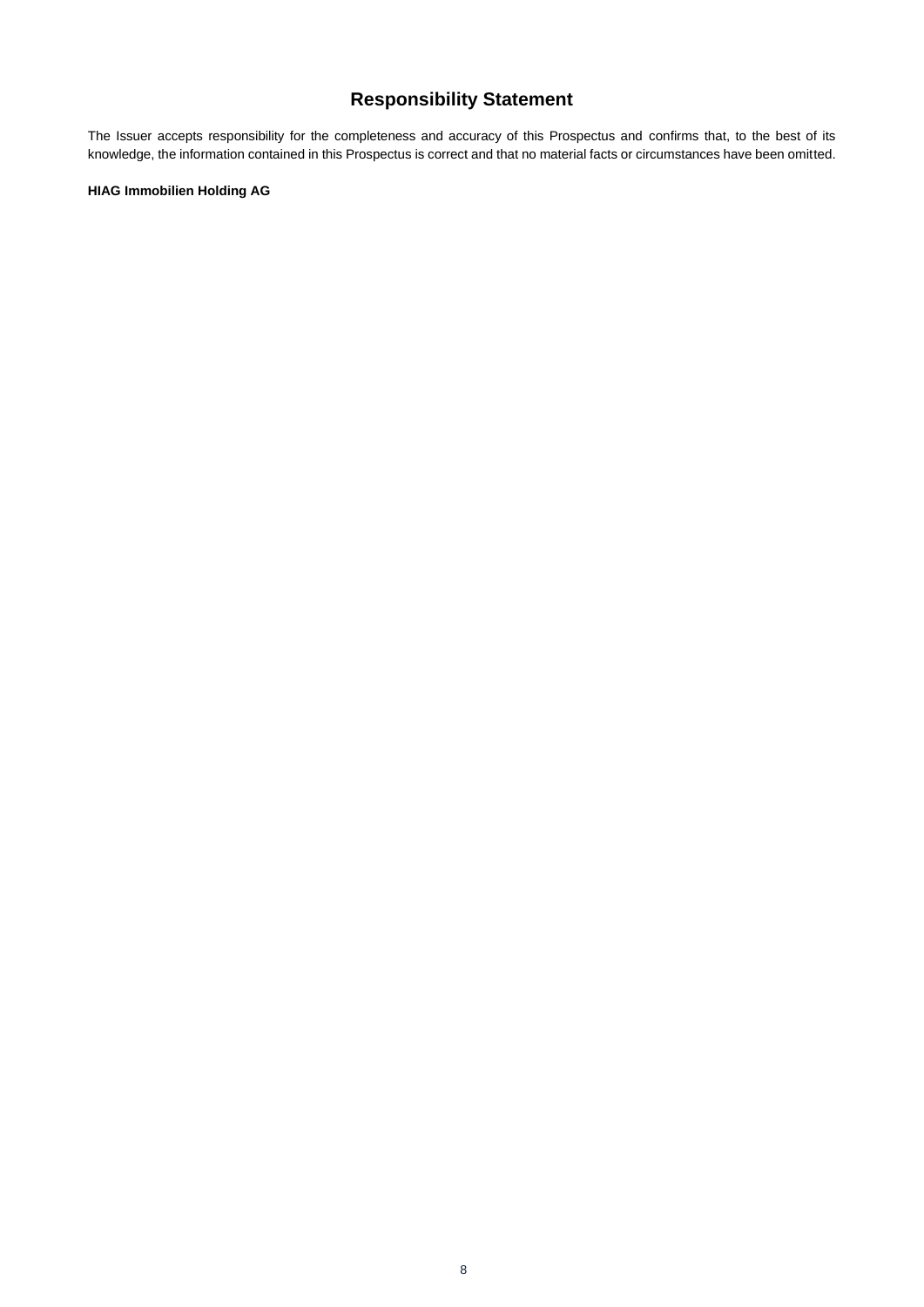# Responsibility Statement

The Issuer accepts responsibility for the completeness and accuracy of this Prospectus and confirms that, to the best of its knowledge, the information contained in this Prospectus is correct and that no material facts or circumstances have been omitted.

**HIAG Immobilien Holding AG**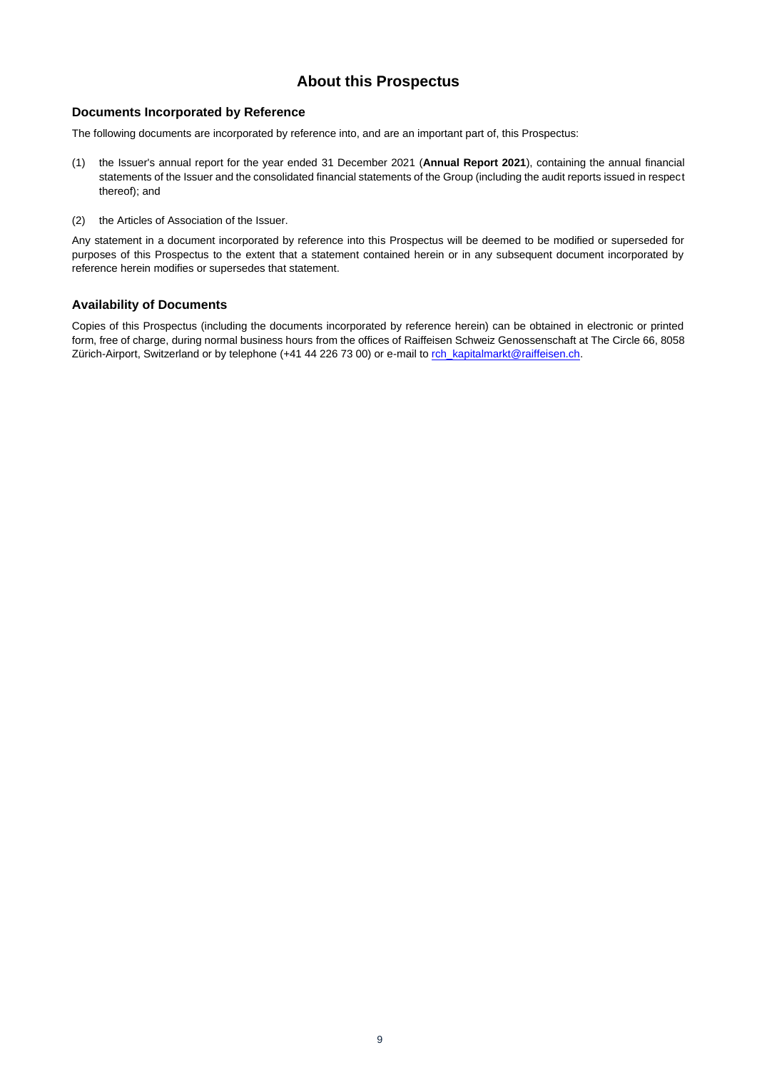# About this Prospectus

## Documents Incorporated by Reference

The following documents are incorporated by reference into, and are an important part of, this Prospectus:

(1) the Issuer's annual report for the year ended 31 December 2021 (**Annual Report 2021**), containing the annual financial statements of the Issuer and the consolidated financial statements of the Group (including the audit reports issued in respect thereof); and

(2) the Articles of Association of the Issuer.

Any statement in a document incorporated by reference into this Prospectus will be deemed to be modified or superseded for purposes of this Prospectus to the extent that a statement contained herein or in any subsequent document incorporated by reference herein modifies or supersedes that statement.

## Availability of Documents

Copies of this Prospectus (including the documents incorporated by reference herein) can be obtained in electronic or printed form, free of charge, during normal business hours from the offices of Raiffeisen Schweiz Genossenschaft at The Circle 66, 8058 Zürich-Airport, Switzerland or by telephone (+41 44 226 73 00) or e-mail to rch_kapitalmarkt@raiffeisen.ch.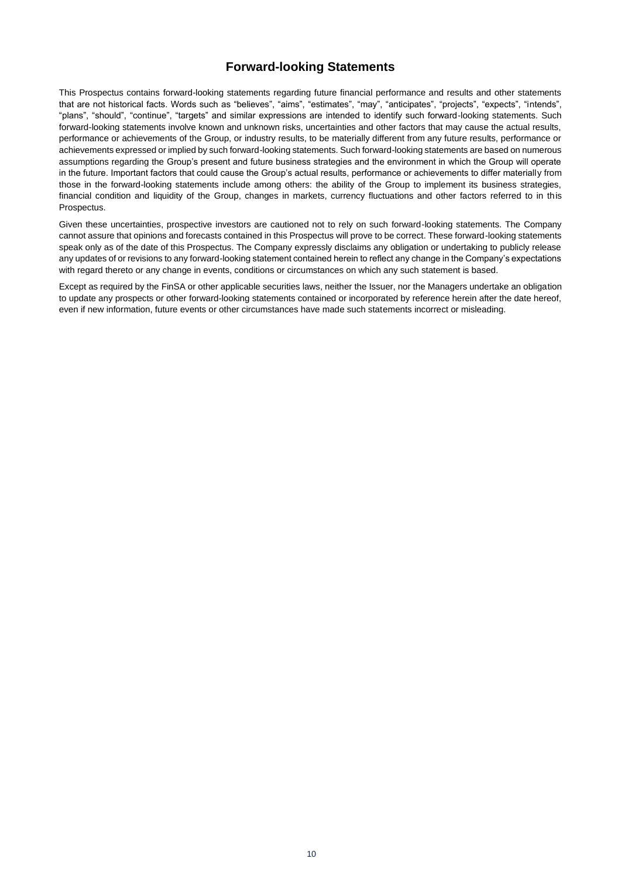# Forward-looking Statements

This Prospectus contains forward-looking statements regarding future financial performance and results and other statements that are not historical facts. Words such as “believes”, “aims”, “estimates”, “may”, “anticipates”, “projects”, “expects”, “intends”, “plans”, “should”, “continue”, “targets” and similar expressions are intended to identify such forward-looking statements. Such forward-looking statements involve known and unknown risks, uncertainties and other factors that may cause the actual results, performance or achievements of the Group, or industry results, to be materially different from any future results, performance or achievements expressed or implied by such forward-looking statements. Such forward-looking statements are based on numerous assumptions regarding the Group’s present and future business strategies and the environment in which the Group will operate in the future. Important factors that could cause the Group’s actual results, performance or achievements to differ materially from those in the forward-looking statements include among others: the ability of the Group to implement its business strategies, financial condition and liquidity of the Group, changes in markets, currency fluctuations and other factors referred to in this Prospectus.

Given these uncertainties, prospective investors are cautioned not to rely on such forward-looking statements. The Company cannot assure that opinions and forecasts contained in this Prospectus will prove to be correct. These forward-looking statements speak only as of the date of this Prospectus. The Company expressly disclaims any obligation or undertaking to publicly release any updates of or revisions to any forward-looking statement contained herein to reflect any change in the Company’s expectations with regard thereto or any change in events, conditions or circumstances on which any such statement is based.

Except as required by the FinSA or other applicable securities laws, neither the Issuer, nor the Managers undertake an obligation to update any prospects or other forward-looking statements contained or incorporated by reference herein after the date hereof, even if new information, future events or other circumstances have made such statements incorrect or misleading.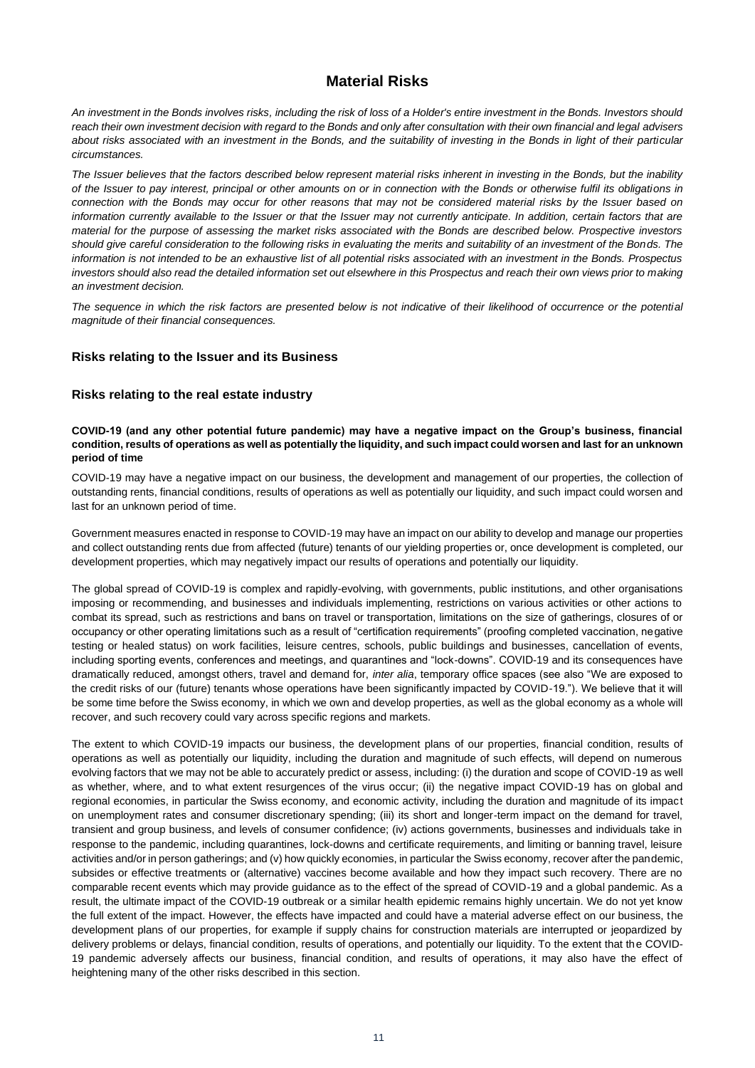# Material Risks

*An investment in the Bonds involves risks, including the risk of loss of a Holder's entire investment in the Bonds. Investors should reach their own investment decision with regard to the Bonds and only after consultation with their own financial and legal advisers about risks associated with an investment in the Bonds, and the suitability of investing in the Bonds in light of their particular circumstances.*

*The Issuer believes that the factors described below represent material risks inherent in investing in the Bonds, but the inability of the Issuer to pay interest, principal or other amounts on or in connection with the Bonds or otherwise fulfil its obligations in connection with the Bonds may occur for other reasons that may not be considered material risks by the Issuer based on information currently available to the Issuer or that the Issuer may not currently anticipate. In addition, certain factors that are material for the purpose of assessing the market risks associated with the Bonds are described below. Prospective investors should give careful consideration to the following risks in evaluating the merits and suitability of an investment of the Bonds. The information is not intended to be an exhaustive list of all potential risks associated with an investment in the Bonds. Prospectus investors should also read the detailed information set out elsewhere in this Prospectus and reach their own views prior to making an investment decision.*

*The sequence in which the risk factors are presented below is not indicative of their likelihood of occurrence or the potential magnitude of their financial consequences.*

## Risks relating to the Issuer and its Business

## Risks relating to the real estate industry

**COVID-19 (and any other potential future pandemic) may have a negative impact on the Group's business, financial condition, results of operations as well as potentially the liquidity, and such impact could worsen and last for an unknown period of time**

COVID-19 may have a negative impact on our business, the development and management of our properties, the collection of outstanding rents, financial conditions, results of operations as well as potentially our liquidity, and such impact could worsen and last for an unknown period of time.

Government measures enacted in response to COVID-19 may have an impact on our ability to develop and manage our properties and collect outstanding rents due from affected (future) tenants of our yielding properties or, once development is completed, our development properties, which may negatively impact our results of operations and potentially our liquidity.

The global spread of COVID-19 is complex and rapidly-evolving, with governments, public institutions, and other organisations imposing or recommending, and businesses and individuals implementing, restrictions on various activities or other actions to combat its spread, such as restrictions and bans on travel or transportation, limitations on the size of gatherings, closures of or occupancy or other operating limitations such as a result of "certification requirements" (proofing completed vaccination, negative testing or healed status) on work facilities, leisure centres, schools, public buildings and businesses, cancellation of events, including sporting events, conferences and meetings, and quarantines and "lock-downs". COVID-19 and its consequences have dramatically reduced, amongst others, travel and demand for, *inter alia*, temporary office spaces (see also "We are exposed to the credit risks of our (future) tenants whose operations have been significantly impacted by COVID-19."). We believe that it will be some time before the Swiss economy, in which we own and develop properties, as well as the global economy as a whole will recover, and such recovery could vary across specific regions and markets.

The extent to which COVID-19 impacts our business, the development plans of our properties, financial condition, results of operations as well as potentially our liquidity, including the duration and magnitude of such effects, will depend on numerous evolving factors that we may not be able to accurately predict or assess, including: (i) the duration and scope of COVID-19 as well as whether, where, and to what extent resurgences of the virus occur; (ii) the negative impact COVID-19 has on global and regional economies, in particular the Swiss economy, and economic activity, including the duration and magnitude of its impact on unemployment rates and consumer discretionary spending; (iii) its short and longer-term impact on the demand for travel, transient and group business, and levels of consumer confidence; (iv) actions governments, businesses and individuals take in response to the pandemic, including quarantines, lock-downs and certificate requirements, and limiting or banning travel, leisure activities and/or in person gatherings; and (v) how quickly economies, in particular the Swiss economy, recover after the pandemic, subsides or effective treatments or (alternative) vaccines become available and how they impact such recovery. There are no comparable recent events which may provide guidance as to the effect of the spread of COVID-19 and a global pandemic. As a result, the ultimate impact of the COVID-19 outbreak or a similar health epidemic remains highly uncertain. We do not yet know the full extent of the impact. However, the effects have impacted and could have a material adverse effect on our business, the development plans of our properties, for example if supply chains for construction materials are interrupted or jeopardized by delivery problems or delays, financial condition, results of operations, and potentially our liquidity. To the extent that the COVID-19 pandemic adversely affects our business, financial condition, and results of operations, it may also have the effect of heightening many of the other risks described in this section.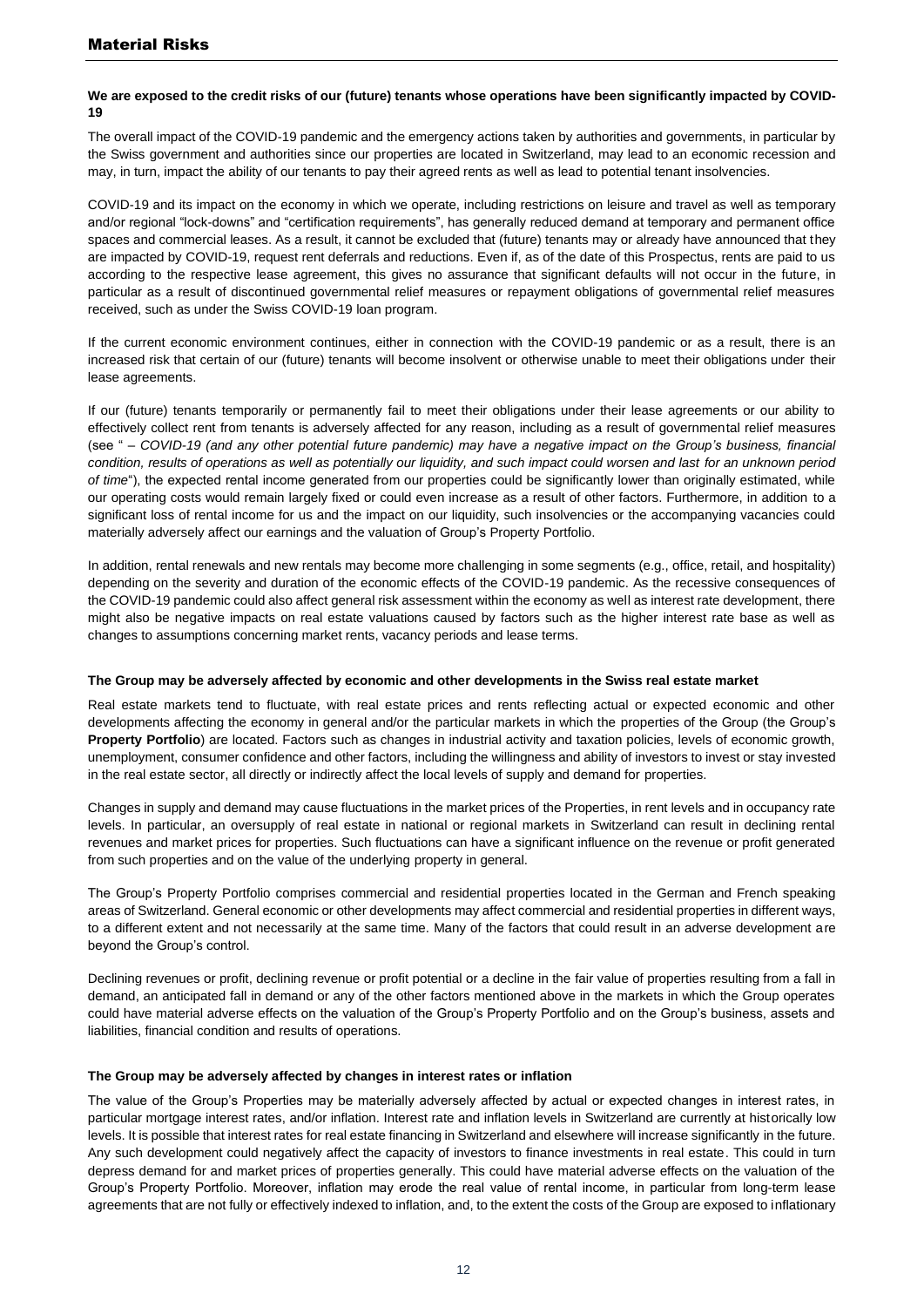## Material Risks

**We are exposed to the credit risks of our (future) tenants whose operations have been significantly impacted by COVID-19**

The overall impact of the COVID-19 pandemic and the emergency actions taken by authorities and governments, in particular by the Swiss government and authorities since our properties are located in Switzerland, may lead to an economic recession and may, in turn, impact the ability of our tenants to pay their agreed rents as well as lead to potential tenant insolvencies.

COVID-19 and its impact on the economy in which we operate, including restrictions on leisure and travel as well as temporary and/or regional "lock-downs" and "certification requirements", has generally reduced demand at temporary and permanent office spaces and commercial leases. As a result, it cannot be excluded that (future) tenants may or already have announced that they are impacted by COVID-19, request rent deferrals and reductions. Even if, as of the date of this Prospectus, rents are paid to us according to the respective lease agreement, this gives no assurance that significant defaults will not occur in the future, in particular as a result of discontinued governmental relief measures or repayment obligations of governmental relief measures received, such as under the Swiss COVID-19 loan program.

If the current economic environment continues, either in connection with the COVID-19 pandemic or as a result, there is an increased risk that certain of our (future) tenants will become insolvent or otherwise unable to meet their obligations under their lease agreements.

If our (future) tenants temporarily or permanently fail to meet their obligations under their lease agreements or our ability to effectively collect rent from tenants is adversely affected for any reason, including as a result of governmental relief measures (see " – *COVID-19 (and any other potential future pandemic) may have a negative impact on the Group's business, financial condition, results of operations as well as potentially our liquidity, and such impact could worsen and last for an unknown period of time*"), the expected rental income generated from our properties could be significantly lower than originally estimated, while our operating costs would remain largely fixed or could even increase as a result of other factors. Furthermore, in addition to a significant loss of rental income for us and the impact on our liquidity, such insolvencies or the accompanying vacancies could materially adversely affect our earnings and the valuation of Group's Property Portfolio.

In addition, rental renewals and new rentals may become more challenging in some segments (e.g., office, retail, and hospitality) depending on the severity and duration of the economic effects of the COVID-19 pandemic. As the recessive consequences of the COVID-19 pandemic could also affect general risk assessment within the economy as well as interest rate development, there might also be negative impacts on real estate valuations caused by factors such as the higher interest rate base as well as changes to assumptions concerning market rents, vacancy periods and lease terms.

**The Group may be adversely affected by economic and other developments in the Swiss real estate market**

Real estate markets tend to fluctuate, with real estate prices and rents reflecting actual or expected economic and other developments affecting the economy in general and/or the particular markets in which the properties of the Group (the Group's **Property Portfolio**) are located. Factors such as changes in industrial activity and taxation policies, levels of economic growth, unemployment, consumer confidence and other factors, including the willingness and ability of investors to invest or stay invested in the real estate sector, all directly or indirectly affect the local levels of supply and demand for properties.

Changes in supply and demand may cause fluctuations in the market prices of the Properties, in rent levels and in occupancy rate levels. In particular, an oversupply of real estate in national or regional markets in Switzerland can result in declining rental revenues and market prices for properties. Such fluctuations can have a significant influence on the revenue or profit generated from such properties and on the value of the underlying property in general.

The Group's Property Portfolio comprises commercial and residential properties located in the German and French speaking areas of Switzerland. General economic or other developments may affect commercial and residential properties in different ways, to a different extent and not necessarily at the same time. Many of the factors that could result in an adverse development are beyond the Group's control.

Declining revenues or profit, declining revenue or profit potential or a decline in the fair value of properties resulting from a fall in demand, an anticipated fall in demand or any of the other factors mentioned above in the markets in which the Group operates could have material adverse effects on the valuation of the Group's Property Portfolio and on the Group's business, assets and liabilities, financial condition and results of operations.

**The Group may be adversely affected by changes in interest rates or inflation**

The value of the Group's Properties may be materially adversely affected by actual or expected changes in interest rates, in particular mortgage interest rates, and/or inflation. Interest rate and inflation levels in Switzerland are currently at historically low levels. It is possible that interest rates for real estate financing in Switzerland and elsewhere will increase significantly in the future. Any such development could negatively affect the capacity of investors to finance investments in real estate. This could in turn depress demand for and market prices of properties generally. This could have material adverse effects on the valuation of the Group's Property Portfolio. Moreover, inflation may erode the real value of rental income, in particular from long-term lease agreements that are not fully or effectively indexed to inflation, and, to the extent the costs of the Group are exposed to inflationary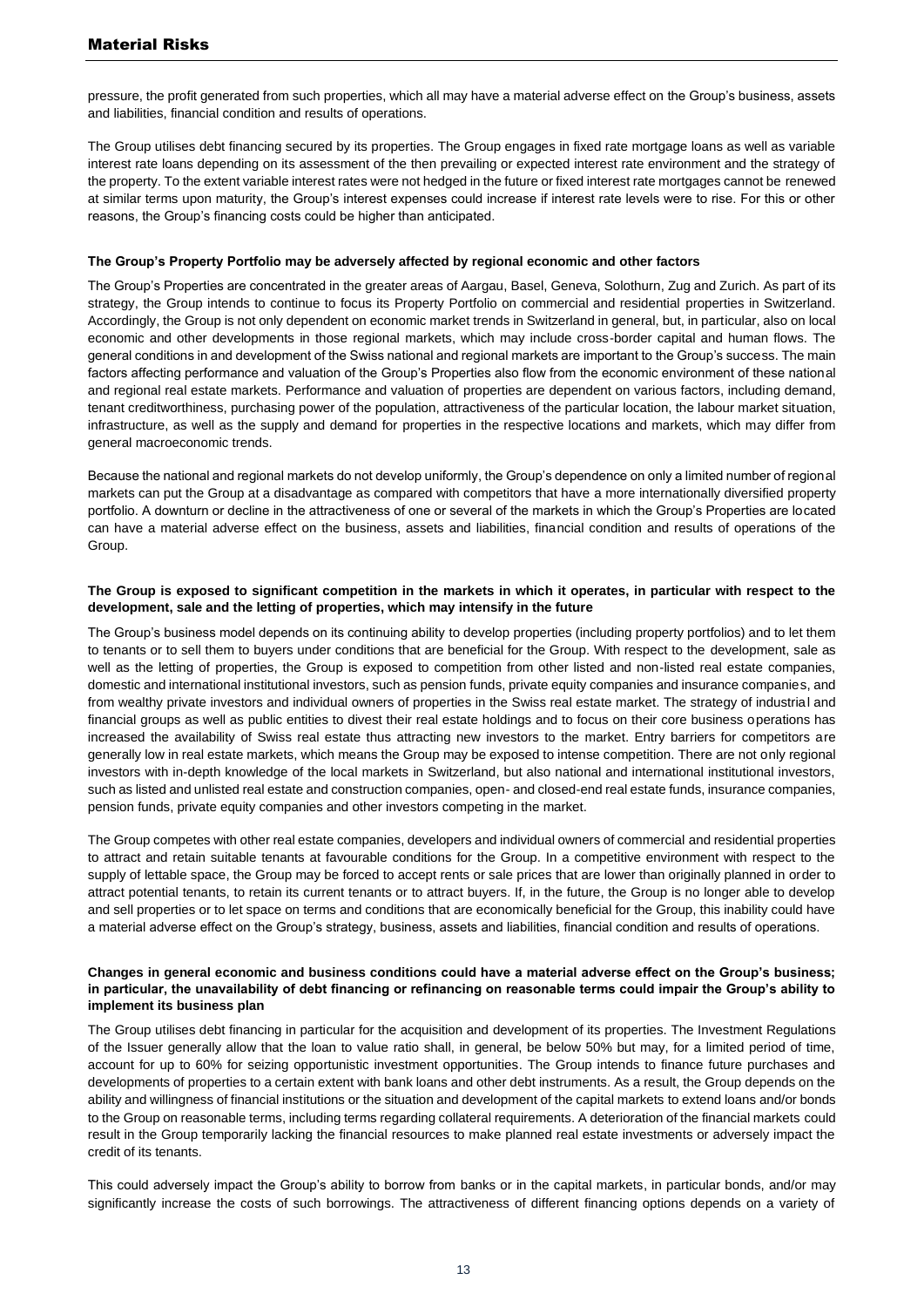pressure, the profit generated from such properties, which all may have a material adverse effect on the Group's business, assets and liabilities, financial condition and results of operations.

The Group utilises debt financing secured by its properties. The Group engages in fixed rate mortgage loans as well as variable interest rate loans depending on its assessment of the then prevailing or expected interest rate environment and the strategy of the property. To the extent variable interest rates were not hedged in the future or fixed interest rate mortgages cannot be renewed at similar terms upon maturity, the Group's interest expenses could increase if interest rate levels were to rise. For this or other reasons, the Group's financing costs could be higher than anticipated.

**The Group's Property Portfolio may be adversely affected by regional economic and other factors**

The Group's Properties are concentrated in the greater areas of Aargau, Basel, Geneva, Solothurn, Zug and Zurich. As part of its strategy, the Group intends to continue to focus its Property Portfolio on commercial and residential properties in Switzerland. Accordingly, the Group is not only dependent on economic market trends in Switzerland in general, but, in particular, also on local economic and other developments in those regional markets, which may include cross-border capital and human flows. The general conditions in and development of the Swiss national and regional markets are important to the Group's success. The main factors affecting performance and valuation of the Group's Properties also flow from the economic environment of these national and regional real estate markets. Performance and valuation of properties are dependent on various factors, including demand, tenant creditworthiness, purchasing power of the population, attractiveness of the particular location, the labour market situation, infrastructure, as well as the supply and demand for properties in the respective locations and markets, which may differ from general macroeconomic trends.

Because the national and regional markets do not develop uniformly, the Group's dependence on only a limited number of regional markets can put the Group at a disadvantage as compared with competitors that have a more internationally diversified property portfolio. A downturn or decline in the attractiveness of one or several of the markets in which the Group's Properties are located can have a material adverse effect on the business, assets and liabilities, financial condition and results of operations of the Group.

**The Group is exposed to significant competition in the markets in which it operates, in particular with respect to the development, sale and the letting of properties, which may intensify in the future**

The Group's business model depends on its continuing ability to develop properties (including property portfolios) and to let them to tenants or to sell them to buyers under conditions that are beneficial for the Group. With respect to the development, sale as well as the letting of properties, the Group is exposed to competition from other listed and non-listed real estate companies, domestic and international institutional investors, such as pension funds, private equity companies and insurance companies, and from wealthy private investors and individual owners of properties in the Swiss real estate market. The strategy of industrial and financial groups as well as public entities to divest their real estate holdings and to focus on their core business operations has increased the availability of Swiss real estate thus attracting new investors to the market. Entry barriers for competitors are generally low in real estate markets, which means the Group may be exposed to intense competition. There are not only regional investors with in-depth knowledge of the local markets in Switzerland, but also national and international institutional investors, such as listed and unlisted real estate and construction companies, open- and closed-end real estate funds, insurance companies, pension funds, private equity companies and other investors competing in the market.

The Group competes with other real estate companies, developers and individual owners of commercial and residential properties to attract and retain suitable tenants at favourable conditions for the Group. In a competitive environment with respect to the supply of lettable space, the Group may be forced to accept rents or sale prices that are lower than originally planned in order to attract potential tenants, to retain its current tenants or to attract buyers. If, in the future, the Group is no longer able to develop and sell properties or to let space on terms and conditions that are economically beneficial for the Group, this inability could have a material adverse effect on the Group's strategy, business, assets and liabilities, financial condition and results of operations.

**Changes in general economic and business conditions could have a material adverse effect on the Group's business; in particular, the unavailability of debt financing or refinancing on reasonable terms could impair the Group's ability to implement its business plan**

The Group utilises debt financing in particular for the acquisition and development of its properties. The Investment Regulations of the Issuer generally allow that the loan to value ratio shall, in general, be below 50% but may, for a limited period of time, account for up to 60% for seizing opportunistic investment opportunities. The Group intends to finance future purchases and developments of properties to a certain extent with bank loans and other debt instruments. As a result, the Group depends on the ability and willingness of financial institutions or the situation and development of the capital markets to extend loans and/or bonds to the Group on reasonable terms, including terms regarding collateral requirements. A deterioration of the financial markets could result in the Group temporarily lacking the financial resources to make planned real estate investments or adversely impact the credit of its tenants.

This could adversely impact the Group's ability to borrow from banks or in the capital markets, in particular bonds, and/or may significantly increase the costs of such borrowings. The attractiveness of different financing options depends on a variety of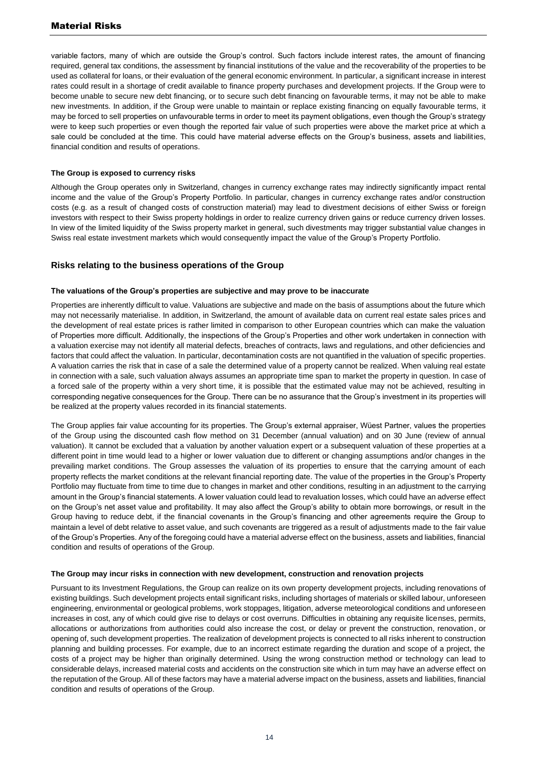variable factors, many of which are outside the Group's control. Such factors include interest rates, the amount of financing required, general tax conditions, the assessment by financial institutions of the value and the recoverability of the properties to be used as collateral for loans, or their evaluation of the general economic environment. In particular, a significant increase in interest rates could result in a shortage of credit available to finance property purchases and development projects. If the Group were to become unable to secure new debt financing, or to secure such debt financing on favourable terms, it may not be able to make new investments. In addition, if the Group were unable to maintain or replace existing financing on equally favourable terms, it may be forced to sell properties on unfavourable terms in order to meet its payment obligations, even though the Group's strategy were to keep such properties or even though the reported fair value of such properties were above the market price at which a sale could be concluded at the time. This could have material adverse effects on the Group's business, assets and liabilities, financial condition and results of operations.

**The Group is exposed to currency risks**

Although the Group operates only in Switzerland, changes in currency exchange rates may indirectly significantly impact rental income and the value of the Group's Property Portfolio. In particular, changes in currency exchange rates and/or construction costs (e.g. as a result of changed costs of construction material) may lead to divestment decisions of either Swiss or foreign investors with respect to their Swiss property holdings in order to realize currency driven gains or reduce currency driven losses. In view of the limited liquidity of the Swiss property market in general, such divestments may trigger substantial value changes in Swiss real estate investment markets which would consequently impact the value of the Group's Property Portfolio.

## Risks relating to the business operations of the Group

**The valuations of the Group's properties are subjective and may prove to be inaccurate**

Properties are inherently difficult to value. Valuations are subjective and made on the basis of assumptions about the future which may not necessarily materialise. In addition, in Switzerland, the amount of available data on current real estate sales prices and the development of real estate prices is rather limited in comparison to other European countries which can make the valuation of Properties more difficult. Additionally, the inspections of the Group's Properties and other work undertaken in connection with a valuation exercise may not identify all material defects, breaches of contracts, laws and regulations, and other deficiencies and factors that could affect the valuation. In particular, decontamination costs are not quantified in the valuation of specific properties. A valuation carries the risk that in case of a sale the determined value of a property cannot be realized. When valuing real estate in connection with a sale, such valuation always assumes an appropriate time span to market the property in question. In case of a forced sale of the property within a very short time, it is possible that the estimated value may not be achieved, resulting in corresponding negative consequences for the Group. There can be no assurance that the Group's investment in its properties will be realized at the property values recorded in its financial statements.

The Group applies fair value accounting for its properties. The Group's external appraiser, Wüest Partner, values the properties of the Group using the discounted cash flow method on 31 December (annual valuation) and on 30 June (review of annual valuation). It cannot be excluded that a valuation by another valuation expert or a subsequent valuation of these properties at a different point in time would lead to a higher or lower valuation due to different or changing assumptions and/or changes in the prevailing market conditions. The Group assesses the valuation of its properties to ensure that the carrying amount of each property reflects the market conditions at the relevant financial reporting date. The value of the properties in the Group's Property Portfolio may fluctuate from time to time due to changes in market and other conditions, resulting in an adjustment to the carrying amount in the Group's financial statements. A lower valuation could lead to revaluation losses, which could have an adverse effect on the Group's net asset value and profitability. It may also affect the Group's ability to obtain more borrowings, or result in the Group having to reduce debt, if the financial covenants in the Group's financing and other agreements require the Group to maintain a level of debt relative to asset value, and such covenants are triggered as a result of adjustments made to the fair value of the Group's Properties. Any of the foregoing could have a material adverse effect on the business, assets and liabilities, financial condition and results of operations of the Group.

**The Group may incur risks in connection with new development, construction and renovation projects**

Pursuant to its Investment Regulations, the Group can realize on its own property development projects, including renovations of existing buildings. Such development projects entail significant risks, including shortages of materials or skilled labour, unforeseen engineering, environmental or geological problems, work stoppages, litigation, adverse meteorological conditions and unforeseen increases in cost, any of which could give rise to delays or cost overruns. Difficulties in obtaining any requisite licenses, permits, allocations or authorizations from authorities could also increase the cost, or delay or prevent the construction, renovation, or opening of, such development properties. The realization of development projects is connected to all risks inherent to construction planning and building processes. For example, due to an incorrect estimate regarding the duration and scope of a project, the costs of a project may be higher than originally determined. Using the wrong construction method or technology can lead to considerable delays, increased material costs and accidents on the construction site which in turn may have an adverse effect on the reputation of the Group. All of these factors may have a material adverse impact on the business, assets and liabilities, financial condition and results of operations of the Group.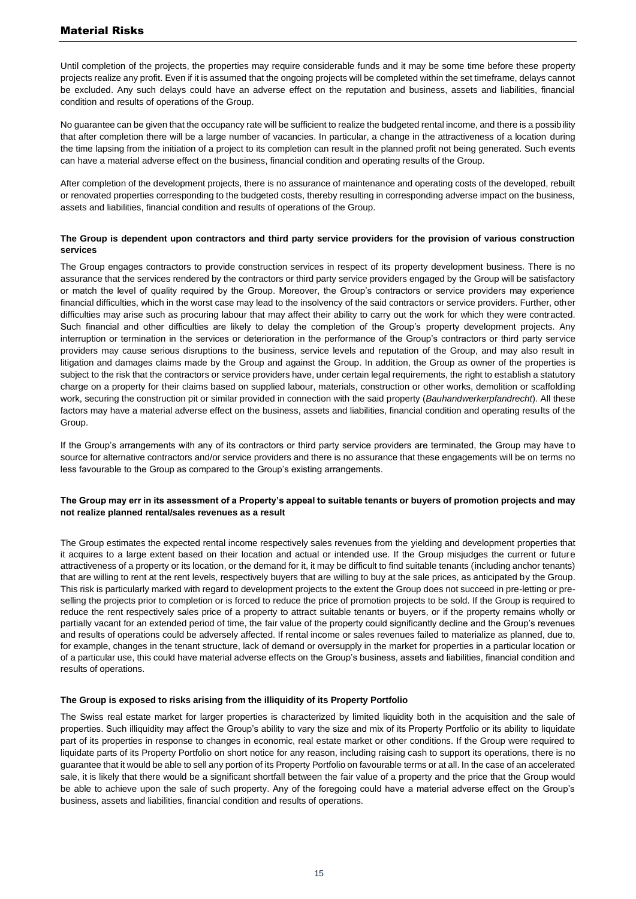Until completion of the projects, the properties may require considerable funds and it may be some time before these property projects realize any profit. Even if it is assumed that the ongoing projects will be completed within the set timeframe, delays cannot be excluded. Any such delays could have an adverse effect on the reputation and business, assets and liabilities, financial condition and results of operations of the Group.

No guarantee can be given that the occupancy rate will be sufficient to realize the budgeted rental income, and there is a possibility that after completion there will be a large number of vacancies. In particular, a change in the attractiveness of a location during the time lapsing from the initiation of a project to its completion can result in the planned profit not being generated. Such events can have a material adverse effect on the business, financial condition and operating results of the Group.

After completion of the development projects, there is no assurance of maintenance and operating costs of the developed, rebuilt or renovated properties corresponding to the budgeted costs, thereby resulting in corresponding adverse impact on the business, assets and liabilities, financial condition and results of operations of the Group.

**The Group is dependent upon contractors and third party service providers for the provision of various construction services**

The Group engages contractors to provide construction services in respect of its property development business. There is no assurance that the services rendered by the contractors or third party service providers engaged by the Group will be satisfactory or match the level of quality required by the Group. Moreover, the Group's contractors or service providers may experience financial difficulties, which in the worst case may lead to the insolvency of the said contractors or service providers. Further, other difficulties may arise such as procuring labour that may affect their ability to carry out the work for which they were contracted. Such financial and other difficulties are likely to delay the completion of the Group's property development projects. Any interruption or termination in the services or deterioration in the performance of the Group's contractors or third party service providers may cause serious disruptions to the business, service levels and reputation of the Group, and may also result in litigation and damages claims made by the Group and against the Group. In addition, the Group as owner of the properties is subject to the risk that the contractors or service providers have, under certain legal requirements, the right to establish a statutory charge on a property for their claims based on supplied labour, materials, construction or other works, demolition or scaffolding work, securing the construction pit or similar provided in connection with the said property (*Bauhandwerkerpfandrecht*). All these factors may have a material adverse effect on the business, assets and liabilities, financial condition and operating results of the Group.

If the Group's arrangements with any of its contractors or third party service providers are terminated, the Group may have to source for alternative contractors and/or service providers and there is no assurance that these engagements will be on terms no less favourable to the Group as compared to the Group's existing arrangements.

**The Group may err in its assessment of a Property's appeal to suitable tenants or buyers of promotion projects and may not realize planned rental/sales revenues as a result**

The Group estimates the expected rental income respectively sales revenues from the yielding and development properties that it acquires to a large extent based on their location and actual or intended use. If the Group misjudges the current or future attractiveness of a property or its location, or the demand for it, it may be difficult to find suitable tenants (including anchor tenants) that are willing to rent at the rent levels, respectively buyers that are willing to buy at the sale prices, as anticipated by the Group. This risk is particularly marked with regard to development projects to the extent the Group does not succeed in pre-letting or pre-selling the projects prior to completion or is forced to reduce the price of promotion projects to be sold. If the Group is required to reduce the rent respectively sales price of a property to attract suitable tenants or buyers, or if the property remains wholly or partially vacant for an extended period of time, the fair value of the property could significantly decline and the Group's revenues and results of operations could be adversely affected. If rental income or sales revenues failed to materialize as planned, due to, for example, changes in the tenant structure, lack of demand or oversupply in the market for properties in a particular location or of a particular use, this could have material adverse effects on the Group's business, assets and liabilities, financial condition and results of operations.

**The Group is exposed to risks arising from the illiquidity of its Property Portfolio**

The Swiss real estate market for larger properties is characterized by limited liquidity both in the acquisition and the sale of properties. Such illiquidity may affect the Group's ability to vary the size and mix of its Property Portfolio or its ability to liquidate part of its properties in response to changes in economic, real estate market or other conditions. If the Group were required to liquidate parts of its Property Portfolio on short notice for any reason, including raising cash to support its operations, there is no guarantee that it would be able to sell any portion of its Property Portfolio on favourable terms or at all. In the case of an accelerated sale, it is likely that there would be a significant shortfall between the fair value of a property and the price that the Group would be able to achieve upon the sale of such property. Any of the foregoing could have a material adverse effect on the Group's business, assets and liabilities, financial condition and results of operations.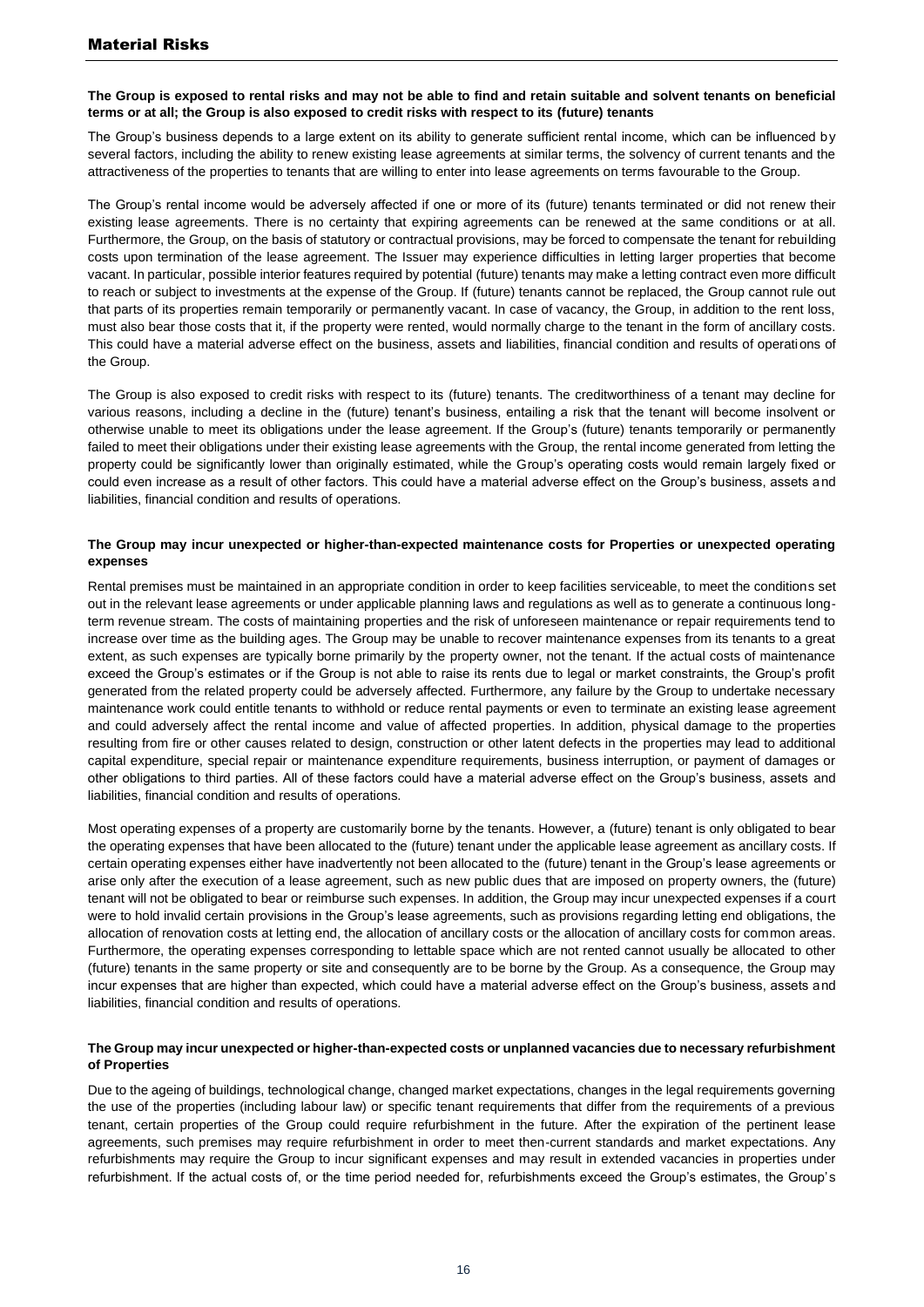## Material Risks

**The Group is exposed to rental risks and may not be able to find and retain suitable and solvent tenants on beneficial terms or at all; the Group is also exposed to credit risks with respect to its (future) tenants**

The Group's business depends to a large extent on its ability to generate sufficient rental income, which can be influenced by several factors, including the ability to renew existing lease agreements at similar terms, the solvency of current tenants and the attractiveness of the properties to tenants that are willing to enter into lease agreements on terms favourable to the Group.

The Group's rental income would be adversely affected if one or more of its (future) tenants terminated or did not renew their existing lease agreements. There is no certainty that expiring agreements can be renewed at the same conditions or at all. Furthermore, the Group, on the basis of statutory or contractual provisions, may be forced to compensate the tenant for rebuilding costs upon termination of the lease agreement. The Issuer may experience difficulties in letting larger properties that become vacant. In particular, possible interior features required by potential (future) tenants may make a letting contract even more difficult to reach or subject to investments at the expense of the Group. If (future) tenants cannot be replaced, the Group cannot rule out that parts of its properties remain temporarily or permanently vacant. In case of vacancy, the Group, in addition to the rent loss, must also bear those costs that it, if the property were rented, would normally charge to the tenant in the form of ancillary costs. This could have a material adverse effect on the business, assets and liabilities, financial condition and results of operations of the Group.

The Group is also exposed to credit risks with respect to its (future) tenants. The creditworthiness of a tenant may decline for various reasons, including a decline in the (future) tenant's business, entailing a risk that the tenant will become insolvent or otherwise unable to meet its obligations under the lease agreement. If the Group's (future) tenants temporarily or permanently failed to meet their obligations under their existing lease agreements with the Group, the rental income generated from letting the property could be significantly lower than originally estimated, while the Group's operating costs would remain largely fixed or could even increase as a result of other factors. This could have a material adverse effect on the Group's business, assets and liabilities, financial condition and results of operations.

**The Group may incur unexpected or higher-than-expected maintenance costs for Properties or unexpected operating expenses**

Rental premises must be maintained in an appropriate condition in order to keep facilities serviceable, to meet the conditions set out in the relevant lease agreements or under applicable planning laws and regulations as well as to generate a continuous long-term revenue stream. The costs of maintaining properties and the risk of unforeseen maintenance or repair requirements tend to increase over time as the building ages. The Group may be unable to recover maintenance expenses from its tenants to a great extent, as such expenses are typically borne primarily by the property owner, not the tenant. If the actual costs of maintenance exceed the Group's estimates or if the Group is not able to raise its rents due to legal or market constraints, the Group's profit generated from the related property could be adversely affected. Furthermore, any failure by the Group to undertake necessary maintenance work could entitle tenants to withhold or reduce rental payments or even to terminate an existing lease agreement and could adversely affect the rental income and value of affected properties. In addition, physical damage to the properties resulting from fire or other causes related to design, construction or other latent defects in the properties may lead to additional capital expenditure, special repair or maintenance expenditure requirements, business interruption, or payment of damages or other obligations to third parties. All of these factors could have a material adverse effect on the Group's business, assets and liabilities, financial condition and results of operations.

Most operating expenses of a property are customarily borne by the tenants. However, a (future) tenant is only obligated to bear the operating expenses that have been allocated to the (future) tenant under the applicable lease agreement as ancillary costs. If certain operating expenses either have inadvertently not been allocated to the (future) tenant in the Group's lease agreements or arise only after the execution of a lease agreement, such as new public dues that are imposed on property owners, the (future) tenant will not be obligated to bear or reimburse such expenses. In addition, the Group may incur unexpected expenses if a court were to hold invalid certain provisions in the Group's lease agreements, such as provisions regarding letting end obligations, the allocation of renovation costs at letting end, the allocation of ancillary costs or the allocation of ancillary costs for common areas. Furthermore, the operating expenses corresponding to lettable space which are not rented cannot usually be allocated to other (future) tenants in the same property or site and consequently are to be borne by the Group. As a consequence, the Group may incur expenses that are higher than expected, which could have a material adverse effect on the Group's business, assets and liabilities, financial condition and results of operations.

**The Group may incur unexpected or higher-than-expected costs or unplanned vacancies due to necessary refurbishment of Properties**

Due to the ageing of buildings, technological change, changed market expectations, changes in the legal requirements governing the use of the properties (including labour law) or specific tenant requirements that differ from the requirements of a previous tenant, certain properties of the Group could require refurbishment in the future. After the expiration of the pertinent lease agreements, such premises may require refurbishment in order to meet then-current standards and market expectations. Any refurbishments may require the Group to incur significant expenses and may result in extended vacancies in properties under refurbishment. If the actual costs of, or the time period needed for, refurbishments exceed the Group's estimates, the Group's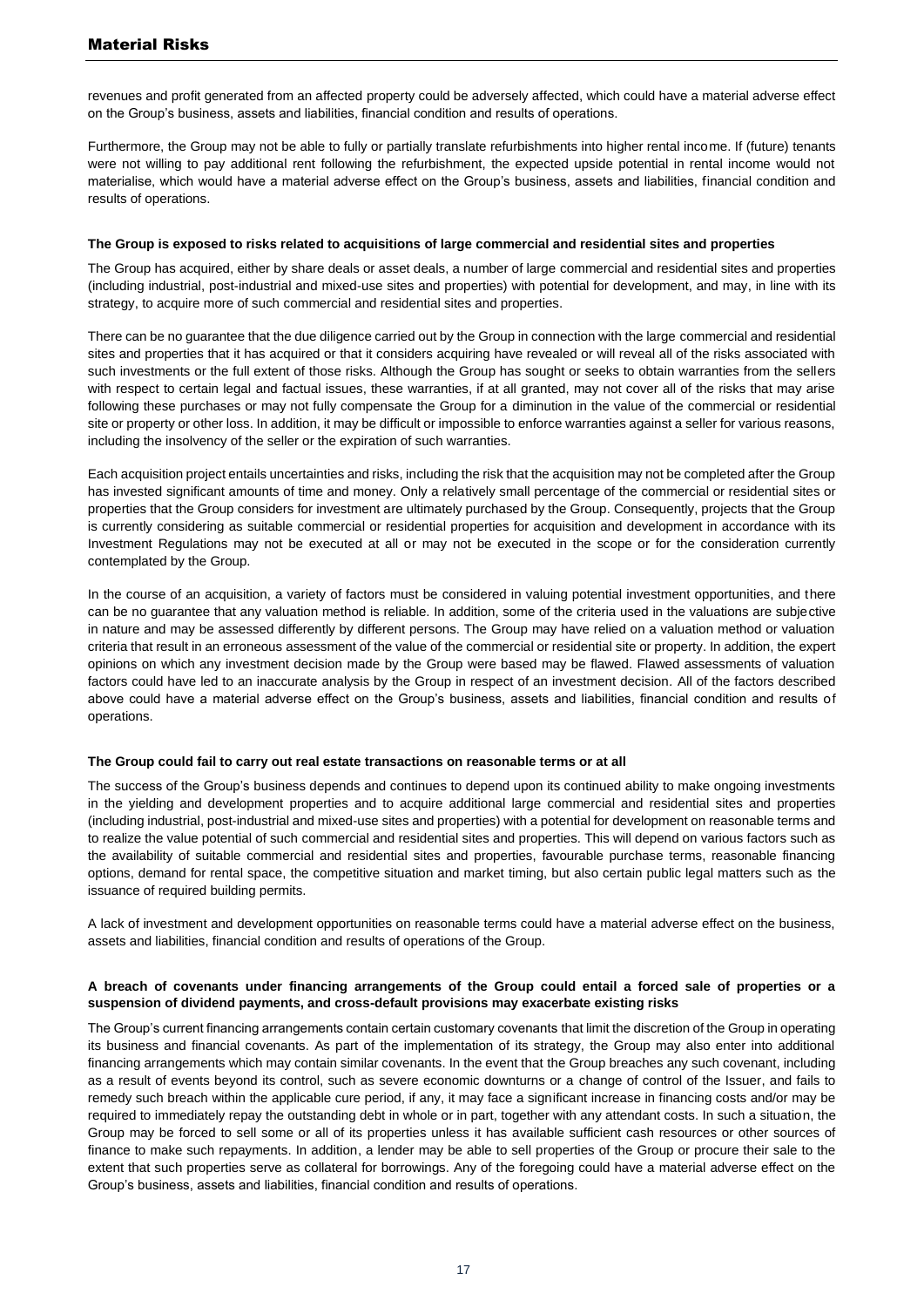revenues and profit generated from an affected property could be adversely affected, which could have a material adverse effect on the Group's business, assets and liabilities, financial condition and results of operations.

Furthermore, the Group may not be able to fully or partially translate refurbishments into higher rental income. If (future) tenants were not willing to pay additional rent following the refurbishment, the expected upside potential in rental income would not materialise, which would have a material adverse effect on the Group's business, assets and liabilities, financial condition and results of operations.

**The Group is exposed to risks related to acquisitions of large commercial and residential sites and properties**

The Group has acquired, either by share deals or asset deals, a number of large commercial and residential sites and properties (including industrial, post-industrial and mixed-use sites and properties) with potential for development, and may, in line with its strategy, to acquire more of such commercial and residential sites and properties.

There can be no guarantee that the due diligence carried out by the Group in connection with the large commercial and residential sites and properties that it has acquired or that it considers acquiring have revealed or will reveal all of the risks associated with such investments or the full extent of those risks. Although the Group has sought or seeks to obtain warranties from the sellers with respect to certain legal and factual issues, these warranties, if at all granted, may not cover all of the risks that may arise following these purchases or may not fully compensate the Group for a diminution in the value of the commercial or residential site or property or other loss. In addition, it may be difficult or impossible to enforce warranties against a seller for various reasons, including the insolvency of the seller or the expiration of such warranties.

Each acquisition project entails uncertainties and risks, including the risk that the acquisition may not be completed after the Group has invested significant amounts of time and money. Only a relatively small percentage of the commercial or residential sites or properties that the Group considers for investment are ultimately purchased by the Group. Consequently, projects that the Group is currently considering as suitable commercial or residential properties for acquisition and development in accordance with its Investment Regulations may not be executed at all or may not be executed in the scope or for the consideration currently contemplated by the Group.

In the course of an acquisition, a variety of factors must be considered in valuing potential investment opportunities, and there can be no guarantee that any valuation method is reliable. In addition, some of the criteria used in the valuations are subjective in nature and may be assessed differently by different persons. The Group may have relied on a valuation method or valuation criteria that result in an erroneous assessment of the value of the commercial or residential site or property. In addition, the expert opinions on which any investment decision made by the Group were based may be flawed. Flawed assessments of valuation factors could have led to an inaccurate analysis by the Group in respect of an investment decision. All of the factors described above could have a material adverse effect on the Group's business, assets and liabilities, financial condition and results of operations.

**The Group could fail to carry out real estate transactions on reasonable terms or at all**

The success of the Group's business depends and continues to depend upon its continued ability to make ongoing investments in the yielding and development properties and to acquire additional large commercial and residential sites and properties (including industrial, post-industrial and mixed-use sites and properties) with a potential for development on reasonable terms and to realize the value potential of such commercial and residential sites and properties. This will depend on various factors such as the availability of suitable commercial and residential sites and properties, favourable purchase terms, reasonable financing options, demand for rental space, the competitive situation and market timing, but also certain public legal matters such as the issuance of required building permits.

A lack of investment and development opportunities on reasonable terms could have a material adverse effect on the business, assets and liabilities, financial condition and results of operations of the Group.

**A breach of covenants under financing arrangements of the Group could entail a forced sale of properties or a suspension of dividend payments, and cross-default provisions may exacerbate existing risks**

The Group's current financing arrangements contain certain customary covenants that limit the discretion of the Group in operating its business and financial covenants. As part of the implementation of its strategy, the Group may also enter into additional financing arrangements which may contain similar covenants. In the event that the Group breaches any such covenant, including as a result of events beyond its control, such as severe economic downturns or a change of control of the Issuer, and fails to remedy such breach within the applicable cure period, if any, it may face a significant increase in financing costs and/or may be required to immediately repay the outstanding debt in whole or in part, together with any attendant costs. In such a situation, the Group may be forced to sell some or all of its properties unless it has available sufficient cash resources or other sources of finance to make such repayments. In addition, a lender may be able to sell properties of the Group or procure their sale to the extent that such properties serve as collateral for borrowings. Any of the foregoing could have a material adverse effect on the Group's business, assets and liabilities, financial condition and results of operations.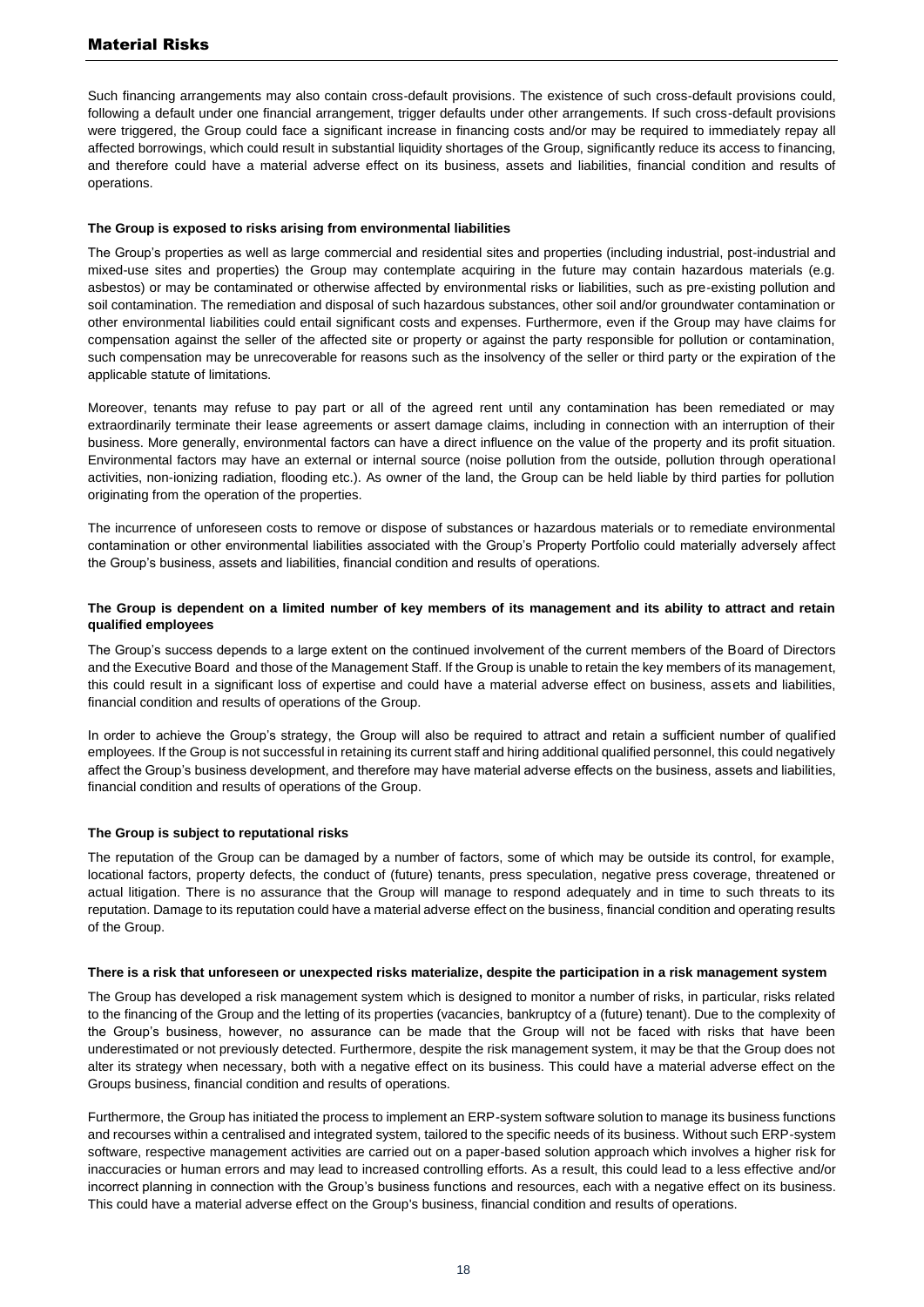Such financing arrangements may also contain cross-default provisions. The existence of such cross-default provisions could, following a default under one financial arrangement, trigger defaults under other arrangements. If such cross-default provisions were triggered, the Group could face a significant increase in financing costs and/or may be required to immediately repay all affected borrowings, which could result in substantial liquidity shortages of the Group, significantly reduce its access to financing, and therefore could have a material adverse effect on its business, assets and liabilities, financial condition and results of operations.

**The Group is exposed to risks arising from environmental liabilities**

The Group's properties as well as large commercial and residential sites and properties (including industrial, post-industrial and mixed-use sites and properties) the Group may contemplate acquiring in the future may contain hazardous materials (e.g. asbestos) or may be contaminated or otherwise affected by environmental risks or liabilities, such as pre-existing pollution and soil contamination. The remediation and disposal of such hazardous substances, other soil and/or groundwater contamination or other environmental liabilities could entail significant costs and expenses. Furthermore, even if the Group may have claims for compensation against the seller of the affected site or property or against the party responsible for pollution or contamination, such compensation may be unrecoverable for reasons such as the insolvency of the seller or third party or the expiration of the applicable statute of limitations.

Moreover, tenants may refuse to pay part or all of the agreed rent until any contamination has been remediated or may extraordinarily terminate their lease agreements or assert damage claims, including in connection with an interruption of their business. More generally, environmental factors can have a direct influence on the value of the property and its profit situation. Environmental factors may have an external or internal source (noise pollution from the outside, pollution through operational activities, non-ionizing radiation, flooding etc.). As owner of the land, the Group can be held liable by third parties for pollution originating from the operation of the properties.

The incurrence of unforeseen costs to remove or dispose of substances or hazardous materials or to remediate environmental contamination or other environmental liabilities associated with the Group's Property Portfolio could materially adversely affect the Group's business, assets and liabilities, financial condition and results of operations.

**The Group is dependent on a limited number of key members of its management and its ability to attract and retain qualified employees**

The Group's success depends to a large extent on the continued involvement of the current members of the Board of Directors and the Executive Board and those of the Management Staff. If the Group is unable to retain the key members of its management, this could result in a significant loss of expertise and could have a material adverse effect on business, assets and liabilities, financial condition and results of operations of the Group.

In order to achieve the Group's strategy, the Group will also be required to attract and retain a sufficient number of qualified employees. If the Group is not successful in retaining its current staff and hiring additional qualified personnel, this could negatively affect the Group's business development, and therefore may have material adverse effects on the business, assets and liabilities, financial condition and results of operations of the Group.

**The Group is subject to reputational risks**

The reputation of the Group can be damaged by a number of factors, some of which may be outside its control, for example, locational factors, property defects, the conduct of (future) tenants, press speculation, negative press coverage, threatened or actual litigation. There is no assurance that the Group will manage to respond adequately and in time to such threats to its reputation. Damage to its reputation could have a material adverse effect on the business, financial condition and operating results of the Group.

**There is a risk that unforeseen or unexpected risks materialize, despite the participation in a risk management system**

The Group has developed a risk management system which is designed to monitor a number of risks, in particular, risks related to the financing of the Group and the letting of its properties (vacancies, bankruptcy of a (future) tenant). Due to the complexity of the Group's business, however, no assurance can be made that the Group will not be faced with risks that have been underestimated or not previously detected. Furthermore, despite the risk management system, it may be that the Group does not alter its strategy when necessary, both with a negative effect on its business. This could have a material adverse effect on the Groups business, financial condition and results of operations.

Furthermore, the Group has initiated the process to implement an ERP-system software solution to manage its business functions and recourses within a centralised and integrated system, tailored to the specific needs of its business. Without such ERP-system software, respective management activities are carried out on a paper-based solution approach which involves a higher risk for inaccuracies or human errors and may lead to increased controlling efforts. As a result, this could lead to a less effective and/or incorrect planning in connection with the Group's business functions and resources, each with a negative effect on its business. This could have a material adverse effect on the Group's business, financial condition and results of operations.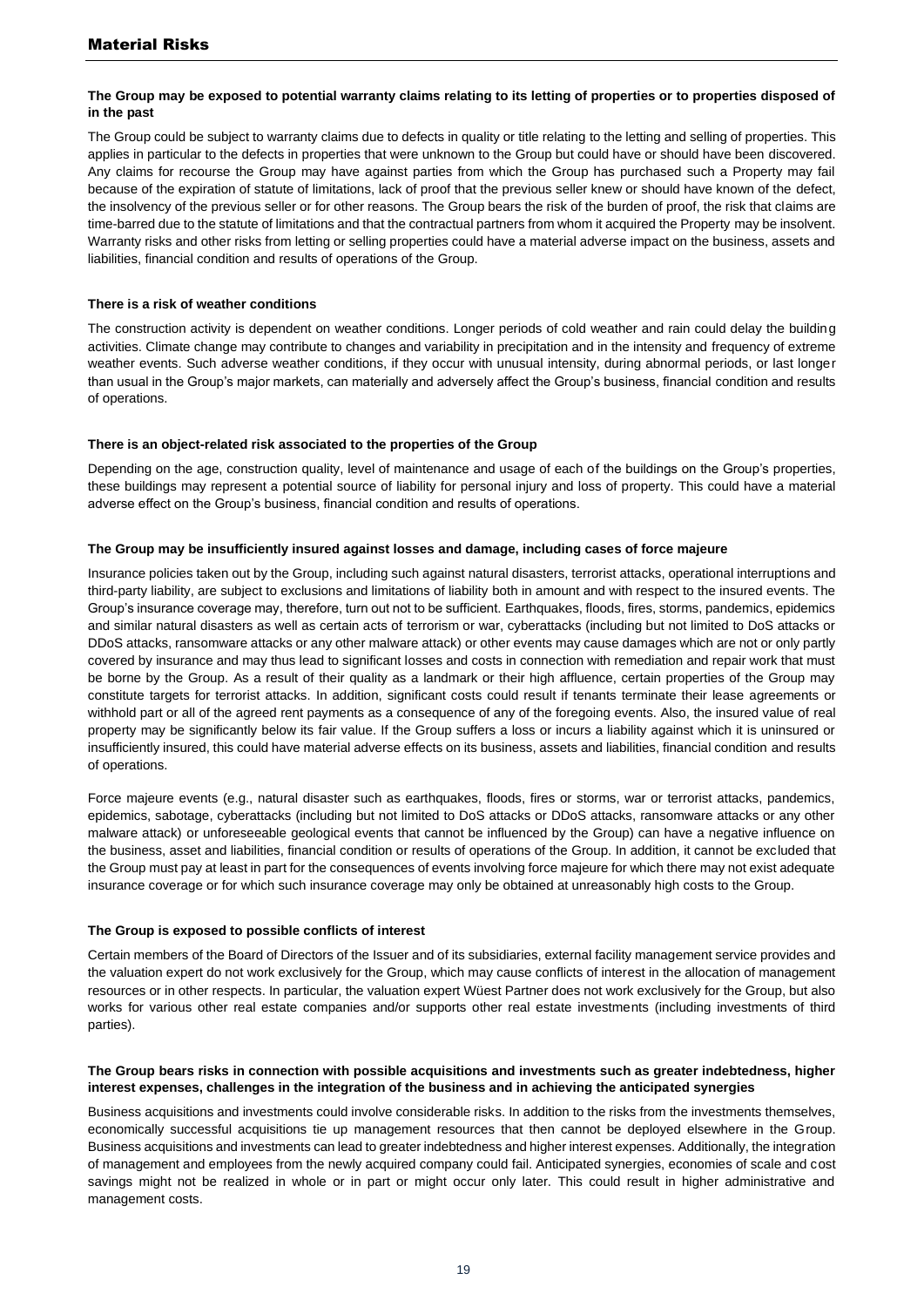## Material Risks

**The Group may be exposed to potential warranty claims relating to its letting of properties or to properties disposed of in the past**

The Group could be subject to warranty claims due to defects in quality or title relating to the letting and selling of properties. This applies in particular to the defects in properties that were unknown to the Group but could have or should have been discovered. Any claims for recourse the Group may have against parties from which the Group has purchased such a Property may fail because of the expiration of statute of limitations, lack of proof that the previous seller knew or should have known of the defect, the insolvency of the previous seller or for other reasons. The Group bears the risk of the burden of proof, the risk that claims are time-barred due to the statute of limitations and that the contractual partners from whom it acquired the Property may be insolvent. Warranty risks and other risks from letting or selling properties could have a material adverse impact on the business, assets and liabilities, financial condition and results of operations of the Group.

**There is a risk of weather conditions**

The construction activity is dependent on weather conditions. Longer periods of cold weather and rain could delay the building activities. Climate change may contribute to changes and variability in precipitation and in the intensity and frequency of extreme weather events. Such adverse weather conditions, if they occur with unusual intensity, during abnormal periods, or last longer than usual in the Group's major markets, can materially and adversely affect the Group's business, financial condition and results of operations.

**There is an object-related risk associated to the properties of the Group**

Depending on the age, construction quality, level of maintenance and usage of each of the buildings on the Group's properties, these buildings may represent a potential source of liability for personal injury and loss of property. This could have a material adverse effect on the Group's business, financial condition and results of operations.

**The Group may be insufficiently insured against losses and damage, including cases of force majeure**

Insurance policies taken out by the Group, including such against natural disasters, terrorist attacks, operational interruptions and third-party liability, are subject to exclusions and limitations of liability both in amount and with respect to the insured events. The Group's insurance coverage may, therefore, turn out not to be sufficient. Earthquakes, floods, fires, storms, pandemics, epidemics and similar natural disasters as well as certain acts of terrorism or war, cyberattacks (including but not limited to DoS attacks or DDoS attacks, ransomware attacks or any other malware attack) or other events may cause damages which are not or only partly covered by insurance and may thus lead to significant losses and costs in connection with remediation and repair work that must be borne by the Group. As a result of their quality as a landmark or their high affluence, certain properties of the Group may constitute targets for terrorist attacks. In addition, significant costs could result if tenants terminate their lease agreements or withhold part or all of the agreed rent payments as a consequence of any of the foregoing events. Also, the insured value of real property may be significantly below its fair value. If the Group suffers a loss or incurs a liability against which it is uninsured or insufficiently insured, this could have material adverse effects on its business, assets and liabilities, financial condition and results of operations.

Force majeure events (e.g., natural disaster such as earthquakes, floods, fires or storms, war or terrorist attacks, pandemics, epidemics, sabotage, cyberattacks (including but not limited to DoS attacks or DDoS attacks, ransomware attacks or any other malware attack) or unforeseeable geological events that cannot be influenced by the Group) can have a negative influence on the business, asset and liabilities, financial condition or results of operations of the Group. In addition, it cannot be excluded that the Group must pay at least in part for the consequences of events involving force majeure for which there may not exist adequate insurance coverage or for which such insurance coverage may only be obtained at unreasonably high costs to the Group.

**The Group is exposed to possible conflicts of interest**

Certain members of the Board of Directors of the Issuer and of its subsidiaries, external facility management service provides and the valuation expert do not work exclusively for the Group, which may cause conflicts of interest in the allocation of management resources or in other respects. In particular, the valuation expert Wüest Partner does not work exclusively for the Group, but also works for various other real estate companies and/or supports other real estate investments (including investments of third parties).

**The Group bears risks in connection with possible acquisitions and investments such as greater indebtedness, higher interest expenses, challenges in the integration of the business and in achieving the anticipated synergies**

Business acquisitions and investments could involve considerable risks. In addition to the risks from the investments themselves, economically successful acquisitions tie up management resources that then cannot be deployed elsewhere in the Group. Business acquisitions and investments can lead to greater indebtedness and higher interest expenses. Additionally, the integration of management and employees from the newly acquired company could fail. Anticipated synergies, economies of scale and cost savings might not be realized in whole or in part or might occur only later. This could result in higher administrative and management costs.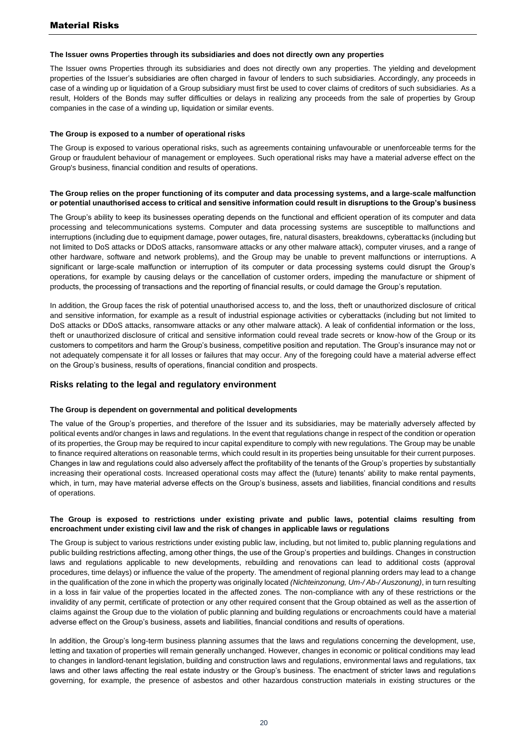**The Issuer owns Properties through its subsidiaries and does not directly own any properties**

The Issuer owns Properties through its subsidiaries and does not directly own any properties. The yielding and development properties of the Issuer's subsidiaries are often charged in favour of lenders to such subsidiaries. Accordingly, any proceeds in case of a winding up or liquidation of a Group subsidiary must first be used to cover claims of creditors of such subsidiaries. As a result, Holders of the Bonds may suffer difficulties or delays in realizing any proceeds from the sale of properties by Group companies in the case of a winding up, liquidation or similar events.

**The Group is exposed to a number of operational risks**

The Group is exposed to various operational risks, such as agreements containing unfavourable or unenforceable terms for the Group or fraudulent behaviour of management or employees. Such operational risks may have a material adverse effect on the Group's business, financial condition and results of operations.

**The Group relies on the proper functioning of its computer and data processing systems, and a large-scale malfunction or potential unauthorised access to critical and sensitive information could result in disruptions to the Group's business**

The Group's ability to keep its businesses operating depends on the functional and efficient operation of its computer and data processing and telecommunications systems. Computer and data processing systems are susceptible to malfunctions and interruptions (including due to equipment damage, power outages, fire, natural disasters, breakdowns, cyberattacks (including but not limited to DoS attacks or DDoS attacks, ransomware attacks or any other malware attack), computer viruses, and a range of other hardware, software and network problems), and the Group may be unable to prevent malfunctions or interruptions. A significant or large-scale malfunction or interruption of its computer or data processing systems could disrupt the Group's operations, for example by causing delays or the cancellation of customer orders, impeding the manufacture or shipment of products, the processing of transactions and the reporting of financial results, or could damage the Group's reputation.

In addition, the Group faces the risk of potential unauthorised access to, and the loss, theft or unauthorized disclosure of critical and sensitive information, for example as a result of industrial espionage activities or cyberattacks (including but not limited to DoS attacks or DDoS attacks, ransomware attacks or any other malware attack). A leak of confidential information or the loss, theft or unauthorized disclosure of critical and sensitive information could reveal trade secrets or know-how of the Group or its customers to competitors and harm the Group's business, competitive position and reputation. The Group's insurance may not or not adequately compensate it for all losses or failures that may occur. Any of the foregoing could have a material adverse effect on the Group's business, results of operations, financial condition and prospects.

## Risks relating to the legal and regulatory environment

**The Group is dependent on governmental and political developments**

The value of the Group's properties, and therefore of the Issuer and its subsidiaries, may be materially adversely affected by political events and/or changes in laws and regulations. In the event that regulations change in respect of the condition or operation of its properties, the Group may be required to incur capital expenditure to comply with new regulations. The Group may be unable to finance required alterations on reasonable terms, which could result in its properties being unsuitable for their current purposes. Changes in law and regulations could also adversely affect the profitability of the tenants of the Group's properties by substantially increasing their operational costs. Increased operational costs may affect the (future) tenants' ability to make rental payments, which, in turn, may have material adverse effects on the Group's business, assets and liabilities, financial conditions and results of operations.

**The Group is exposed to restrictions under existing private and public laws, potential claims resulting from encroachment under existing civil law and the risk of changes in applicable laws or regulations**

The Group is subject to various restrictions under existing public law, including, but not limited to, public planning regulations and public building restrictions affecting, among other things, the use of the Group's properties and buildings. Changes in construction laws and regulations applicable to new developments, rebuilding and renovations can lead to additional costs (approval procedures, time delays) or influence the value of the property. The amendment of regional planning orders may lead to a change in the qualification of the zone in which the property was originally located *(Nichteinzonung, Um-/ Ab-/ Auszonung)*, in turn resulting in a loss in fair value of the properties located in the affected zones. The non-compliance with any of these restrictions or the invalidity of any permit, certificate of protection or any other required consent that the Group obtained as well as the assertion of claims against the Group due to the violation of public planning and building regulations or encroachments could have a material adverse effect on the Group's business, assets and liabilities, financial conditions and results of operations.

In addition, the Group's long-term business planning assumes that the laws and regulations concerning the development, use, letting and taxation of properties will remain generally unchanged. However, changes in economic or political conditions may lead to changes in landlord-tenant legislation, building and construction laws and regulations, environmental laws and regulations, tax laws and other laws affecting the real estate industry or the Group's business. The enactment of stricter laws and regulations governing, for example, the presence of asbestos and other hazardous construction materials in existing structures or the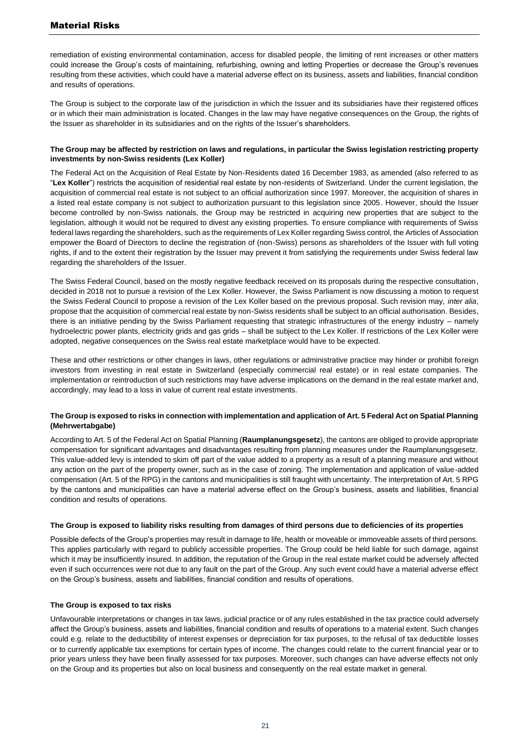remediation of existing environmental contamination, access for disabled people, the limiting of rent increases or other matters could increase the Group's costs of maintaining, refurbishing, owning and letting Properties or decrease the Group's revenues resulting from these activities, which could have a material adverse effect on its business, assets and liabilities, financial condition and results of operations.

The Group is subject to the corporate law of the jurisdiction in which the Issuer and its subsidiaries have their registered offices or in which their main administration is located. Changes in the law may have negative consequences on the Group, the rights of the Issuer as shareholder in its subsidiaries and on the rights of the Issuer's shareholders.

**The Group may be affected by restriction on laws and regulations, in particular the Swiss legislation restricting property investments by non-Swiss residents (Lex Koller)**

The Federal Act on the Acquisition of Real Estate by Non-Residents dated 16 December 1983, as amended (also referred to as "**Lex Koller**") restricts the acquisition of residential real estate by non-residents of Switzerland. Under the current legislation, the acquisition of commercial real estate is not subject to an official authorization since 1997. Moreover, the acquisition of shares in a listed real estate company is not subject to authorization pursuant to this legislation since 2005. However, should the Issuer become controlled by non-Swiss nationals, the Group may be restricted in acquiring new properties that are subject to the legislation, although it would not be required to divest any existing properties. To ensure compliance with requirements of Swiss federal laws regarding the shareholders, such as the requirements of Lex Koller regarding Swiss control, the Articles of Association empower the Board of Directors to decline the registration of (non-Swiss) persons as shareholders of the Issuer with full voting rights, if and to the extent their registration by the Issuer may prevent it from satisfying the requirements under Swiss federal law regarding the shareholders of the Issuer.

The Swiss Federal Council, based on the mostly negative feedback received on its proposals during the respective consultation, decided in 2018 not to pursue a revision of the Lex Koller. However, the Swiss Parliament is now discussing a motion to request the Swiss Federal Council to propose a revision of the Lex Koller based on the previous proposal. Such revision may, *inter alia*, propose that the acquisition of commercial real estate by non-Swiss residents shall be subject to an official authorisation. Besides, there is an initiative pending by the Swiss Parliament requesting that strategic infrastructures of the energy industry – namely hydroelectric power plants, electricity grids and gas grids – shall be subject to the Lex Koller. If restrictions of the Lex Koller were adopted, negative consequences on the Swiss real estate marketplace would have to be expected.

These and other restrictions or other changes in laws, other regulations or administrative practice may hinder or prohibit foreign investors from investing in real estate in Switzerland (especially commercial real estate) or in real estate companies. The implementation or reintroduction of such restrictions may have adverse implications on the demand in the real estate market and, accordingly, may lead to a loss in value of current real estate investments.

**The Group is exposed to risks in connection with implementation and application of Art. 5 Federal Act on Spatial Planning (Mehrwertabgabe)**

According to Art. 5 of the Federal Act on Spatial Planning (**Raumplanungsgesetz**), the cantons are obliged to provide appropriate compensation for significant advantages and disadvantages resulting from planning measures under the Raumplanungsgesetz. This value-added levy is intended to skim off part of the value added to a property as a result of a planning measure and without any action on the part of the property owner, such as in the case of zoning. The implementation and application of value-added compensation (Art. 5 of the RPG) in the cantons and municipalities is still fraught with uncertainty. The interpretation of Art. 5 RPG by the cantons and municipalities can have a material adverse effect on the Group's business, assets and liabilities, financial condition and results of operations.

**The Group is exposed to liability risks resulting from damages of third persons due to deficiencies of its properties**

Possible defects of the Group's properties may result in damage to life, health or moveable or immoveable assets of third persons. This applies particularly with regard to publicly accessible properties. The Group could be held liable for such damage, against which it may be insufficiently insured. In addition, the reputation of the Group in the real estate market could be adversely affected even if such occurrences were not due to any fault on the part of the Group. Any such event could have a material adverse effect on the Group's business, assets and liabilities, financial condition and results of operations.

**The Group is exposed to tax risks**

Unfavourable interpretations or changes in tax laws, judicial practice or of any rules established in the tax practice could adversely affect the Group's business, assets and liabilities, financial condition and results of operations to a material extent. Such changes could e.g. relate to the deductibility of interest expenses or depreciation for tax purposes, to the refusal of tax deductible losses or to currently applicable tax exemptions for certain types of income. The changes could relate to the current financial year or to prior years unless they have been finally assessed for tax purposes. Moreover, such changes can have adverse effects not only on the Group and its properties but also on local business and consequently on the real estate market in general.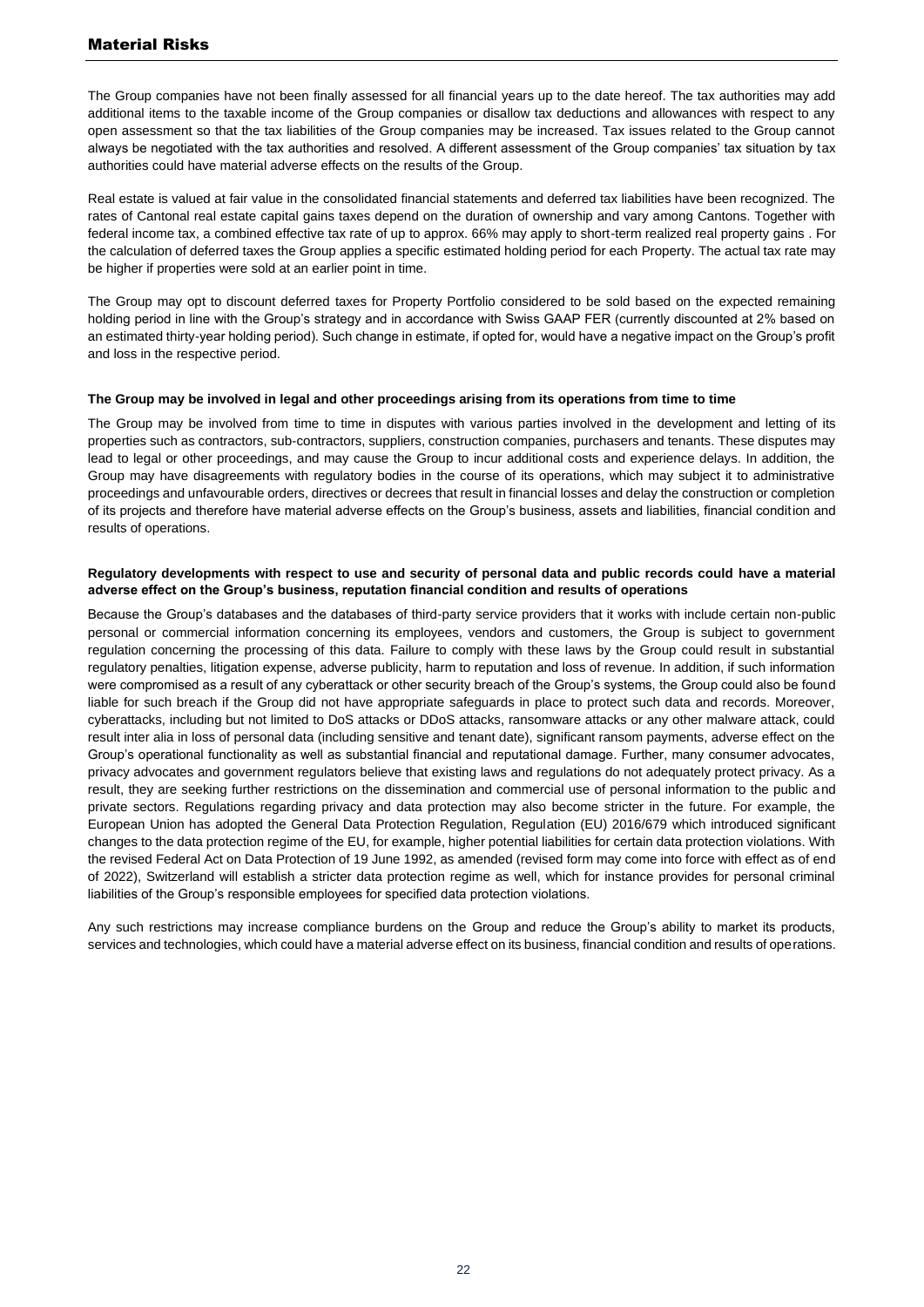The Group companies have not been finally assessed for all financial years up to the date hereof. The tax authorities may add additional items to the taxable income of the Group companies or disallow tax deductions and allowances with respect to any open assessment so that the tax liabilities of the Group companies may be increased. Tax issues related to the Group cannot always be negotiated with the tax authorities and resolved. A different assessment of the Group companies' tax situation by tax authorities could have material adverse effects on the results of the Group.

Real estate is valued at fair value in the consolidated financial statements and deferred tax liabilities have been recognized. The rates of Cantonal real estate capital gains taxes depend on the duration of ownership and vary among Cantons. Together with federal income tax, a combined effective tax rate of up to approx. 66% may apply to short-term realized real property gains . For the calculation of deferred taxes the Group applies a specific estimated holding period for each Property. The actual tax rate may be higher if properties were sold at an earlier point in time.

The Group may opt to discount deferred taxes for Property Portfolio considered to be sold based on the expected remaining holding period in line with the Group's strategy and in accordance with Swiss GAAP FER (currently discounted at 2% based on an estimated thirty-year holding period). Such change in estimate, if opted for, would have a negative impact on the Group's profit and loss in the respective period.

**The Group may be involved in legal and other proceedings arising from its operations from time to time**

The Group may be involved from time to time in disputes with various parties involved in the development and letting of its properties such as contractors, sub-contractors, suppliers, construction companies, purchasers and tenants. These disputes may lead to legal or other proceedings, and may cause the Group to incur additional costs and experience delays. In addition, the Group may have disagreements with regulatory bodies in the course of its operations, which may subject it to administrative proceedings and unfavourable orders, directives or decrees that result in financial losses and delay the construction or completion of its projects and therefore have material adverse effects on the Group's business, assets and liabilities, financial condition and results of operations.

**Regulatory developments with respect to use and security of personal data and public records could have a material adverse effect on the Group's business, reputation financial condition and results of operations**

Because the Group's databases and the databases of third-party service providers that it works with include certain non-public personal or commercial information concerning its employees, vendors and customers, the Group is subject to government regulation concerning the processing of this data. Failure to comply with these laws by the Group could result in substantial regulatory penalties, litigation expense, adverse publicity, harm to reputation and loss of revenue. In addition, if such information were compromised as a result of any cyberattack or other security breach of the Group's systems, the Group could also be found liable for such breach if the Group did not have appropriate safeguards in place to protect such data and records. Moreover, cyberattacks, including but not limited to DoS attacks or DDoS attacks, ransomware attacks or any other malware attack, could result inter alia in loss of personal data (including sensitive and tenant date), significant ransom payments, adverse effect on the Group's operational functionality as well as substantial financial and reputational damage. Further, many consumer advocates, privacy advocates and government regulators believe that existing laws and regulations do not adequately protect privacy. As a result, they are seeking further restrictions on the dissemination and commercial use of personal information to the public and private sectors. Regulations regarding privacy and data protection may also become stricter in the future. For example, the European Union has adopted the General Data Protection Regulation, Regulation (EU) 2016/679 which introduced significant changes to the data protection regime of the EU, for example, higher potential liabilities for certain data protection violations. With the revised Federal Act on Data Protection of 19 June 1992, as amended (revised form may come into force with effect as of end of 2022), Switzerland will establish a stricter data protection regime as well, which for instance provides for personal criminal liabilities of the Group's responsible employees for specified data protection violations.

Any such restrictions may increase compliance burdens on the Group and reduce the Group's ability to market its products, services and technologies, which could have a material adverse effect on its business, financial condition and results of operations.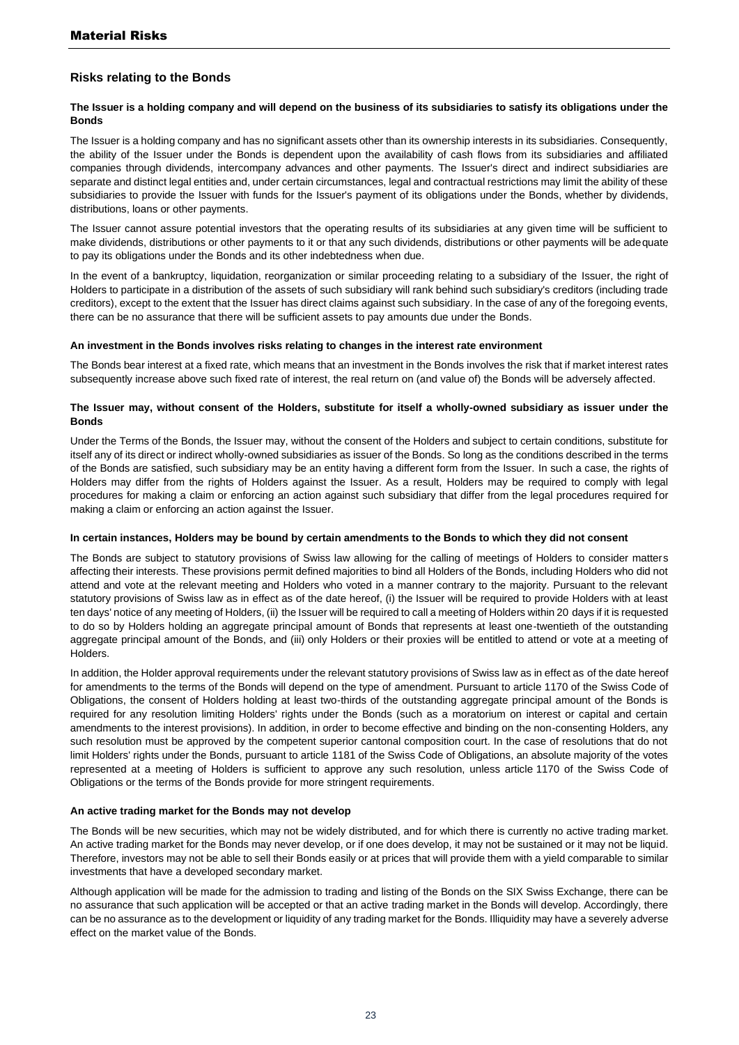# Material Risks

## Risks relating to the Bonds

**The Issuer is a holding company and will depend on the business of its subsidiaries to satisfy its obligations under the Bonds**

The Issuer is a holding company and has no significant assets other than its ownership interests in its subsidiaries. Consequently, the ability of the Issuer under the Bonds is dependent upon the availability of cash flows from its subsidiaries and affiliated companies through dividends, intercompany advances and other payments. The Issuer's direct and indirect subsidiaries are separate and distinct legal entities and, under certain circumstances, legal and contractual restrictions may limit the ability of these subsidiaries to provide the Issuer with funds for the Issuer's payment of its obligations under the Bonds, whether by dividends, distributions, loans or other payments.

The Issuer cannot assure potential investors that the operating results of its subsidiaries at any given time will be sufficient to make dividends, distributions or other payments to it or that any such dividends, distributions or other payments will be adequate to pay its obligations under the Bonds and its other indebtedness when due.

In the event of a bankruptcy, liquidation, reorganization or similar proceeding relating to a subsidiary of the Issuer, the right of Holders to participate in a distribution of the assets of such subsidiary will rank behind such subsidiary's creditors (including trade creditors), except to the extent that the Issuer has direct claims against such subsidiary. In the case of any of the foregoing events, there can be no assurance that there will be sufficient assets to pay amounts due under the Bonds.

**An investment in the Bonds involves risks relating to changes in the interest rate environment**

The Bonds bear interest at a fixed rate, which means that an investment in the Bonds involves the risk that if market interest rates subsequently increase above such fixed rate of interest, the real return on (and value of) the Bonds will be adversely affected.

**The Issuer may, without consent of the Holders, substitute for itself a wholly-owned subsidiary as issuer under the Bonds**

Under the Terms of the Bonds, the Issuer may, without the consent of the Holders and subject to certain conditions, substitute for itself any of its direct or indirect wholly-owned subsidiaries as issuer of the Bonds. So long as the conditions described in the terms of the Bonds are satisfied, such subsidiary may be an entity having a different form from the Issuer. In such a case, the rights of Holders may differ from the rights of Holders against the Issuer. As a result, Holders may be required to comply with legal procedures for making a claim or enforcing an action against such subsidiary that differ from the legal procedures required for making a claim or enforcing an action against the Issuer.

**In certain instances, Holders may be bound by certain amendments to the Bonds to which they did not consent**

The Bonds are subject to statutory provisions of Swiss law allowing for the calling of meetings of Holders to consider matters affecting their interests. These provisions permit defined majorities to bind all Holders of the Bonds, including Holders who did not attend and vote at the relevant meeting and Holders who voted in a manner contrary to the majority. Pursuant to the relevant statutory provisions of Swiss law as in effect as of the date hereof, (i) the Issuer will be required to provide Holders with at least ten days' notice of any meeting of Holders, (ii) the Issuer will be required to call a meeting of Holders within 20 days if it is requested to do so by Holders holding an aggregate principal amount of Bonds that represents at least one-twentieth of the outstanding aggregate principal amount of the Bonds, and (iii) only Holders or their proxies will be entitled to attend or vote at a meeting of Holders.

In addition, the Holder approval requirements under the relevant statutory provisions of Swiss law as in effect as of the date hereof for amendments to the terms of the Bonds will depend on the type of amendment. Pursuant to article 1170 of the Swiss Code of Obligations, the consent of Holders holding at least two-thirds of the outstanding aggregate principal amount of the Bonds is required for any resolution limiting Holders' rights under the Bonds (such as a moratorium on interest or capital and certain amendments to the interest provisions). In addition, in order to become effective and binding on the non-consenting Holders, any such resolution must be approved by the competent superior cantonal composition court. In the case of resolutions that do not limit Holders' rights under the Bonds, pursuant to article 1181 of the Swiss Code of Obligations, an absolute majority of the votes represented at a meeting of Holders is sufficient to approve any such resolution, unless article 1170 of the Swiss Code of Obligations or the terms of the Bonds provide for more stringent requirements.

**An active trading market for the Bonds may not develop**

The Bonds will be new securities, which may not be widely distributed, and for which there is currently no active trading market. An active trading market for the Bonds may never develop, or if one does develop, it may not be sustained or it may not be liquid. Therefore, investors may not be able to sell their Bonds easily or at prices that will provide them with a yield comparable to similar investments that have a developed secondary market.

Although application will be made for the admission to trading and listing of the Bonds on the SIX Swiss Exchange, there can be no assurance that such application will be accepted or that an active trading market in the Bonds will develop. Accordingly, there can be no assurance as to the development or liquidity of any trading market for the Bonds. Illiquidity may have a severely adverse effect on the market value of the Bonds.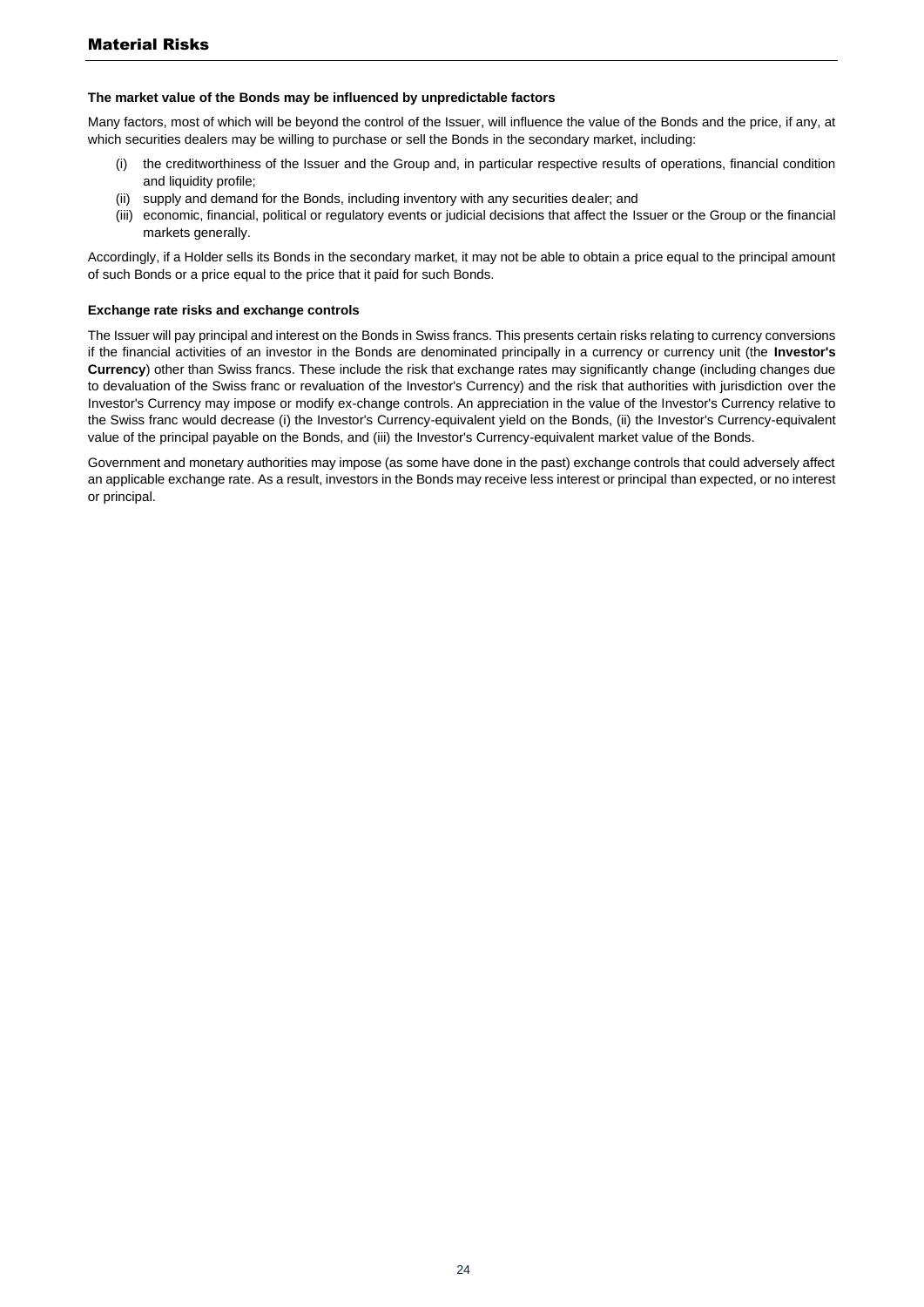## Material Risks

**The market value of the Bonds may be influenced by unpredictable factors**

Many factors, most of which will be beyond the control of the Issuer, will influence the value of the Bonds and the price, if any, at which securities dealers may be willing to purchase or sell the Bonds in the secondary market, including:

(i) the creditworthiness of the Issuer and the Group and, in particular respective results of operations, financial condition and liquidity profile;
(ii) supply and demand for the Bonds, including inventory with any securities dealer; and
(iii) economic, financial, political or regulatory events or judicial decisions that affect the Issuer or the Group or the financial markets generally.

Accordingly, if a Holder sells its Bonds in the secondary market, it may not be able to obtain a price equal to the principal amount of such Bonds or a price equal to the price that it paid for such Bonds.

**Exchange rate risks and exchange controls**

The Issuer will pay principal and interest on the Bonds in Swiss francs. This presents certain risks relating to currency conversions if the financial activities of an investor in the Bonds are denominated principally in a currency or currency unit (the **Investor's Currency**) other than Swiss francs. These include the risk that exchange rates may significantly change (including changes due to devaluation of the Swiss franc or revaluation of the Investor's Currency) and the risk that authorities with jurisdiction over the Investor's Currency may impose or modify ex-change controls. An appreciation in the value of the Investor's Currency relative to the Swiss franc would decrease (i) the Investor's Currency-equivalent yield on the Bonds, (ii) the Investor's Currency-equivalent value of the principal payable on the Bonds, and (iii) the Investor's Currency-equivalent market value of the Bonds.

Government and monetary authorities may impose (as some have done in the past) exchange controls that could adversely affect an applicable exchange rate. As a result, investors in the Bonds may receive less interest or principal than expected, or no interest or principal.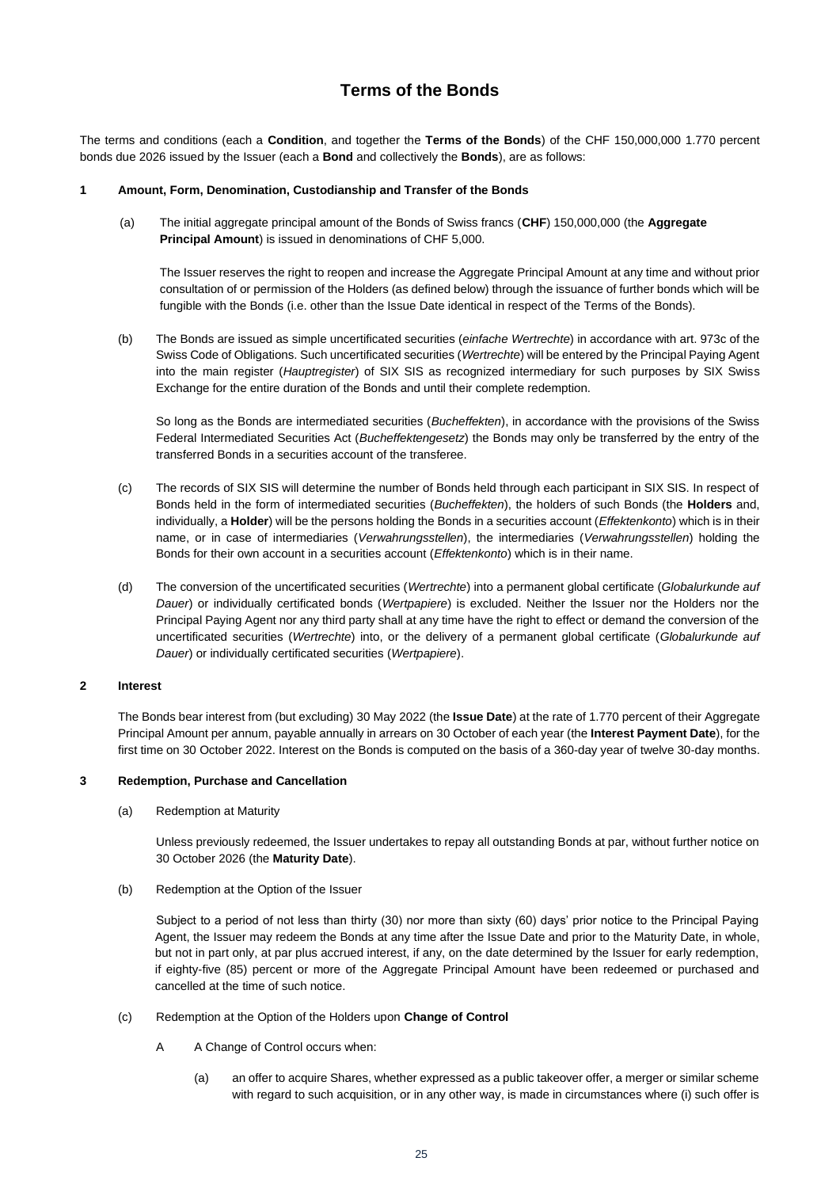# Terms of the Bonds

The terms and conditions (each a **Condition**, and together the **Terms of the Bonds**) of the CHF 150,000,000 1.770 percent bonds due 2026 issued by the Issuer (each a **Bond** and collectively the **Bonds**), are as follows:

## 1 Amount, Form, Denomination, Custodianship and Transfer of the Bonds

(a) The initial aggregate principal amount of the Bonds of Swiss francs (**CHF**) 150,000,000 (the **Aggregate Principal Amount**) is issued in denominations of CHF 5,000.

The Issuer reserves the right to reopen and increase the Aggregate Principal Amount at any time and without prior consultation of or permission of the Holders (as defined below) through the issuance of further bonds which will be fungible with the Bonds (i.e. other than the Issue Date identical in respect of the Terms of the Bonds).

(b) The Bonds are issued as simple uncertificated securities (*einfache Wertrechte*) in accordance with art. 973c of the Swiss Code of Obligations. Such uncertificated securities (*Wertrechte*) will be entered by the Principal Paying Agent into the main register (*Hauptregister*) of SIX SIS as recognized intermediary for such purposes by SIX Swiss Exchange for the entire duration of the Bonds and until their complete redemption.

So long as the Bonds are intermediated securities (*Bucheffekten*), in accordance with the provisions of the Swiss Federal Intermediated Securities Act (*Bucheffektengesetz*) the Bonds may only be transferred by the entry of the transferred Bonds in a securities account of the transferee.

(c) The records of SIX SIS will determine the number of Bonds held through each participant in SIX SIS. In respect of Bonds held in the form of intermediated securities (*Bucheffekten*), the holders of such Bonds (the **Holders** and, individually, a **Holder**) will be the persons holding the Bonds in a securities account (*Effektenkonto*) which is in their name, or in case of intermediaries (*Verwahrungsstellen*), the intermediaries (*Verwahrungsstellen*) holding the Bonds for their own account in a securities account (*Effektenkonto*) which is in their name.

(d) The conversion of the uncertificated securities (*Wertrechte*) into a permanent global certificate (*Globalurkunde auf Dauer*) or individually certificated bonds (*Wertpapiere*) is excluded. Neither the Issuer nor the Holders nor the Principal Paying Agent nor any third party shall at any time have the right to effect or demand the conversion of the uncertificated securities (*Wertrechte*) into, or the delivery of a permanent global certificate (*Globalurkunde auf Dauer*) or individually certificated securities (*Wertpapiere*).

## 2 Interest

The Bonds bear interest from (but excluding) 30 May 2022 (the **Issue Date**) at the rate of 1.770 percent of their Aggregate Principal Amount per annum, payable annually in arrears on 30 October of each year (the **Interest Payment Date**), for the first time on 30 October 2022. Interest on the Bonds is computed on the basis of a 360-day year of twelve 30-day months.

## 3 Redemption, Purchase and Cancellation

(a) Redemption at Maturity

Unless previously redeemed, the Issuer undertakes to repay all outstanding Bonds at par, without further notice on 30 October 2026 (the **Maturity Date**).

(b) Redemption at the Option of the Issuer

Subject to a period of not less than thirty (30) nor more than sixty (60) days' prior notice to the Principal Paying Agent, the Issuer may redeem the Bonds at any time after the Issue Date and prior to the Maturity Date, in whole, but not in part only, at par plus accrued interest, if any, on the date determined by the Issuer for early redemption, if eighty-five (85) percent or more of the Aggregate Principal Amount have been redeemed or purchased and cancelled at the time of such notice.

(c) Redemption at the Option of the Holders upon **Change of Control**

A A Change of Control occurs when:

(a) an offer to acquire Shares, whether expressed as a public takeover offer, a merger or similar scheme with regard to such acquisition, or in any other way, is made in circumstances where (i) such offer is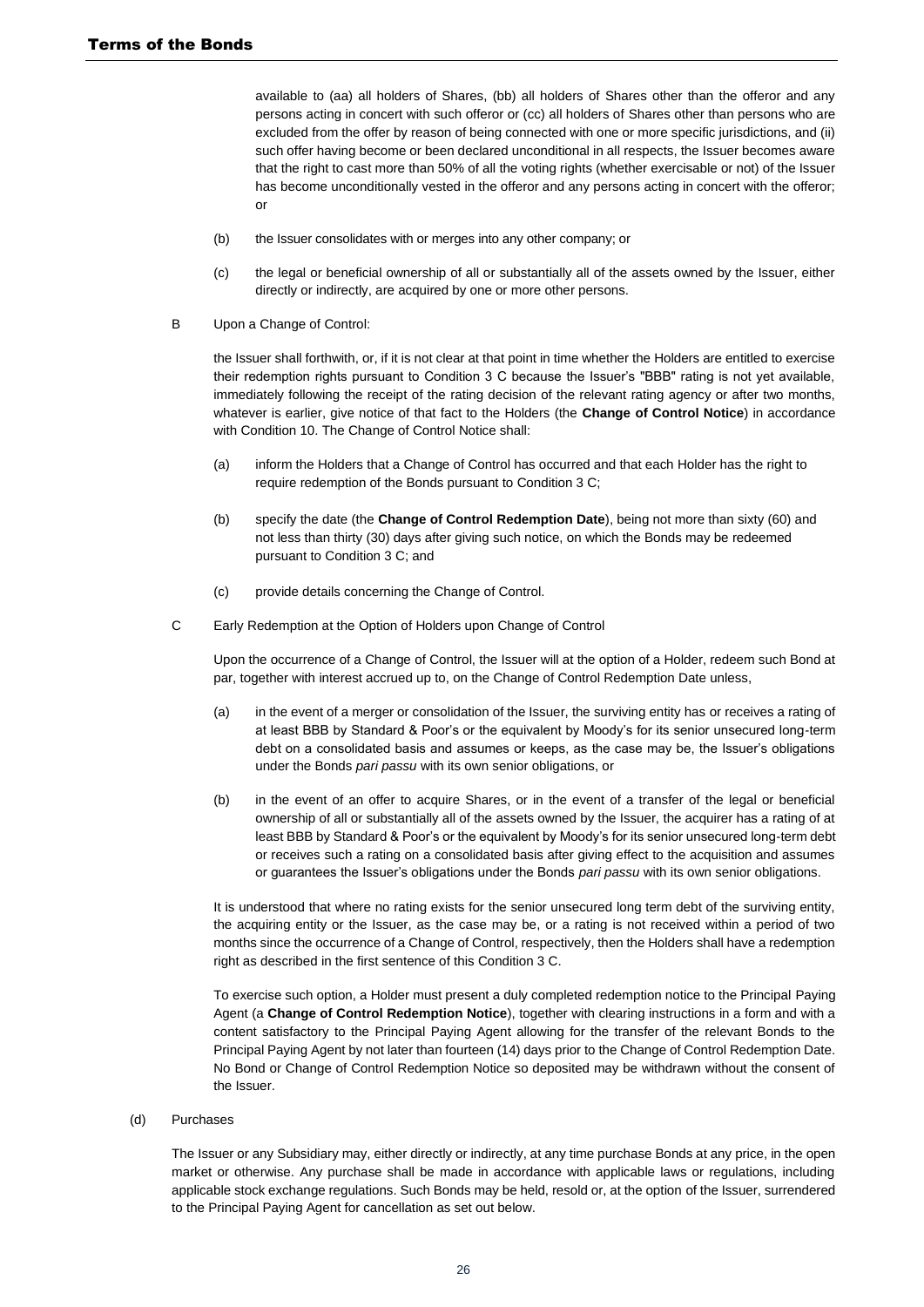available to (aa) all holders of Shares, (bb) all holders of Shares other than the offeror and any persons acting in concert with such offeror or (cc) all holders of Shares other than persons who are excluded from the offer by reason of being connected with one or more specific jurisdictions, and (ii) such offer having become or been declared unconditional in all respects, the Issuer becomes aware that the right to cast more than 50% of all the voting rights (whether exercisable or not) of the Issuer has become unconditionally vested in the offeror and any persons acting in concert with the offeror; or

(b) the Issuer consolidates with or merges into any other company; or

(c) the legal or beneficial ownership of all or substantially all of the assets owned by the Issuer, either directly or indirectly, are acquired by one or more other persons.

B Upon a Change of Control:

the Issuer shall forthwith, or, if it is not clear at that point in time whether the Holders are entitled to exercise their redemption rights pursuant to Condition 3 C because the Issuer's "BBB" rating is not yet available, immediately following the receipt of the rating decision of the relevant rating agency or after two months, whatever is earlier, give notice of that fact to the Holders (the **Change of Control Notice**) in accordance with Condition 10. The Change of Control Notice shall:

(a) inform the Holders that a Change of Control has occurred and that each Holder has the right to require redemption of the Bonds pursuant to Condition 3 C;

(b) specify the date (the **Change of Control Redemption Date**), being not more than sixty (60) and not less than thirty (30) days after giving such notice, on which the Bonds may be redeemed pursuant to Condition 3 C; and

(c) provide details concerning the Change of Control.

C Early Redemption at the Option of Holders upon Change of Control

Upon the occurrence of a Change of Control, the Issuer will at the option of a Holder, redeem such Bond at par, together with interest accrued up to, on the Change of Control Redemption Date unless,

(a) in the event of a merger or consolidation of the Issuer, the surviving entity has or receives a rating of at least BBB by Standard & Poor's or the equivalent by Moody's for its senior unsecured long-term debt on a consolidated basis and assumes or keeps, as the case may be, the Issuer's obligations under the Bonds *pari passu* with its own senior obligations, or

(b) in the event of an offer to acquire Shares, or in the event of a transfer of the legal or beneficial ownership of all or substantially all of the assets owned by the Issuer, the acquirer has a rating of at least BBB by Standard & Poor's or the equivalent by Moody's for its senior unsecured long-term debt or receives such a rating on a consolidated basis after giving effect to the acquisition and assumes or guarantees the Issuer's obligations under the Bonds *pari passu* with its own senior obligations.

It is understood that where no rating exists for the senior unsecured long term debt of the surviving entity, the acquiring entity or the Issuer, as the case may be, or a rating is not received within a period of two months since the occurrence of a Change of Control, respectively, then the Holders shall have a redemption right as described in the first sentence of this Condition 3 C.

To exercise such option, a Holder must present a duly completed redemption notice to the Principal Paying Agent (a **Change of Control Redemption Notice**), together with clearing instructions in a form and with a content satisfactory to the Principal Paying Agent allowing for the transfer of the relevant Bonds to the Principal Paying Agent by not later than fourteen (14) days prior to the Change of Control Redemption Date. No Bond or Change of Control Redemption Notice so deposited may be withdrawn without the consent of the Issuer.

(d) Purchases

The Issuer or any Subsidiary may, either directly or indirectly, at any time purchase Bonds at any price, in the open market or otherwise. Any purchase shall be made in accordance with applicable laws or regulations, including applicable stock exchange regulations. Such Bonds may be held, resold or, at the option of the Issuer, surrendered to the Principal Paying Agent for cancellation as set out below.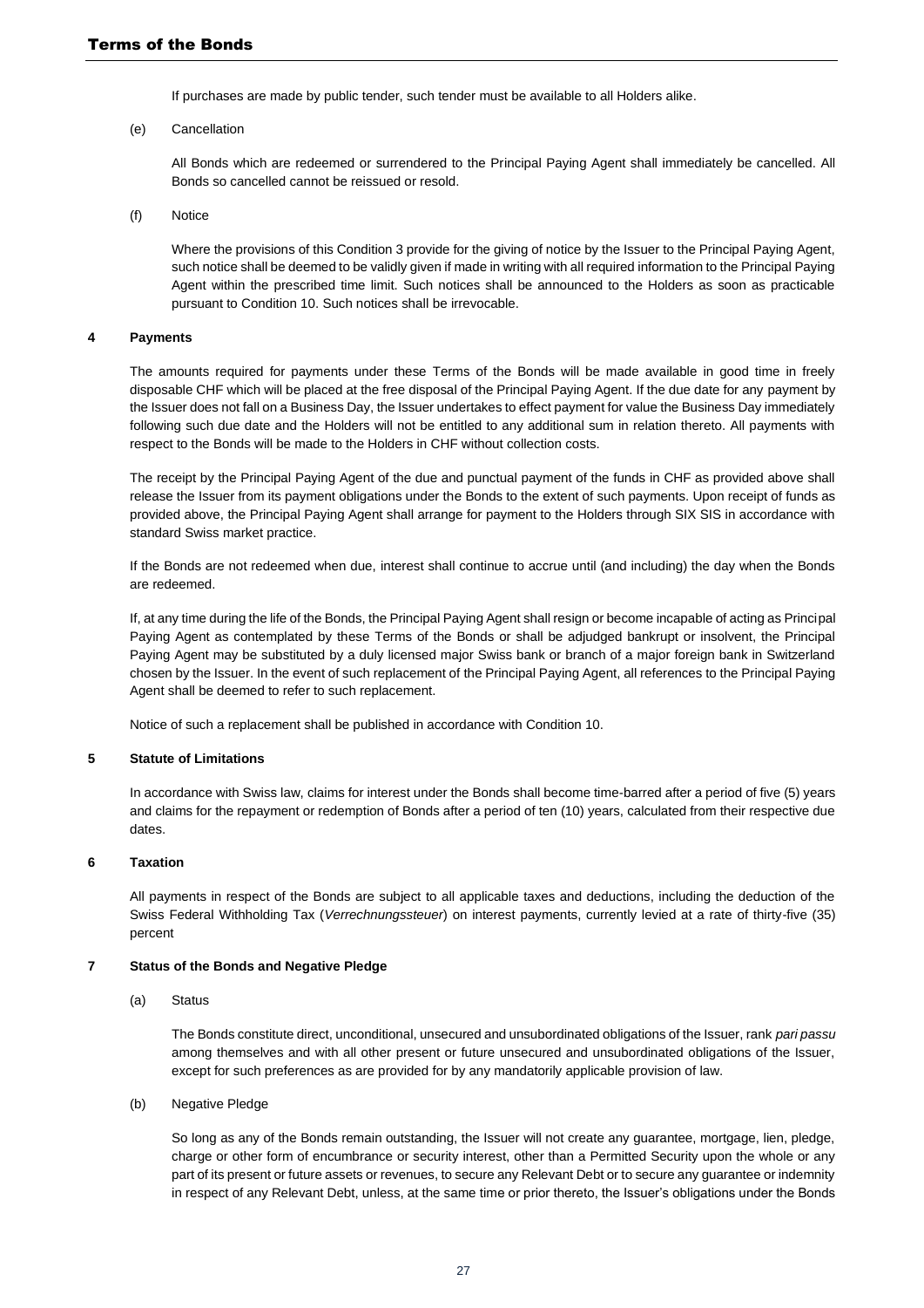If purchases are made by public tender, such tender must be available to all Holders alike.

(e) Cancellation

All Bonds which are redeemed or surrendered to the Principal Paying Agent shall immediately be cancelled. All Bonds so cancelled cannot be reissued or resold.

(f) Notice

Where the provisions of this Condition 3 provide for the giving of notice by the Issuer to the Principal Paying Agent, such notice shall be deemed to be validly given if made in writing with all required information to the Principal Paying Agent within the prescribed time limit. Such notices shall be announced to the Holders as soon as practicable pursuant to Condition 10. Such notices shall be irrevocable.

## 4 Payments

The amounts required for payments under these Terms of the Bonds will be made available in good time in freely disposable CHF which will be placed at the free disposal of the Principal Paying Agent. If the due date for any payment by the Issuer does not fall on a Business Day, the Issuer undertakes to effect payment for value the Business Day immediately following such due date and the Holders will not be entitled to any additional sum in relation thereto. All payments with respect to the Bonds will be made to the Holders in CHF without collection costs.

The receipt by the Principal Paying Agent of the due and punctual payment of the funds in CHF as provided above shall release the Issuer from its payment obligations under the Bonds to the extent of such payments. Upon receipt of funds as provided above, the Principal Paying Agent shall arrange for payment to the Holders through SIX SIS in accordance with standard Swiss market practice.

If the Bonds are not redeemed when due, interest shall continue to accrue until (and including) the day when the Bonds are redeemed.

If, at any time during the life of the Bonds, the Principal Paying Agent shall resign or become incapable of acting as Principal Paying Agent as contemplated by these Terms of the Bonds or shall be adjudged bankrupt or insolvent, the Principal Paying Agent may be substituted by a duly licensed major Swiss bank or branch of a major foreign bank in Switzerland chosen by the Issuer. In the event of such replacement of the Principal Paying Agent, all references to the Principal Paying Agent shall be deemed to refer to such replacement.

Notice of such a replacement shall be published in accordance with Condition 10.

## 5 Statute of Limitations

In accordance with Swiss law, claims for interest under the Bonds shall become time-barred after a period of five (5) years and claims for the repayment or redemption of Bonds after a period of ten (10) years, calculated from their respective due dates.

## 6 Taxation

All payments in respect of the Bonds are subject to all applicable taxes and deductions, including the deduction of the Swiss Federal Withholding Tax (*Verrechnungssteuer*) on interest payments, currently levied at a rate of thirty-five (35) percent

## 7 Status of the Bonds and Negative Pledge

(a) Status

The Bonds constitute direct, unconditional, unsecured and unsubordinated obligations of the Issuer, rank *pari passu* among themselves and with all other present or future unsecured and unsubordinated obligations of the Issuer, except for such preferences as are provided for by any mandatorily applicable provision of law.

(b) Negative Pledge

So long as any of the Bonds remain outstanding, the Issuer will not create any guarantee, mortgage, lien, pledge, charge or other form of encumbrance or security interest, other than a Permitted Security upon the whole or any part of its present or future assets or revenues, to secure any Relevant Debt or to secure any guarantee or indemnity in respect of any Relevant Debt, unless, at the same time or prior thereto, the Issuer's obligations under the Bonds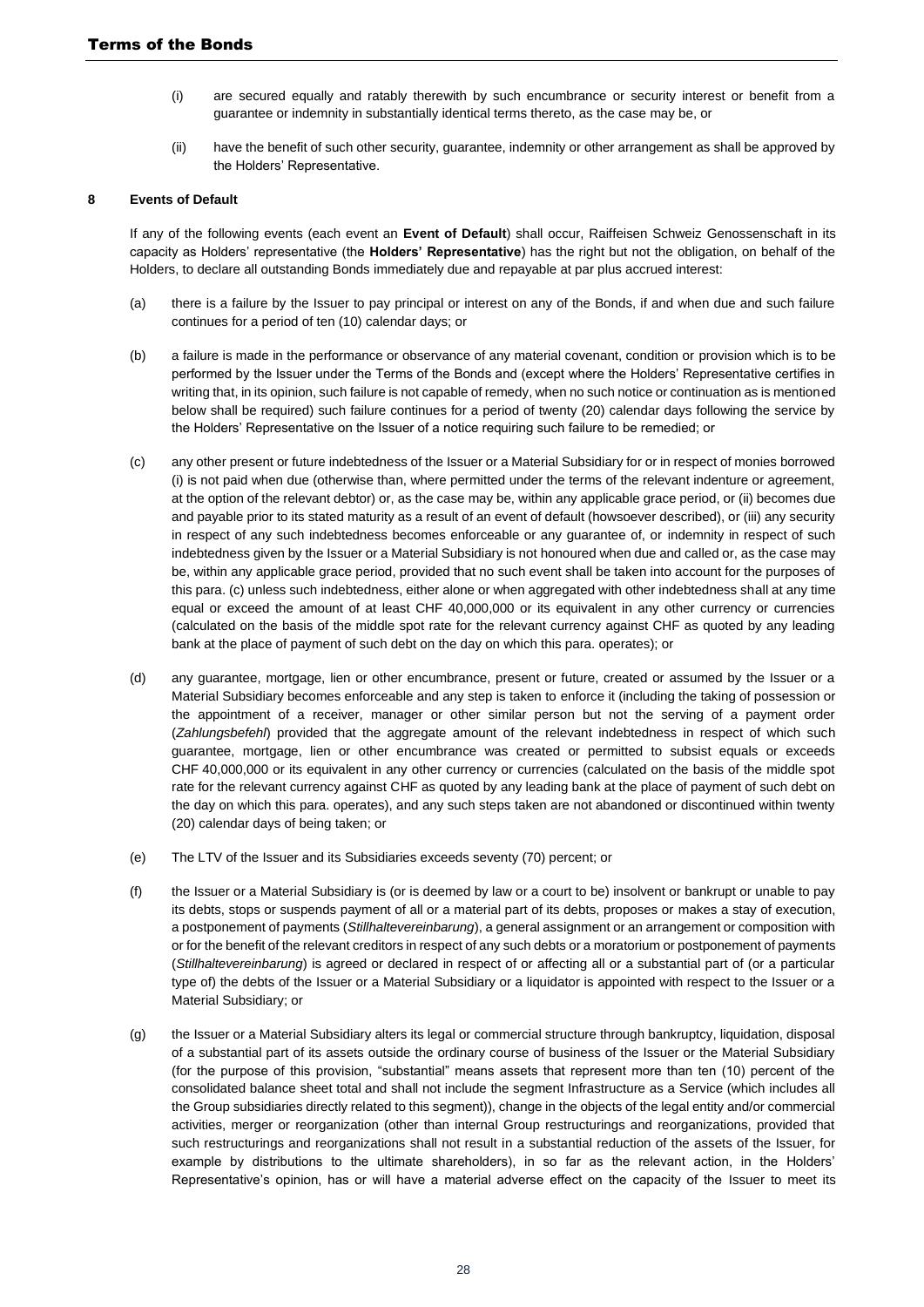(i) are secured equally and ratably therewith by such encumbrance or security interest or benefit from a guarantee or indemnity in substantially identical terms thereto, as the case may be, or

(ii) have the benefit of such other security, guarantee, indemnity or other arrangement as shall be approved by the Holders' Representative.

## 8 Events of Default

If any of the following events (each event an **Event of Default**) shall occur, Raiffeisen Schweiz Genossenschaft in its capacity as Holders' representative (the **Holders' Representative**) has the right but not the obligation, on behalf of the Holders, to declare all outstanding Bonds immediately due and repayable at par plus accrued interest:

(a) there is a failure by the Issuer to pay principal or interest on any of the Bonds, if and when due and such failure continues for a period of ten (10) calendar days; or

(b) a failure is made in the performance or observance of any material covenant, condition or provision which is to be performed by the Issuer under the Terms of the Bonds and (except where the Holders' Representative certifies in writing that, in its opinion, such failure is not capable of remedy, when no such notice or continuation as is mentioned below shall be required) such failure continues for a period of twenty (20) calendar days following the service by the Holders' Representative on the Issuer of a notice requiring such failure to be remedied; or

(c) any other present or future indebtedness of the Issuer or a Material Subsidiary for or in respect of monies borrowed (i) is not paid when due (otherwise than, where permitted under the terms of the relevant indenture or agreement, at the option of the relevant debtor) or, as the case may be, within any applicable grace period, or (ii) becomes due and payable prior to its stated maturity as a result of an event of default (howsoever described), or (iii) any security in respect of any such indebtedness becomes enforceable or any guarantee of, or indemnity in respect of such indebtedness given by the Issuer or a Material Subsidiary is not honoured when due and called or, as the case may be, within any applicable grace period, provided that no such event shall be taken into account for the purposes of this para. (c) unless such indebtedness, either alone or when aggregated with other indebtedness shall at any time equal or exceed the amount of at least CHF 40,000,000 or its equivalent in any other currency or currencies (calculated on the basis of the middle spot rate for the relevant currency against CHF as quoted by any leading bank at the place of payment of such debt on the day on which this para. operates); or

(d) any guarantee, mortgage, lien or other encumbrance, present or future, created or assumed by the Issuer or a Material Subsidiary becomes enforceable and any step is taken to enforce it (including the taking of possession or the appointment of a receiver, manager or other similar person but not the serving of a payment order (*Zahlungsbefehl*) provided that the aggregate amount of the relevant indebtedness in respect of which such guarantee, mortgage, lien or other encumbrance was created or permitted to subsist equals or exceeds CHF 40,000,000 or its equivalent in any other currency or currencies (calculated on the basis of the middle spot rate for the relevant currency against CHF as quoted by any leading bank at the place of payment of such debt on the day on which this para. operates), and any such steps taken are not abandoned or discontinued within twenty (20) calendar days of being taken; or

(e) The LTV of the Issuer and its Subsidiaries exceeds seventy (70) percent; or

(f) the Issuer or a Material Subsidiary is (or is deemed by law or a court to be) insolvent or bankrupt or unable to pay its debts, stops or suspends payment of all or a material part of its debts, proposes or makes a stay of execution, a postponement of payments (*Stillhaltevereinbarung*), a general assignment or an arrangement or composition with or for the benefit of the relevant creditors in respect of any such debts or a moratorium or postponement of payments (*Stillhaltevereinbarung*) is agreed or declared in respect of or affecting all or a substantial part of (or a particular type of) the debts of the Issuer or a Material Subsidiary or a liquidator is appointed with respect to the Issuer or a Material Subsidiary; or

(g) the Issuer or a Material Subsidiary alters its legal or commercial structure through bankruptcy, liquidation, disposal of a substantial part of its assets outside the ordinary course of business of the Issuer or the Material Subsidiary (for the purpose of this provision, "substantial" means assets that represent more than ten (10) percent of the consolidated balance sheet total and shall not include the segment Infrastructure as a Service (which includes all the Group subsidiaries directly related to this segment)), change in the objects of the legal entity and/or commercial activities, merger or reorganization (other than internal Group restructurings and reorganizations, provided that such restructurings and reorganizations shall not result in a substantial reduction of the assets of the Issuer, for example by distributions to the ultimate shareholders), in so far as the relevant action, in the Holders' Representative's opinion, has or will have a material adverse effect on the capacity of the Issuer to meet its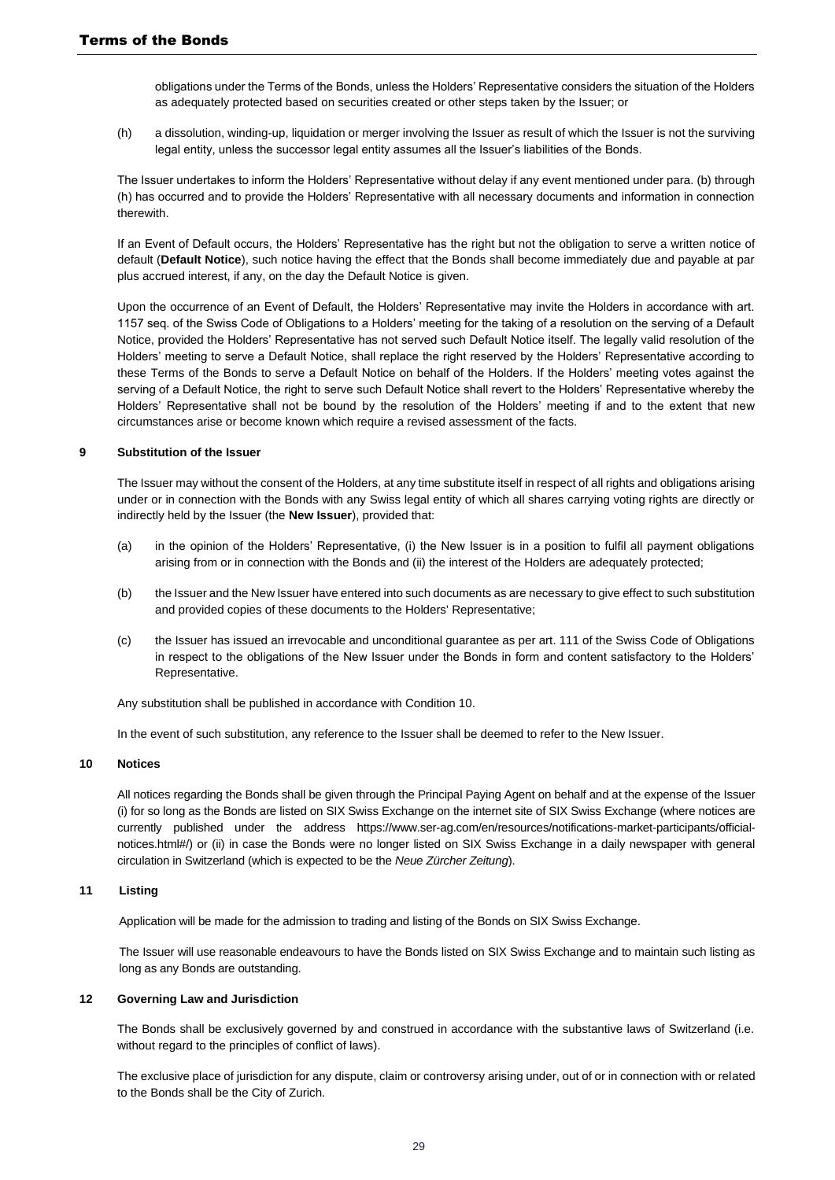obligations under the Terms of the Bonds, unless the Holders' Representative considers the situation of the Holders as adequately protected based on securities created or other steps taken by the Issuer; or

(h) a dissolution, winding-up, liquidation or merger involving the Issuer as result of which the Issuer is not the surviving legal entity, unless the successor legal entity assumes all the Issuer's liabilities of the Bonds.

The Issuer undertakes to inform the Holders' Representative without delay if any event mentioned under para. (b) through (h) has occurred and to provide the Holders' Representative with all necessary documents and information in connection therewith.

If an Event of Default occurs, the Holders' Representative has the right but not the obligation to serve a written notice of default (**Default Notice**), such notice having the effect that the Bonds shall become immediately due and payable at par plus accrued interest, if any, on the day the Default Notice is given.

Upon the occurrence of an Event of Default, the Holders' Representative may invite the Holders in accordance with art. 1157 seq. of the Swiss Code of Obligations to a Holders' meeting for the taking of a resolution on the serving of a Default Notice, provided the Holders' Representative has not served such Default Notice itself. The legally valid resolution of the Holders' meeting to serve a Default Notice, shall replace the right reserved by the Holders' Representative according to these Terms of the Bonds to serve a Default Notice on behalf of the Holders. If the Holders' meeting votes against the serving of a Default Notice, the right to serve such Default Notice shall revert to the Holders' Representative whereby the Holders' Representative shall not be bound by the resolution of the Holders' meeting if and to the extent that new circumstances arise or become known which require a revised assessment of the facts.

### 9 Substitution of the Issuer

The Issuer may without the consent of the Holders, at any time substitute itself in respect of all rights and obligations arising under or in connection with the Bonds with any Swiss legal entity of which all shares carrying voting rights are directly or indirectly held by the Issuer (the **New Issuer**), provided that:

(a) in the opinion of the Holders' Representative, (i) the New Issuer is in a position to fulfil all payment obligations arising from or in connection with the Bonds and (ii) the interest of the Holders are adequately protected;

(b) the Issuer and the New Issuer have entered into such documents as are necessary to give effect to such substitution and provided copies of these documents to the Holders' Representative;

(c) the Issuer has issued an irrevocable and unconditional guarantee as per art. 111 of the Swiss Code of Obligations in respect to the obligations of the New Issuer under the Bonds in form and content satisfactory to the Holders' Representative.

Any substitution shall be published in accordance with Condition 10.

In the event of such substitution, any reference to the Issuer shall be deemed to refer to the New Issuer.

### 10 Notices

All notices regarding the Bonds shall be given through the Principal Paying Agent on behalf and at the expense of the Issuer (i) for so long as the Bonds are listed on SIX Swiss Exchange on the internet site of SIX Swiss Exchange (where notices are currently published under the address https://www.ser-ag.com/en/resources/notifications-market-participants/official-notices.html#/) or (ii) in case the Bonds were no longer listed on SIX Swiss Exchange in a daily newspaper with general circulation in Switzerland (which is expected to be the *Neue Zürcher Zeitung*).

### 11 Listing

Application will be made for the admission to trading and listing of the Bonds on SIX Swiss Exchange.

The Issuer will use reasonable endeavours to have the Bonds listed on SIX Swiss Exchange and to maintain such listing as long as any Bonds are outstanding.

### 12 Governing Law and Jurisdiction

The Bonds shall be exclusively governed by and construed in accordance with the substantive laws of Switzerland (i.e. without regard to the principles of conflict of laws).

The exclusive place of jurisdiction for any dispute, claim or controversy arising under, out of or in connection with or related to the Bonds shall be the City of Zurich.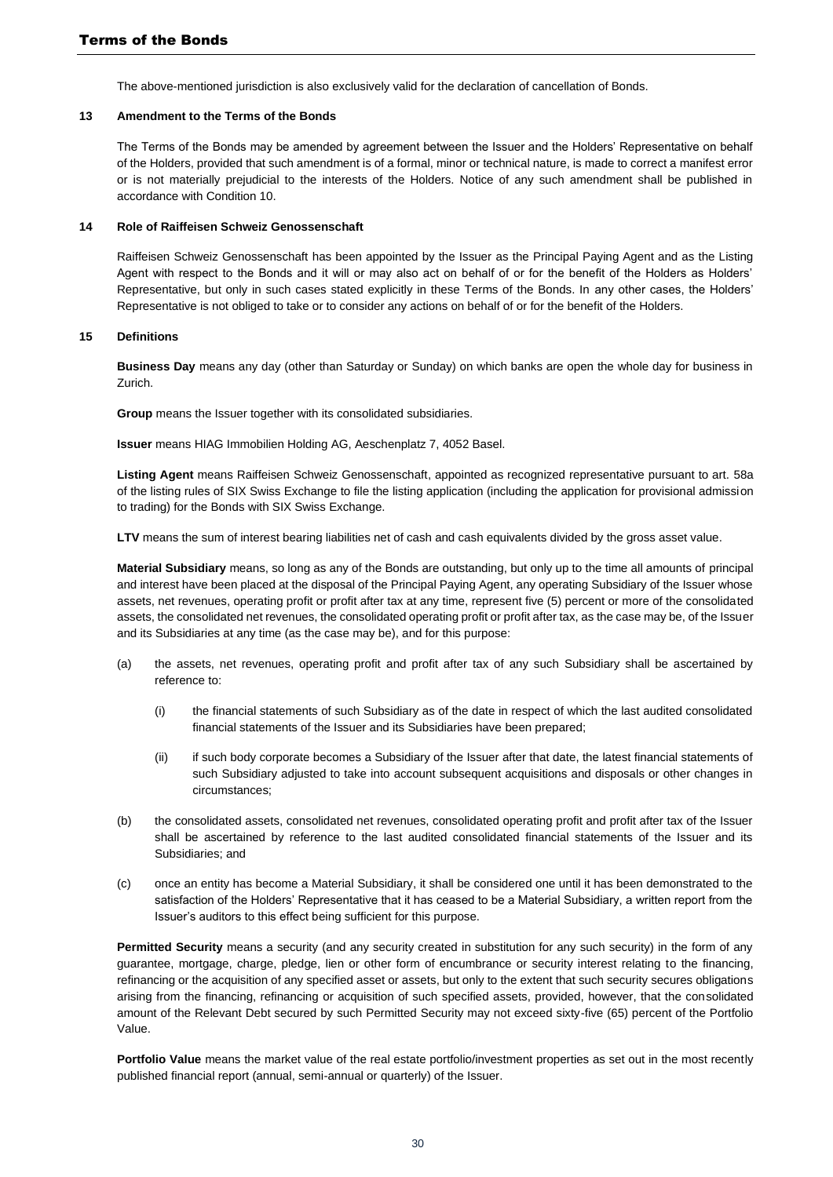The above-mentioned jurisdiction is also exclusively valid for the declaration of cancellation of Bonds.

## 13 Amendment to the Terms of the Bonds

The Terms of the Bonds may be amended by agreement between the Issuer and the Holders' Representative on behalf of the Holders, provided that such amendment is of a formal, minor or technical nature, is made to correct a manifest error or is not materially prejudicial to the interests of the Holders. Notice of any such amendment shall be published in accordance with Condition 10.

## 14 Role of Raiffeisen Schweiz Genossenschaft

Raiffeisen Schweiz Genossenschaft has been appointed by the Issuer as the Principal Paying Agent and as the Listing Agent with respect to the Bonds and it will or may also act on behalf of or for the benefit of the Holders as Holders' Representative, but only in such cases stated explicitly in these Terms of the Bonds. In any other cases, the Holders' Representative is not obliged to take or to consider any actions on behalf of or for the benefit of the Holders.

## 15 Definitions

**Business Day** means any day (other than Saturday or Sunday) on which banks are open the whole day for business in Zurich.

**Group** means the Issuer together with its consolidated subsidiaries.

**Issuer** means HIAG Immobilien Holding AG, Aeschenplatz 7, 4052 Basel.

**Listing Agent** means Raiffeisen Schweiz Genossenschaft, appointed as recognized representative pursuant to art. 58a of the listing rules of SIX Swiss Exchange to file the listing application (including the application for provisional admission to trading) for the Bonds with SIX Swiss Exchange.

**LTV** means the sum of interest bearing liabilities net of cash and cash equivalents divided by the gross asset value.

**Material Subsidiary** means, so long as any of the Bonds are outstanding, but only up to the time all amounts of principal and interest have been placed at the disposal of the Principal Paying Agent, any operating Subsidiary of the Issuer whose assets, net revenues, operating profit or profit after tax at any time, represent five (5) percent or more of the consolidated assets, the consolidated net revenues, the consolidated operating profit or profit after tax, as the case may be, of the Issuer and its Subsidiaries at any time (as the case may be), and for this purpose:

(a) the assets, net revenues, operating profit and profit after tax of any such Subsidiary shall be ascertained by reference to:

   (i) the financial statements of such Subsidiary as of the date in respect of which the last audited consolidated financial statements of the Issuer and its Subsidiaries have been prepared;

   (ii) if such body corporate becomes a Subsidiary of the Issuer after that date, the latest financial statements of such Subsidiary adjusted to take into account subsequent acquisitions and disposals or other changes in circumstances;

(b) the consolidated assets, consolidated net revenues, consolidated operating profit and profit after tax of the Issuer shall be ascertained by reference to the last audited consolidated financial statements of the Issuer and its Subsidiaries; and

(c) once an entity has become a Material Subsidiary, it shall be considered one until it has been demonstrated to the satisfaction of the Holders' Representative that it has ceased to be a Material Subsidiary, a written report from the Issuer's auditors to this effect being sufficient for this purpose.

**Permitted Security** means a security (and any security created in substitution for any such security) in the form of any guarantee, mortgage, charge, pledge, lien or other form of encumbrance or security interest relating to the financing, refinancing or the acquisition of any specified asset or assets, but only to the extent that such security secures obligations arising from the financing, refinancing or acquisition of such specified assets, provided, however, that the consolidated amount of the Relevant Debt secured by such Permitted Security may not exceed sixty-five (65) percent of the Portfolio Value.

**Portfolio Value** means the market value of the real estate portfolio/investment properties as set out in the most recently published financial report (annual, semi-annual or quarterly) of the Issuer.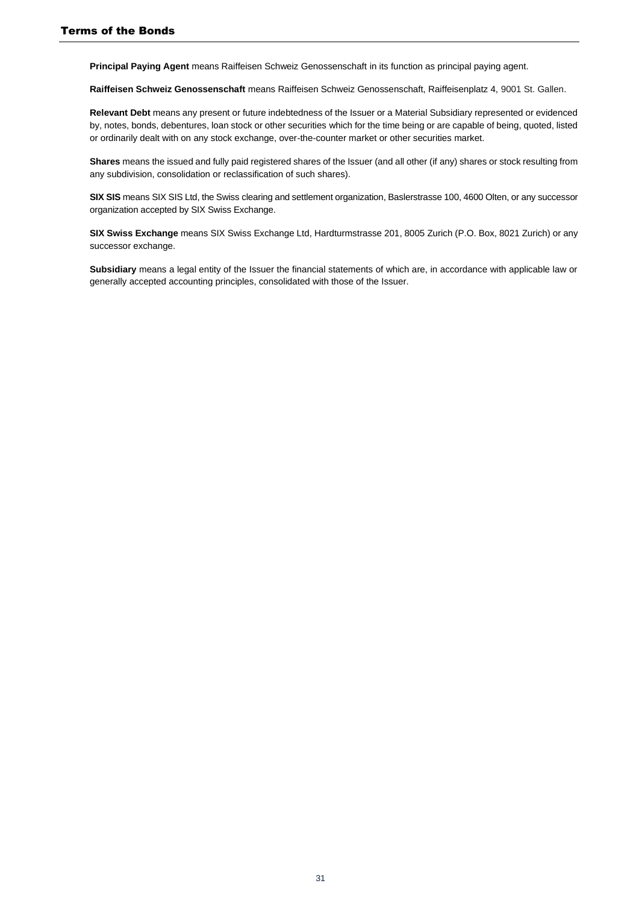**Principal Paying Agent** means Raiffeisen Schweiz Genossenschaft in its function as principal paying agent.

**Raiffeisen Schweiz Genossenschaft** means Raiffeisen Schweiz Genossenschaft, Raiffeisenplatz 4, 9001 St. Gallen.

**Relevant Debt** means any present or future indebtedness of the Issuer or a Material Subsidiary represented or evidenced by, notes, bonds, debentures, loan stock or other securities which for the time being or are capable of being, quoted, listed or ordinarily dealt with on any stock exchange, over-the-counter market or other securities market.

**Shares** means the issued and fully paid registered shares of the Issuer (and all other (if any) shares or stock resulting from any subdivision, consolidation or reclassification of such shares).

**SIX SIS** means SIX SIS Ltd, the Swiss clearing and settlement organization, Baslerstrasse 100, 4600 Olten, or any successor organization accepted by SIX Swiss Exchange.

**SIX Swiss Exchange** means SIX Swiss Exchange Ltd, Hardturmstrasse 201, 8005 Zurich (P.O. Box, 8021 Zurich) or any successor exchange.

**Subsidiary** means a legal entity of the Issuer the financial statements of which are, in accordance with applicable law or generally accepted accounting principles, consolidated with those of the Issuer.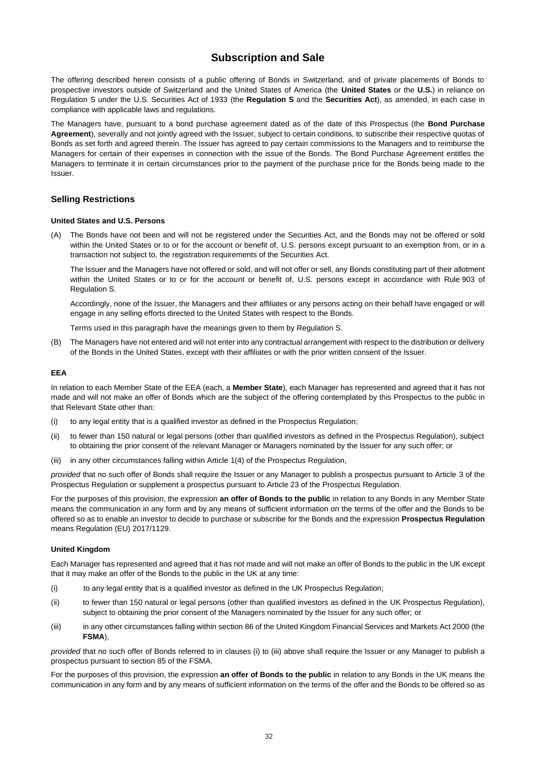# Subscription and Sale

The offering described herein consists of a public offering of Bonds in Switzerland, and of private placements of Bonds to prospective investors outside of Switzerland and the United States of America (the **United States** or the **U.S.**) in reliance on Regulation S under the U.S. Securities Act of 1933 (the **Regulation S** and the **Securities Act**), as amended, in each case in compliance with applicable laws and regulations.

The Managers have, pursuant to a bond purchase agreement dated as of the date of this Prospectus (the **Bond Purchase Agreement**), severally and not jointly agreed with the Issuer, subject to certain conditions, to subscribe their respective quotas of Bonds as set forth and agreed therein. The Issuer has agreed to pay certain commissions to the Managers and to reimburse the Managers for certain of their expenses in connection with the issue of the Bonds. The Bond Purchase Agreement entitles the Managers to terminate it in certain circumstances prior to the payment of the purchase price for the Bonds being made to the Issuer.

## Selling Restrictions

#### United States and U.S. Persons

(A) The Bonds have not been and will not be registered under the Securities Act, and the Bonds may not be offered or sold within the United States or to or for the account or benefit of, U.S. persons except pursuant to an exemption from, or in a transaction not subject to, the registration requirements of the Securities Act.

The Issuer and the Managers have not offered or sold, and will not offer or sell, any Bonds constituting part of their allotment within the United States or to or for the account or benefit of, U.S. persons except in accordance with Rule 903 of Regulation S.

Accordingly, none of the Issuer, the Managers and their affiliates or any persons acting on their behalf have engaged or will engage in any selling efforts directed to the United States with respect to the Bonds.

Terms used in this paragraph have the meanings given to them by Regulation S.

(B) The Managers have not entered and will not enter into any contractual arrangement with respect to the distribution or delivery of the Bonds in the United States, except with their affiliates or with the prior written consent of the Issuer.

#### EEA

In relation to each Member State of the EEA (each, a **Member State**), each Manager has represented and agreed that it has not made and will not make an offer of Bonds which are the subject of the offering contemplated by this Prospectus to the public in that Relevant State other than:

(i) to any legal entity that is a qualified investor as defined in the Prospectus Regulation;

(ii) to fewer than 150 natural or legal persons (other than qualified investors as defined in the Prospectus Regulation), subject to obtaining the prior consent of the relevant Manager or Managers nominated by the Issuer for any such offer; or

(iii) in any other circumstances falling within Article 1(4) of the Prospectus Regulation,

*provided* that no such offer of Bonds shall require the Issuer or any Manager to publish a prospectus pursuant to Article 3 of the Prospectus Regulation or supplement a prospectus pursuant to Article 23 of the Prospectus Regulation.

For the purposes of this provision, the expression **an offer of Bonds to the public** in relation to any Bonds in any Member State means the communication in any form and by any means of sufficient information on the terms of the offer and the Bonds to be offered so as to enable an investor to decide to purchase or subscribe for the Bonds and the expression **Prospectus Regulation** means Regulation (EU) 2017/1129.

#### United Kingdom

Each Manager has represented and agreed that it has not made and will not make an offer of Bonds to the public in the UK except that it may make an offer of the Bonds to the public in the UK at any time:

(i) to any legal entity that is a qualified investor as defined in the UK Prospectus Regulation;

(ii) to fewer than 150 natural or legal persons (other than qualified investors as defined in the UK Prospectus Regulation), subject to obtaining the prior consent of the Managers nominated by the Issuer for any such offer; or

(iii) in any other circumstances falling within section 86 of the United Kingdom Financial Services and Markets Act 2000 (the **FSMA**),

*provided* that no such offer of Bonds referred to in clauses (i) to (iii) above shall require the Issuer or any Manager to publish a prospectus pursuant to section 85 of the FSMA.

For the purposes of this provision, the expression **an offer of Bonds to the public** in relation to any Bonds in the UK means the communication in any form and by any means of sufficient information on the terms of the offer and the Bonds to be offered so as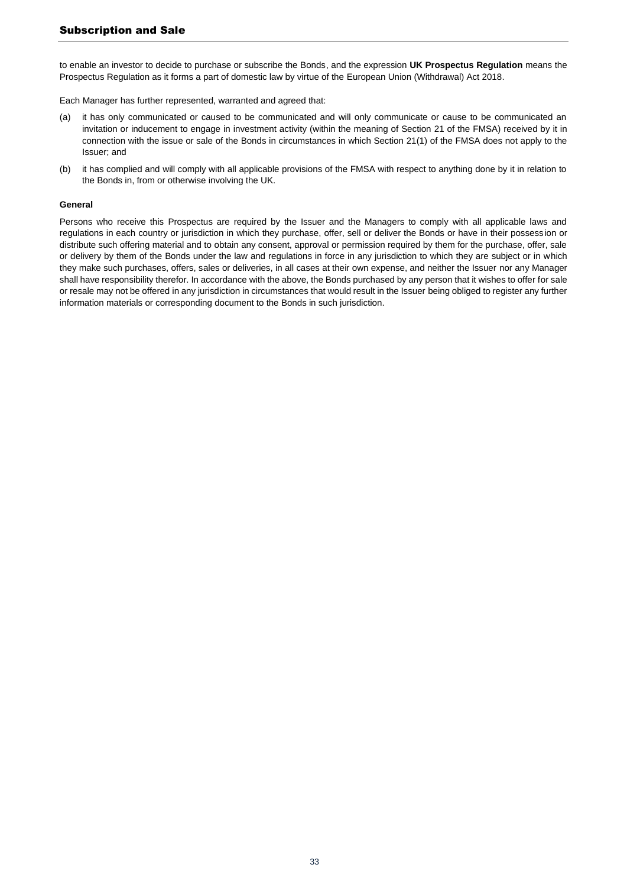to enable an investor to decide to purchase or subscribe the Bonds, and the expression **UK Prospectus Regulation** means the Prospectus Regulation as it forms a part of domestic law by virtue of the European Union (Withdrawal) Act 2018.

Each Manager has further represented, warranted and agreed that:

(a) it has only communicated or caused to be communicated and will only communicate or cause to be communicated an invitation or inducement to engage in investment activity (within the meaning of Section 21 of the FMSA) received by it in connection with the issue or sale of the Bonds in circumstances in which Section 21(1) of the FMSA does not apply to the Issuer; and

(b) it has complied and will comply with all applicable provisions of the FMSA with respect to anything done by it in relation to the Bonds in, from or otherwise involving the UK.

**General**

Persons who receive this Prospectus are required by the Issuer and the Managers to comply with all applicable laws and regulations in each country or jurisdiction in which they purchase, offer, sell or deliver the Bonds or have in their possession or distribute such offering material and to obtain any consent, approval or permission required by them for the purchase, offer, sale or delivery by them of the Bonds under the law and regulations in force in any jurisdiction to which they are subject or in which they make such purchases, offers, sales or deliveries, in all cases at their own expense, and neither the Issuer nor any Manager shall have responsibility therefor. In accordance with the above, the Bonds purchased by any person that it wishes to offer for sale or resale may not be offered in any jurisdiction in circumstances that would result in the Issuer being obliged to register any further information materials or corresponding document to the Bonds in such jurisdiction.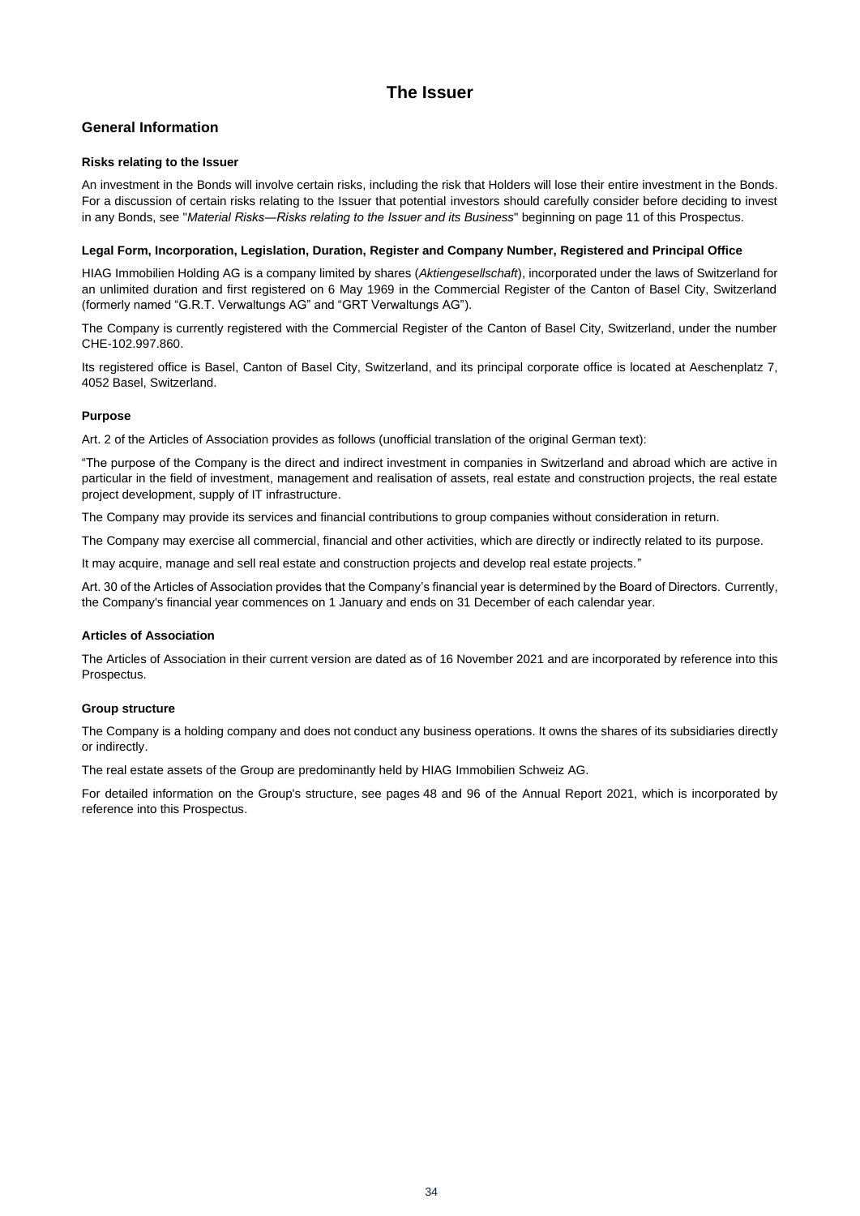# The Issuer

## General Information

### Risks relating to the Issuer

An investment in the Bonds will involve certain risks, including the risk that Holders will lose their entire investment in the Bonds. For a discussion of certain risks relating to the Issuer that potential investors should carefully consider before deciding to invest in any Bonds, see "*Material Risks—Risks relating to the Issuer and its Business*" beginning on page 11 of this Prospectus.

### Legal Form, Incorporation, Legislation, Duration, Register and Company Number, Registered and Principal Office

HIAG Immobilien Holding AG is a company limited by shares (*Aktiengesellschaft*), incorporated under the laws of Switzerland for an unlimited duration and first registered on 6 May 1969 in the Commercial Register of the Canton of Basel City, Switzerland (formerly named "G.R.T. Verwaltungs AG" and "GRT Verwaltungs AG").

The Company is currently registered with the Commercial Register of the Canton of Basel City, Switzerland, under the number CHE-102.997.860.

Its registered office is Basel, Canton of Basel City, Switzerland, and its principal corporate office is located at Aeschenplatz 7, 4052 Basel, Switzerland.

### Purpose

Art. 2 of the Articles of Association provides as follows (unofficial translation of the original German text):

"The purpose of the Company is the direct and indirect investment in companies in Switzerland and abroad which are active in particular in the field of investment, management and realisation of assets, real estate and construction projects, the real estate project development, supply of IT infrastructure.

The Company may provide its services and financial contributions to group companies without consideration in return.

The Company may exercise all commercial, financial and other activities, which are directly or indirectly related to its purpose.

It may acquire, manage and sell real estate and construction projects and develop real estate projects."

Art. 30 of the Articles of Association provides that the Company's financial year is determined by the Board of Directors. Currently, the Company's financial year commences on 1 January and ends on 31 December of each calendar year.

### Articles of Association

The Articles of Association in their current version are dated as of 16 November 2021 and are incorporated by reference into this Prospectus.

### Group structure

The Company is a holding company and does not conduct any business operations. It owns the shares of its subsidiaries directly or indirectly.

The real estate assets of the Group are predominantly held by HIAG Immobilien Schweiz AG.

For detailed information on the Group's structure, see pages 48 and 96 of the Annual Report 2021, which is incorporated by reference into this Prospectus.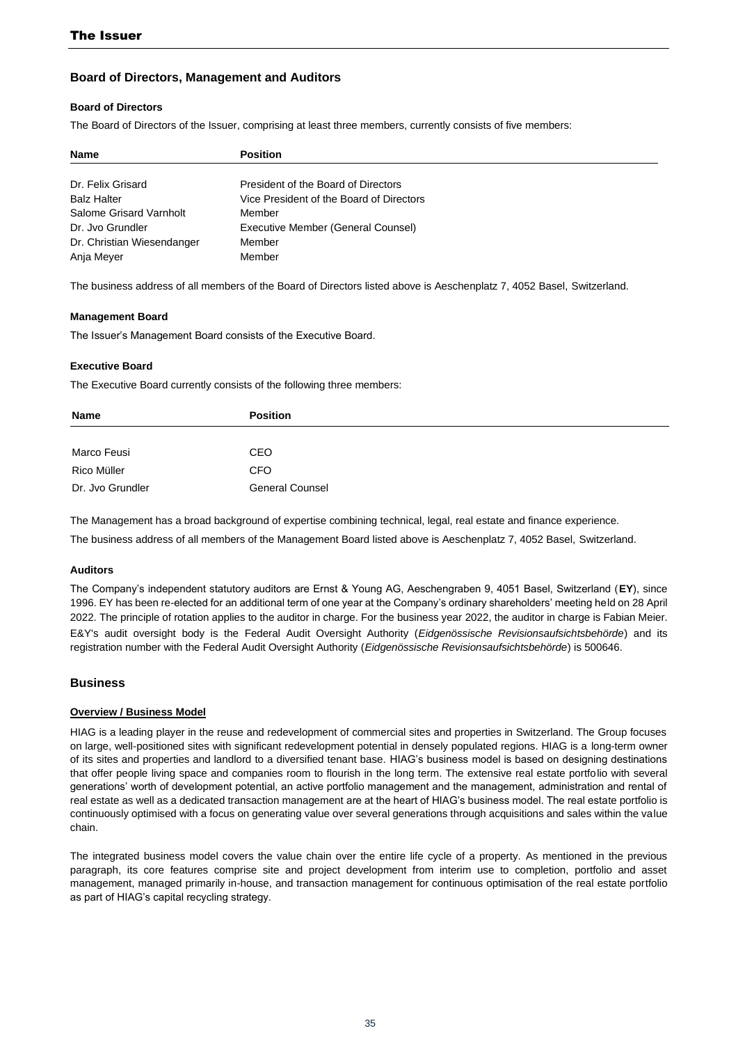## Board of Directors, Management and Auditors

### Board of Directors

The Board of Directors of the Issuer, comprising at least three members, currently consists of five members:

| Name | Position |
| --- | --- |
| Dr. Felix Grisard | President of the Board of Directors |
| Balz Halter | Vice President of the Board of Directors |
| Salome Grisard Varnholt | Member |
| Dr. Jvo Grundler | Executive Member (General Counsel) |
| Dr. Christian Wiesendanger | Member |
| Anja Meyer | Member |

The business address of all members of the Board of Directors listed above is Aeschenplatz 7, 4052 Basel, Switzerland.

### Management Board

The Issuer's Management Board consists of the Executive Board.

### Executive Board

The Executive Board currently consists of the following three members:

| Name | Position |
| --- | --- |
| Marco Feusi | CEO |
| Rico Müller | CFO |
| Dr. Jvo Grundler | General Counsel |

The Management has a broad background of expertise combining technical, legal, real estate and finance experience.

The business address of all members of the Management Board listed above is Aeschenplatz 7, 4052 Basel, Switzerland.

### Auditors

The Company's independent statutory auditors are Ernst & Young AG, Aeschengraben 9, 4051 Basel, Switzerland (**EY**), since 1996. EY has been re-elected for an additional term of one year at the Company's ordinary shareholders' meeting held on 28 April 2022. The principle of rotation applies to the auditor in charge. For the business year 2022, the auditor in charge is Fabian Meier. E&Y's audit oversight body is the Federal Audit Oversight Authority (*Eidgenössische Revisionsaufsichtsbehörde*) and its registration number with the Federal Audit Oversight Authority (*Eidgenössische Revisionsaufsichtsbehörde*) is 500646.

## Business

### Overview / Business Model

HIAG is a leading player in the reuse and redevelopment of commercial sites and properties in Switzerland. The Group focuses on large, well-positioned sites with significant redevelopment potential in densely populated regions. HIAG is a long-term owner of its sites and properties and landlord to a diversified tenant base. HIAG's business model is based on designing destinations that offer people living space and companies room to flourish in the long term. The extensive real estate portfolio with several generations' worth of development potential, an active portfolio management and the management, administration and rental of real estate as well as a dedicated transaction management are at the heart of HIAG's business model. The real estate portfolio is continuously optimised with a focus on generating value over several generations through acquisitions and sales within the value chain.

The integrated business model covers the value chain over the entire life cycle of a property. As mentioned in the previous paragraph, its core features comprise site and project development from interim use to completion, portfolio and asset management, managed primarily in-house, and transaction management for continuous optimisation of the real estate portfolio as part of HIAG's capital recycling strategy.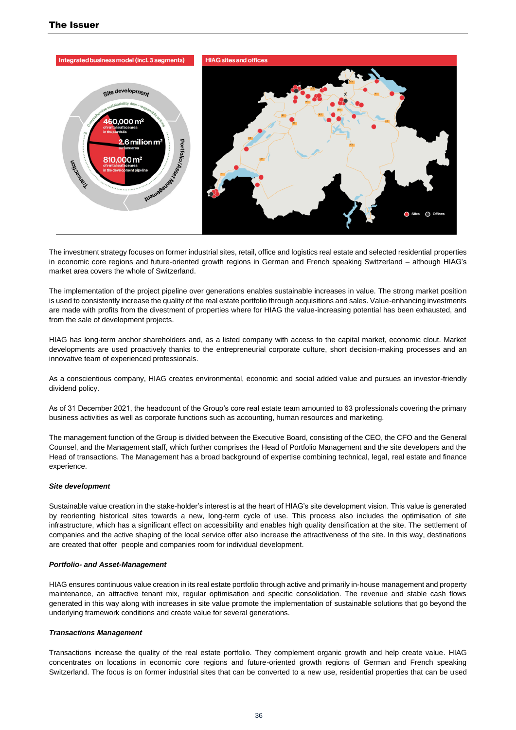Integrated business model (incl. 3 segments)

Site development

Comprehensive sustainability view – responsible actions

460,000 m² of rental surface area in the portfolio

2.6 million m² surface area

810,000 m² of rental surface area in the development pipeline

Portfolio/Asset Management

Transaction

HIAG sites and offices

Sites Offices

The investment strategy focuses on former industrial sites, retail, office and logistics real estate and selected residential properties in economic core regions and future-oriented growth regions in German and French speaking Switzerland – although HIAG's market area covers the whole of Switzerland.

The implementation of the project pipeline over generations enables sustainable increases in value. The strong market position is used to consistently increase the quality of the real estate portfolio through acquisitions and sales. Value-enhancing investments are made with profits from the divestment of properties where for HIAG the value-increasing potential has been exhausted, and from the sale of development projects.

HIAG has long-term anchor shareholders and, as a listed company with access to the capital market, economic clout. Market developments are used proactively thanks to the entrepreneurial corporate culture, short decision-making processes and an innovative team of experienced professionals.

As a conscientious company, HIAG creates environmental, economic and social added value and pursues an investor-friendly dividend policy.

As of 31 December 2021, the headcount of the Group's core real estate team amounted to 63 professionals covering the primary business activities as well as corporate functions such as accounting, human resources and marketing.

The management function of the Group is divided between the Executive Board, consisting of the CEO, the CFO and the General Counsel, and the Management staff, which further comprises the Head of Portfolio Management and the site developers and the Head of transactions. The Management has a broad background of expertise combining technical, legal, real estate and finance experience.

***Site development***

Sustainable value creation in the stake-holder's interest is at the heart of HIAG's site development vision. This value is generated by reorienting historical sites towards a new, long-term cycle of use. This process also includes the optimisation of site infrastructure, which has a significant effect on accessibility and enables high quality densification at the site. The settlement of companies and the active shaping of the local service offer also increase the attractiveness of the site. In this way, destinations are created that offer people and companies room for individual development.

***Portfolio- and Asset-Management***

HIAG ensures continuous value creation in its real estate portfolio through active and primarily in-house management and property maintenance, an attractive tenant mix, regular optimisation and specific consolidation. The revenue and stable cash flows generated in this way along with increases in site value promote the implementation of sustainable solutions that go beyond the underlying framework conditions and create value for several generations.

***Transactions Management***

Transactions increase the quality of the real estate portfolio. They complement organic growth and help create value. HIAG concentrates on locations in economic core regions and future-oriented growth regions of German and French speaking Switzerland. The focus is on former industrial sites that can be converted to a new use, residential properties that can be used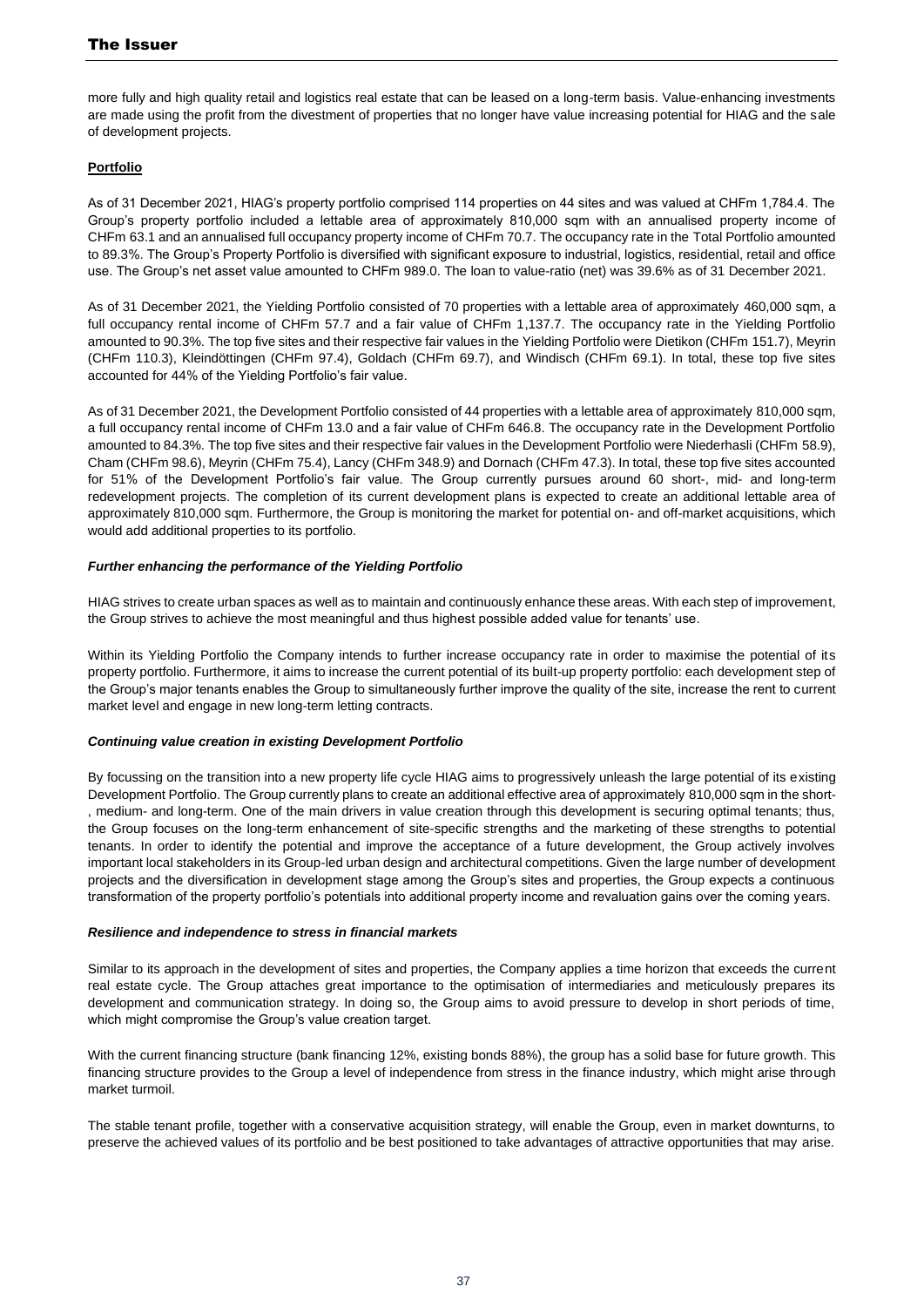more fully and high quality retail and logistics real estate that can be leased on a long-term basis. Value-enhancing investments are made using the profit from the divestment of properties that no longer have value increasing potential for HIAG and the sale of development projects.

**Portfolio**

As of 31 December 2021, HIAG's property portfolio comprised 114 properties on 44 sites and was valued at CHFm 1,784.4. The Group's property portfolio included a lettable area of approximately 810,000 sqm with an annualised property income of CHFm 63.1 and an annualised full occupancy property income of CHFm 70.7. The occupancy rate in the Total Portfolio amounted to 89.3%. The Group's Property Portfolio is diversified with significant exposure to industrial, logistics, residential, retail and office use. The Group's net asset value amounted to CHFm 989.0. The loan to value-ratio (net) was 39.6% as of 31 December 2021.

As of 31 December 2021, the Yielding Portfolio consisted of 70 properties with a lettable area of approximately 460,000 sqm, a full occupancy rental income of CHFm 57.7 and a fair value of CHFm 1,137.7. The occupancy rate in the Yielding Portfolio amounted to 90.3%. The top five sites and their respective fair values in the Yielding Portfolio were Dietikon (CHFm 151.7), Meyrin (CHFm 110.3), Kleindöttingen (CHFm 97.4), Goldach (CHFm 69.7), and Windisch (CHFm 69.1). In total, these top five sites accounted for 44% of the Yielding Portfolio's fair value.

As of 31 December 2021, the Development Portfolio consisted of 44 properties with a lettable area of approximately 810,000 sqm, a full occupancy rental income of CHFm 13.0 and a fair value of CHFm 646.8. The occupancy rate in the Development Portfolio amounted to 84.3%. The top five sites and their respective fair values in the Development Portfolio were Niederhasli (CHFm 58.9), Cham (CHFm 98.6), Meyrin (CHFm 75.4), Lancy (CHFm 348.9) and Dornach (CHFm 47.3). In total, these top five sites accounted for 51% of the Development Portfolio's fair value. The Group currently pursues around 60 short-, mid- and long-term redevelopment projects. The completion of its current development plans is expected to create an additional lettable area of approximately 810,000 sqm. Furthermore, the Group is monitoring the market for potential on- and off-market acquisitions, which would add additional properties to its portfolio.

***Further enhancing the performance of the Yielding Portfolio***

HIAG strives to create urban spaces as well as to maintain and continuously enhance these areas. With each step of improvement, the Group strives to achieve the most meaningful and thus highest possible added value for tenants' use.

Within its Yielding Portfolio the Company intends to further increase occupancy rate in order to maximise the potential of its property portfolio. Furthermore, it aims to increase the current potential of its built-up property portfolio: each development step of the Group's major tenants enables the Group to simultaneously further improve the quality of the site, increase the rent to current market level and engage in new long-term letting contracts.

***Continuing value creation in existing Development Portfolio***

By focussing on the transition into a new property life cycle HIAG aims to progressively unleash the large potential of its existing Development Portfolio. The Group currently plans to create an additional effective area of approximately 810,000 sqm in the short-, medium- and long-term. One of the main drivers in value creation through this development is securing optimal tenants; thus, the Group focuses on the long-term enhancement of site-specific strengths and the marketing of these strengths to potential tenants. In order to identify the potential and improve the acceptance of a future development, the Group actively involves important local stakeholders in its Group-led urban design and architectural competitions. Given the large number of development projects and the diversification in development stage among the Group's sites and properties, the Group expects a continuous transformation of the property portfolio's potentials into additional property income and revaluation gains over the coming years.

***Resilience and independence to stress in financial markets***

Similar to its approach in the development of sites and properties, the Company applies a time horizon that exceeds the current real estate cycle. The Group attaches great importance to the optimisation of intermediaries and meticulously prepares its development and communication strategy. In doing so, the Group aims to avoid pressure to develop in short periods of time, which might compromise the Group's value creation target.

With the current financing structure (bank financing 12%, existing bonds 88%), the group has a solid base for future growth. This financing structure provides to the Group a level of independence from stress in the finance industry, which might arise through market turmoil.

The stable tenant profile, together with a conservative acquisition strategy, will enable the Group, even in market downturns, to preserve the achieved values of its portfolio and be best positioned to take advantages of attractive opportunities that may arise.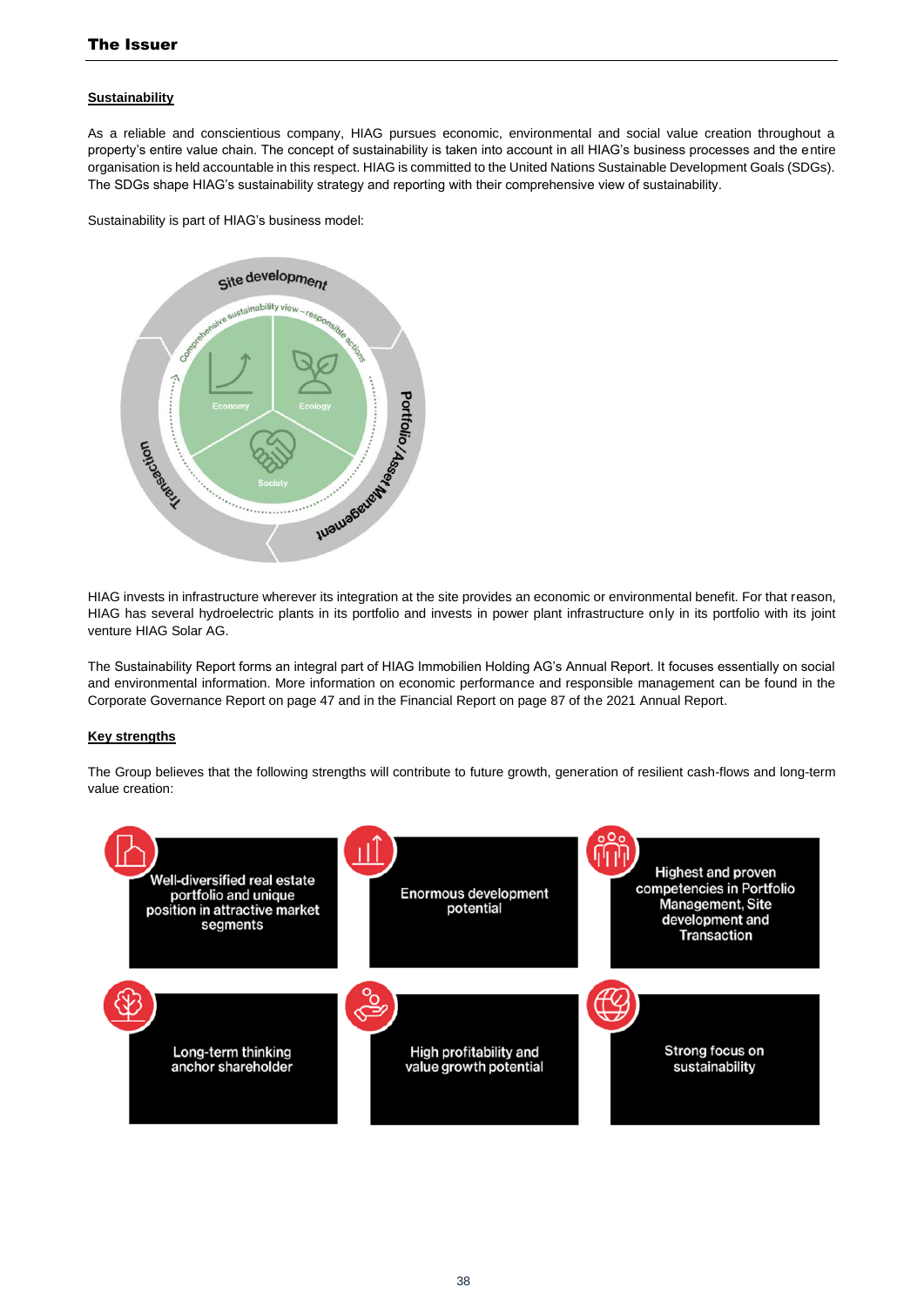### Sustainability

As a reliable and conscientious company, HIAG pursues economic, environmental and social value creation throughout a property's entire value chain. The concept of sustainability is taken into account in all HIAG's business processes and the entire organisation is held accountable in this respect. HIAG is committed to the United Nations Sustainable Development Goals (SDGs). The SDGs shape HIAG's sustainability strategy and reporting with their comprehensive view of sustainability.

Sustainability is part of HIAG's business model:

Site development

Comprehensive sustainability view – responsible actions

Economy

Ecology

Society

Portfolio/Asset Management

Transaction

HIAG invests in infrastructure wherever its integration at the site provides an economic or environmental benefit. For that reason, HIAG has several hydroelectric plants in its portfolio and invests in power plant infrastructure only in its portfolio with its joint venture HIAG Solar AG.

The Sustainability Report forms an integral part of HIAG Immobilien Holding AG's Annual Report. It focuses essentially on social and environmental information. More information on economic performance and responsible management can be found in the Corporate Governance Report on page 47 and in the Financial Report on page 87 of the 2021 Annual Report.

### Key strengths

The Group believes that the following strengths will contribute to future growth, generation of resilient cash-flows and long-term value creation:

- Well-diversified real estate portfolio and unique position in attractive market segments
- Enormous development potential
- Highest and proven competencies in Portfolio Management, Site development and Transaction
- Long-term thinking anchor shareholder
- High profitability and value growth potential
- Strong focus on sustainability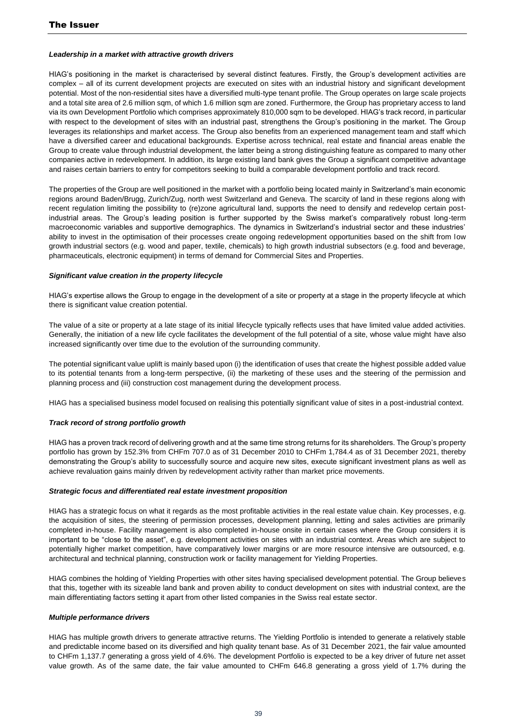#### *Leadership in a market with attractive growth drivers*

HIAG's positioning in the market is characterised by several distinct features. Firstly, the Group's development activities are complex – all of its current development projects are executed on sites with an industrial history and significant development potential. Most of the non-residential sites have a diversified multi-type tenant profile. The Group operates on large scale projects and a total site area of 2.6 million sqm, of which 1.6 million sqm are zoned. Furthermore, the Group has proprietary access to land via its own Development Portfolio which comprises approximately 810,000 sqm to be developed. HIAG's track record, in particular with respect to the development of sites with an industrial past, strengthens the Group's positioning in the market. The Group leverages its relationships and market access. The Group also benefits from an experienced management team and staff which have a diversified career and educational backgrounds. Expertise across technical, real estate and financial areas enable the Group to create value through industrial development, the latter being a strong distinguishing feature as compared to many other companies active in redevelopment. In addition, its large existing land bank gives the Group a significant competitive advantage and raises certain barriers to entry for competitors seeking to build a comparable development portfolio and track record.

The properties of the Group are well positioned in the market with a portfolio being located mainly in Switzerland's main economic regions around Baden/Brugg, Zurich/Zug, north west Switzerland and Geneva. The scarcity of land in these regions along with recent regulation limiting the possibility to (re)zone agricultural land, supports the need to densify and redevelop certain post-industrial areas. The Group's leading position is further supported by the Swiss market's comparatively robust long-term macroeconomic variables and supportive demographics. The dynamics in Switzerland's industrial sector and these industries' ability to invest in the optimisation of their processes create ongoing redevelopment opportunities based on the shift from low growth industrial sectors (e.g. wood and paper, textile, chemicals) to high growth industrial subsectors (e.g. food and beverage, pharmaceuticals, electronic equipment) in terms of demand for Commercial Sites and Properties.

#### *Significant value creation in the property lifecycle*

HIAG's expertise allows the Group to engage in the development of a site or property at a stage in the property lifecycle at which there is significant value creation potential.

The value of a site or property at a late stage of its initial lifecycle typically reflects uses that have limited value added activities. Generally, the initiation of a new life cycle facilitates the development of the full potential of a site, whose value might have also increased significantly over time due to the evolution of the surrounding community.

The potential significant value uplift is mainly based upon (i) the identification of uses that create the highest possible added value to its potential tenants from a long-term perspective, (ii) the marketing of these uses and the steering of the permission and planning process and (iii) construction cost management during the development process.

HIAG has a specialised business model focused on realising this potentially significant value of sites in a post-industrial context.

#### *Track record of strong portfolio growth*

HIAG has a proven track record of delivering growth and at the same time strong returns for its shareholders. The Group's property portfolio has grown by 152.3% from CHFm 707.0 as of 31 December 2010 to CHFm 1,784.4 as of 31 December 2021, thereby demonstrating the Group's ability to successfully source and acquire new sites, execute significant investment plans as well as achieve revaluation gains mainly driven by redevelopment activity rather than market price movements.

#### *Strategic focus and differentiated real estate investment proposition*

HIAG has a strategic focus on what it regards as the most profitable activities in the real estate value chain. Key processes, e.g. the acquisition of sites, the steering of permission processes, development planning, letting and sales activities are primarily completed in-house. Facility management is also completed in-house onsite in certain cases where the Group considers it is important to be "close to the asset", e.g. development activities on sites with an industrial context. Areas which are subject to potentially higher market competition, have comparatively lower margins or are more resource intensive are outsourced, e.g. architectural and technical planning, construction work or facility management for Yielding Properties.

HIAG combines the holding of Yielding Properties with other sites having specialised development potential. The Group believes that this, together with its sizeable land bank and proven ability to conduct development on sites with industrial context, are the main differentiating factors setting it apart from other listed companies in the Swiss real estate sector.

#### *Multiple performance drivers*

HIAG has multiple growth drivers to generate attractive returns. The Yielding Portfolio is intended to generate a relatively stable and predictable income based on its diversified and high quality tenant base. As of 31 December 2021, the fair value amounted to CHFm 1,137.7 generating a gross yield of 4.6%. The development Portfolio is expected to be a key driver of future net asset value growth. As of the same date, the fair value amounted to CHFm 646.8 generating a gross yield of 1.7% during the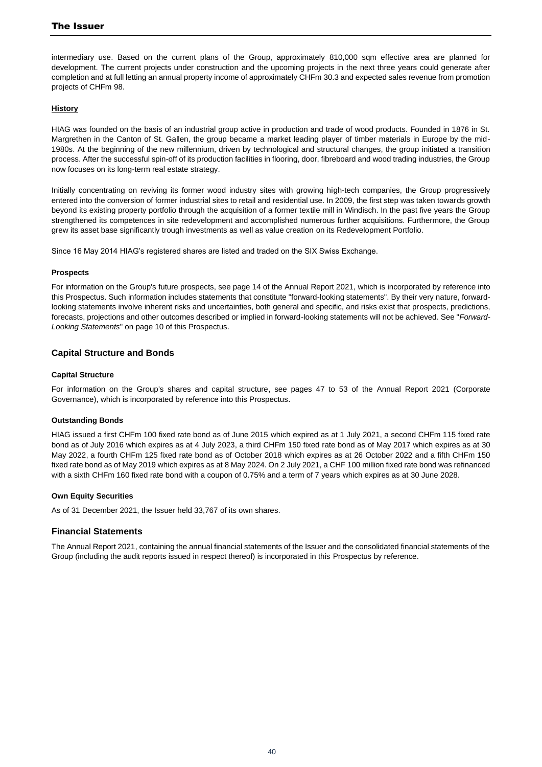intermediary use. Based on the current plans of the Group, approximately 810,000 sqm effective area are planned for development. The current projects under construction and the upcoming projects in the next three years could generate after completion and at full letting an annual property income of approximately CHFm 30.3 and expected sales revenue from promotion projects of CHFm 98.

**History**

HIAG was founded on the basis of an industrial group active in production and trade of wood products. Founded in 1876 in St. Margrethen in the Canton of St. Gallen, the group became a market leading player of timber materials in Europe by the mid-1980s. At the beginning of the new millennium, driven by technological and structural changes, the group initiated a transition process. After the successful spin-off of its production facilities in flooring, door, fibreboard and wood trading industries, the Group now focuses on its long-term real estate strategy.

Initially concentrating on reviving its former wood industry sites with growing high-tech companies, the Group progressively entered into the conversion of former industrial sites to retail and residential use. In 2009, the first step was taken towards growth beyond its existing property portfolio through the acquisition of a former textile mill in Windisch. In the past five years the Group strengthened its competences in site redevelopment and accomplished numerous further acquisitions. Furthermore, the Group grew its asset base significantly trough investments as well as value creation on its Redevelopment Portfolio.

Since 16 May 2014 HIAG's registered shares are listed and traded on the SIX Swiss Exchange.

**Prospects**

For information on the Group's future prospects, see page 14 of the Annual Report 2021, which is incorporated by reference into this Prospectus. Such information includes statements that constitute "forward-looking statements". By their very nature, forward-looking statements involve inherent risks and uncertainties, both general and specific, and risks exist that prospects, predictions, forecasts, projections and other outcomes described or implied in forward-looking statements will not be achieved. See "*Forward-Looking Statements*" on page 10 of this Prospectus.

## Capital Structure and Bonds

**Capital Structure**

For information on the Group's shares and capital structure, see pages 47 to 53 of the Annual Report 2021 (Corporate Governance), which is incorporated by reference into this Prospectus.

**Outstanding Bonds**

HIAG issued a first CHFm 100 fixed rate bond as of June 2015 which expired as at 1 July 2021, a second CHFm 115 fixed rate bond as of July 2016 which expires as at 4 July 2023, a third CHFm 150 fixed rate bond as of May 2017 which expires as at 30 May 2022, a fourth CHFm 125 fixed rate bond as of October 2018 which expires as at 26 October 2022 and a fifth CHFm 150 fixed rate bond as of May 2019 which expires as at 8 May 2024. On 2 July 2021, a CHF 100 million fixed rate bond was refinanced with a sixth CHFm 160 fixed rate bond with a coupon of 0.75% and a term of 7 years which expires as at 30 June 2028.

**Own Equity Securities**

As of 31 December 2021, the Issuer held 33,767 of its own shares.

## Financial Statements

The Annual Report 2021, containing the annual financial statements of the Issuer and the consolidated financial statements of the Group (including the audit reports issued in respect thereof) is incorporated in this Prospectus by reference.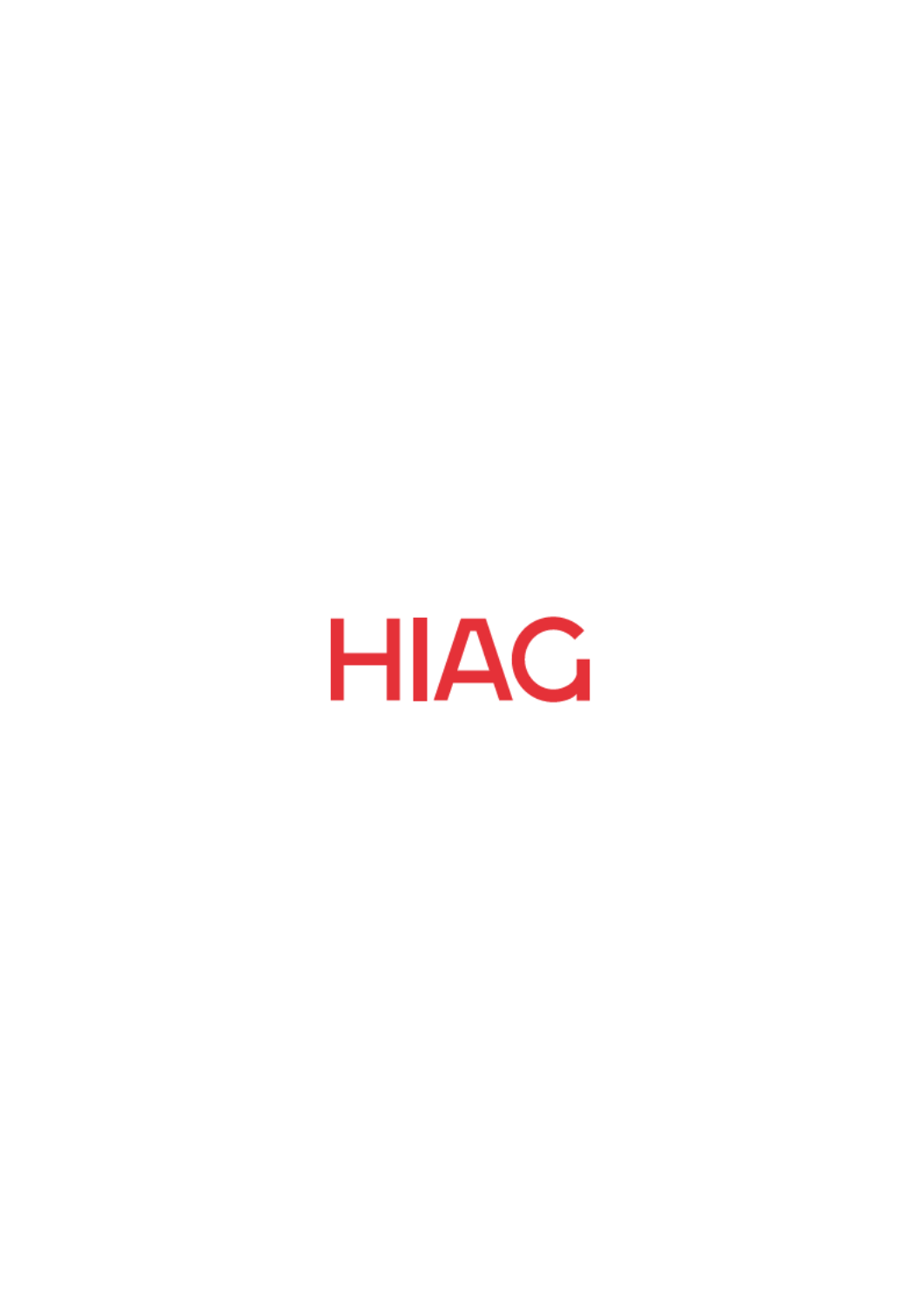HIAG